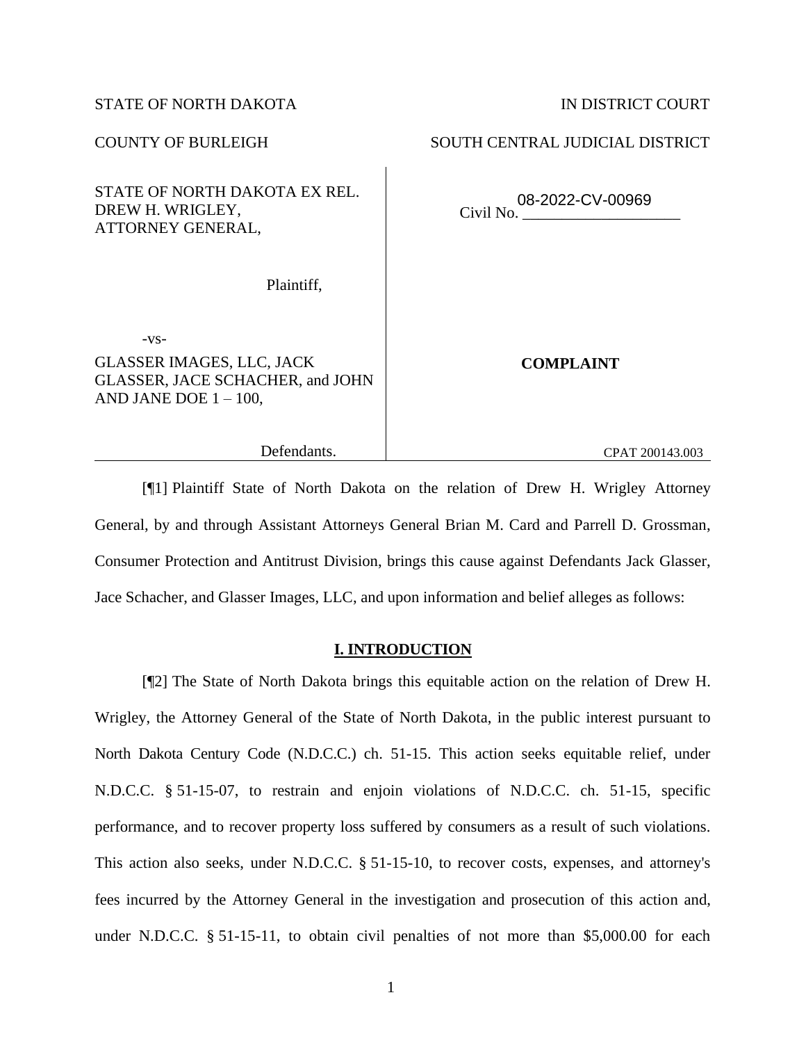STATE OF NORTH DAKOTA IN DISTRICT COURT

COUNTY OF BURLEIGH SOUTH CENTRAL JUDICIAL DISTRICT

| | |
|---|---|
| STATE OF NORTH DAKOTA EX REL. DREW H. WRIGLEY, ATTORNEY GENERAL, | Civil No. 08-2022-CV-00969 |
| Plaintiff, | |
| -vs- | |
| GLASSER IMAGES, LLC, JACK GLASSER, JACE SCHACHER, and JOHN AND JANE DOE 1 – 100, | **COMPLAINT** |
| Defendants. | CPAT 200143.003 |

[¶1] Plaintiff State of North Dakota on the relation of Drew H. Wrigley Attorney General, by and through Assistant Attorneys General Brian M. Card and Parrell D. Grossman, Consumer Protection and Antitrust Division, brings this cause against Defendants Jack Glasser, Jace Schacher, and Glasser Images, LLC, and upon information and belief alleges as follows:

## I. INTRODUCTION

[¶2] The State of North Dakota brings this equitable action on the relation of Drew H. Wrigley, the Attorney General of the State of North Dakota, in the public interest pursuant to North Dakota Century Code (N.D.C.C.) ch. 51-15. This action seeks equitable relief, under N.D.C.C. § 51-15-07, to restrain and enjoin violations of N.D.C.C. ch. 51-15, specific performance, and to recover property loss suffered by consumers as a result of such violations. This action also seeks, under N.D.C.C. § 51-15-10, to recover costs, expenses, and attorney's fees incurred by the Attorney General in the investigation and prosecution of this action and, under N.D.C.C. § 51-15-11, to obtain civil penalties of not more than $5,000.00 for each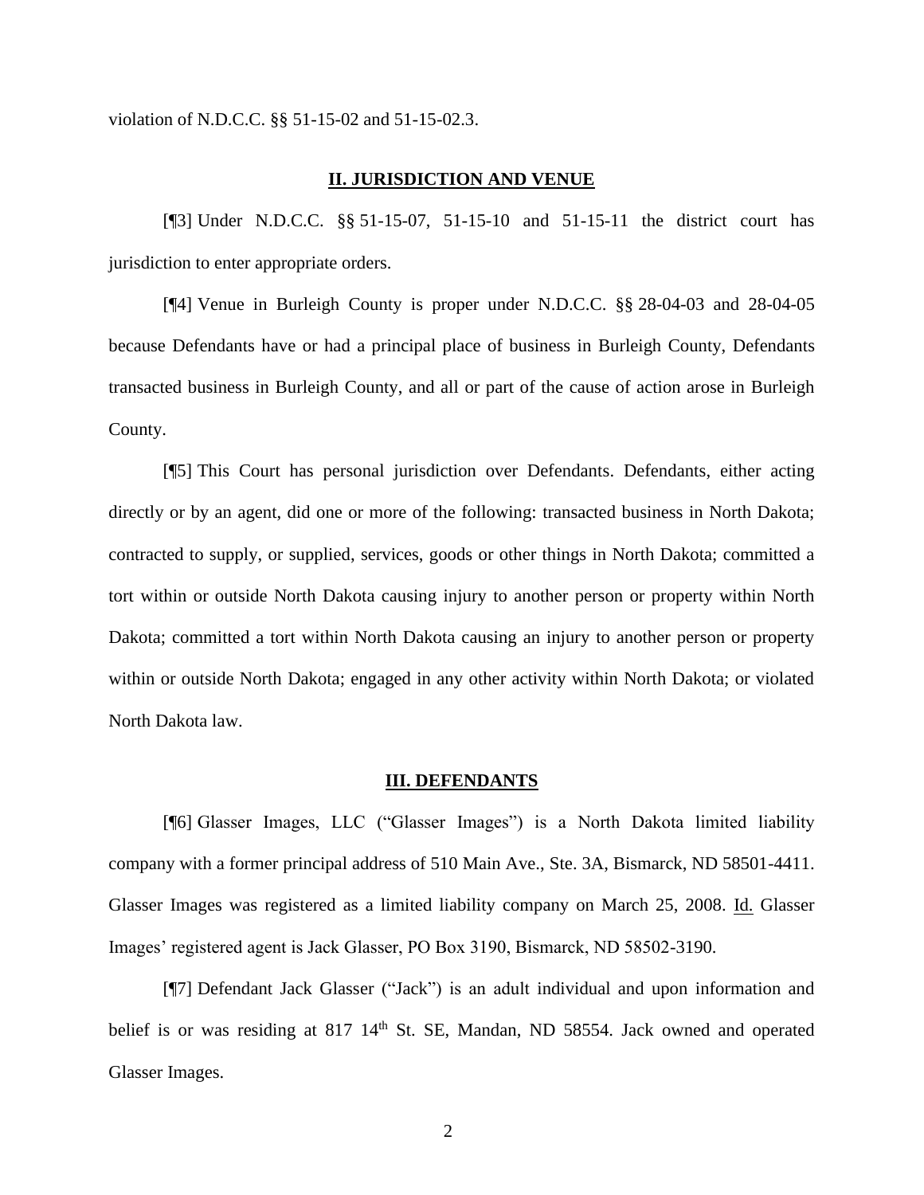violation of N.D.C.C. §§ 51-15-02 and 51-15-02.3.

## II. JURISDICTION AND VENUE

[¶3] Under N.D.C.C. §§ 51-15-07, 51-15-10 and 51-15-11 the district court has jurisdiction to enter appropriate orders.

[¶4] Venue in Burleigh County is proper under N.D.C.C. §§ 28-04-03 and 28-04-05 because Defendants have or had a principal place of business in Burleigh County, Defendants transacted business in Burleigh County, and all or part of the cause of action arose in Burleigh County.

[¶5] This Court has personal jurisdiction over Defendants. Defendants, either acting directly or by an agent, did one or more of the following: transacted business in North Dakota; contracted to supply, or supplied, services, goods or other things in North Dakota; committed a tort within or outside North Dakota causing injury to another person or property within North Dakota; committed a tort within North Dakota causing an injury to another person or property within or outside North Dakota; engaged in any other activity within North Dakota; or violated North Dakota law.

## III. DEFENDANTS

[¶6] Glasser Images, LLC ("Glasser Images") is a North Dakota limited liability company with a former principal address of 510 Main Ave., Ste. 3A, Bismarck, ND 58501-4411. Glasser Images was registered as a limited liability company on March 25, 2008. Id. Glasser Images' registered agent is Jack Glasser, PO Box 3190, Bismarck, ND 58502-3190.

[¶7] Defendant Jack Glasser ("Jack") is an adult individual and upon information and belief is or was residing at 817 14th St. SE, Mandan, ND 58554. Jack owned and operated Glasser Images.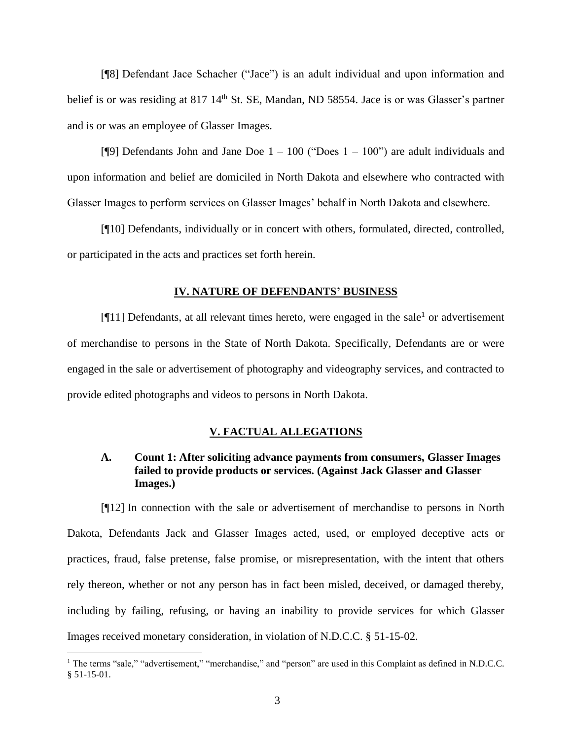[¶8] Defendant Jace Schacher ("Jace") is an adult individual and upon information and belief is or was residing at 817 14th St. SE, Mandan, ND 58554. Jace is or was Glasser's partner and is or was an employee of Glasser Images.

[¶9] Defendants John and Jane Doe 1 – 100 ("Does 1 – 100") are adult individuals and upon information and belief are domiciled in North Dakota and elsewhere who contracted with Glasser Images to perform services on Glasser Images' behalf in North Dakota and elsewhere.

[¶10] Defendants, individually or in concert with others, formulated, directed, controlled, or participated in the acts and practices set forth herein.

## IV. NATURE OF DEFENDANTS' BUSINESS

[¶11] Defendants, at all relevant times hereto, were engaged in the sale[1] or advertisement of merchandise to persons in the State of North Dakota. Specifically, Defendants are or were engaged in the sale or advertisement of photography and videography services, and contracted to provide edited photographs and videos to persons in North Dakota.

## V. FACTUAL ALLEGATIONS

### A. Count 1: After soliciting advance payments from consumers, Glasser Images failed to provide products or services. (Against Jack Glasser and Glasser Images.)

[¶12] In connection with the sale or advertisement of merchandise to persons in North Dakota, Defendants Jack and Glasser Images acted, used, or employed deceptive acts or practices, fraud, false pretense, false promise, or misrepresentation, with the intent that others rely thereon, whether or not any person has in fact been misled, deceived, or damaged thereby, including by failing, refusing, or having an inability to provide services for which Glasser Images received monetary consideration, in violation of N.D.C.C. § 51-15-02.

[1] The terms "sale," "advertisement," "merchandise," and "person" are used in this Complaint as defined in N.D.C.C. § 51-15-01.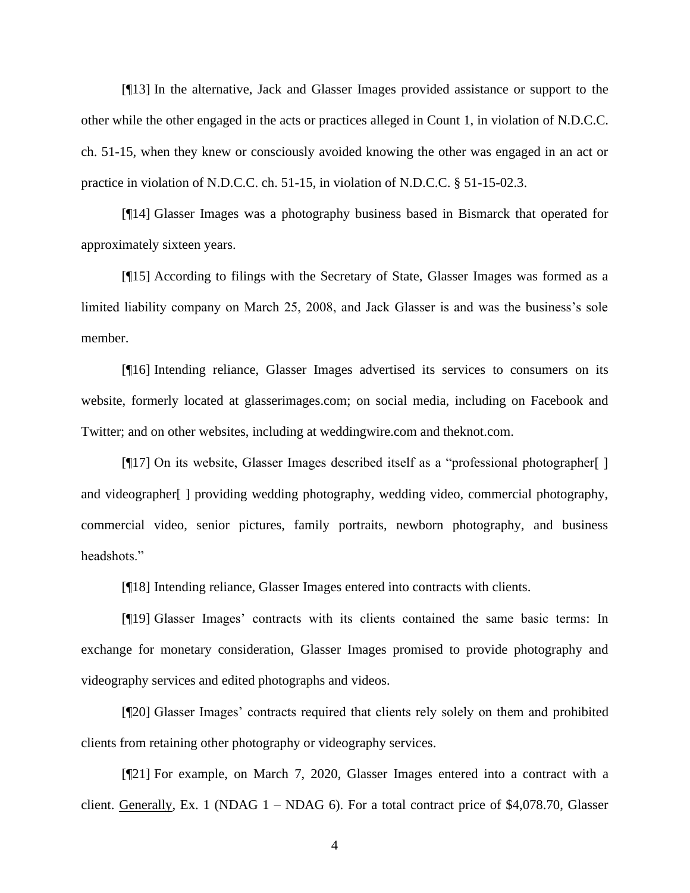[¶13] In the alternative, Jack and Glasser Images provided assistance or support to the other while the other engaged in the acts or practices alleged in Count 1, in violation of N.D.C.C. ch. 51-15, when they knew or consciously avoided knowing the other was engaged in an act or practice in violation of N.D.C.C. ch. 51-15, in violation of N.D.C.C. § 51-15-02.3.

[¶14] Glasser Images was a photography business based in Bismarck that operated for approximately sixteen years.

[¶15] According to filings with the Secretary of State, Glasser Images was formed as a limited liability company on March 25, 2008, and Jack Glasser is and was the business's sole member.

[¶16] Intending reliance, Glasser Images advertised its services to consumers on its website, formerly located at glasserimages.com; on social media, including on Facebook and Twitter; and on other websites, including at weddingwire.com and theknot.com.

[¶17] On its website, Glasser Images described itself as a "professional photographer[ ] and videographer[ ] providing wedding photography, wedding video, commercial photography, commercial video, senior pictures, family portraits, newborn photography, and business headshots."

[¶18] Intending reliance, Glasser Images entered into contracts with clients.

[¶19] Glasser Images' contracts with its clients contained the same basic terms: In exchange for monetary consideration, Glasser Images promised to provide photography and videography services and edited photographs and videos.

[¶20] Glasser Images' contracts required that clients rely solely on them and prohibited clients from retaining other photography or videography services.

[¶21] For example, on March 7, 2020, Glasser Images entered into a contract with a client. Generally, Ex. 1 (NDAG 1 – NDAG 6). For a total contract price of $4,078.70, Glasser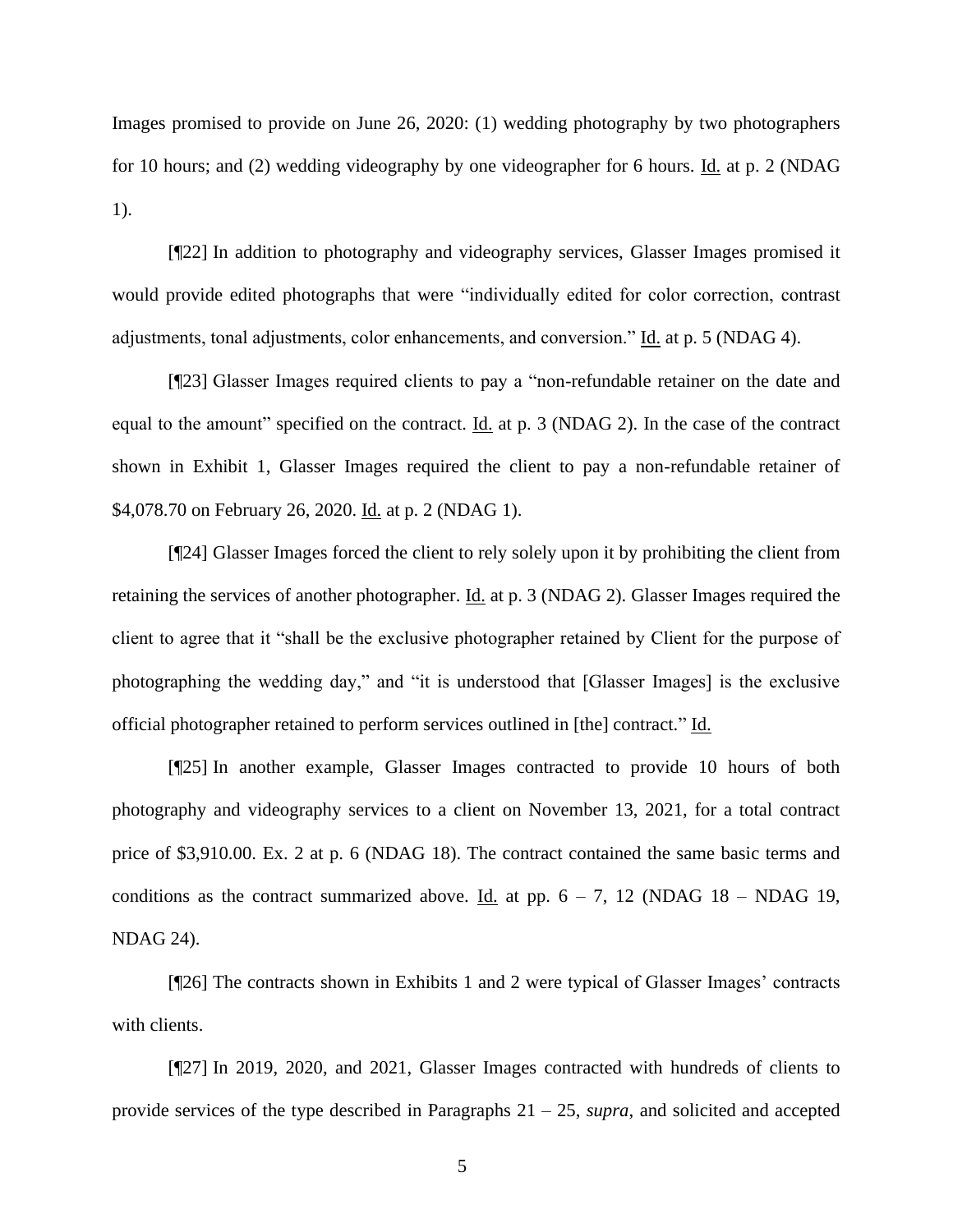Images promised to provide on June 26, 2020: (1) wedding photography by two photographers for 10 hours; and (2) wedding videography by one videographer for 6 hours. Id. at p. 2 (NDAG 1).

[¶22] In addition to photography and videography services, Glasser Images promised it would provide edited photographs that were "individually edited for color correction, contrast adjustments, tonal adjustments, color enhancements, and conversion." Id. at p. 5 (NDAG 4).

[¶23] Glasser Images required clients to pay a "non-refundable retainer on the date and equal to the amount" specified on the contract. Id. at p. 3 (NDAG 2). In the case of the contract shown in Exhibit 1, Glasser Images required the client to pay a non-refundable retainer of $4,078.70 on February 26, 2020. Id. at p. 2 (NDAG 1).

[¶24] Glasser Images forced the client to rely solely upon it by prohibiting the client from retaining the services of another photographer. Id. at p. 3 (NDAG 2). Glasser Images required the client to agree that it "shall be the exclusive photographer retained by Client for the purpose of photographing the wedding day," and "it is understood that [Glasser Images] is the exclusive official photographer retained to perform services outlined in [the] contract." Id.

[¶25] In another example, Glasser Images contracted to provide 10 hours of both photography and videography services to a client on November 13, 2021, for a total contract price of $3,910.00. Ex. 2 at p. 6 (NDAG 18). The contract contained the same basic terms and conditions as the contract summarized above. Id. at pp. 6 – 7, 12 (NDAG 18 – NDAG 19, NDAG 24).

[¶26] The contracts shown in Exhibits 1 and 2 were typical of Glasser Images' contracts with clients.

[¶27] In 2019, 2020, and 2021, Glasser Images contracted with hundreds of clients to provide services of the type described in Paragraphs 21 – 25, *supra*, and solicited and accepted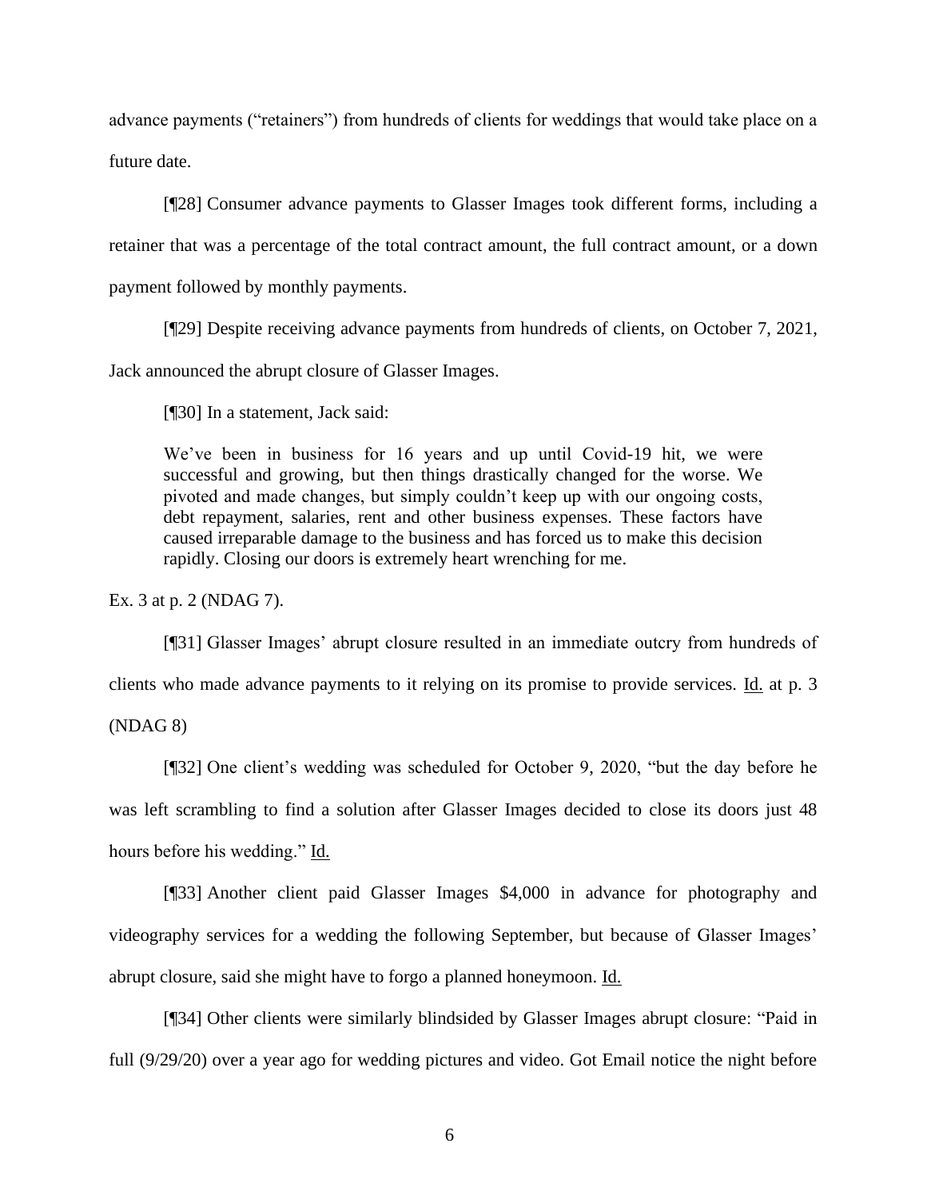advance payments ("retainers") from hundreds of clients for weddings that would take place on a future date.

[¶28] Consumer advance payments to Glasser Images took different forms, including a retainer that was a percentage of the total contract amount, the full contract amount, or a down payment followed by monthly payments.

[¶29] Despite receiving advance payments from hundreds of clients, on October 7, 2021, Jack announced the abrupt closure of Glasser Images.

[¶30] In a statement, Jack said:

> We've been in business for 16 years and up until Covid-19 hit, we were successful and growing, but then things drastically changed for the worse. We pivoted and made changes, but simply couldn't keep up with our ongoing costs, debt repayment, salaries, rent and other business expenses. These factors have caused irreparable damage to the business and has forced us to make this decision rapidly. Closing our doors is extremely heart wrenching for me.

Ex. 3 at p. 2 (NDAG 7).

[¶31] Glasser Images' abrupt closure resulted in an immediate outcry from hundreds of clients who made advance payments to it relying on its promise to provide services. Id. at p. 3 (NDAG 8)

[¶32] One client's wedding was scheduled for October 9, 2020, "but the day before he was left scrambling to find a solution after Glasser Images decided to close its doors just 48 hours before his wedding." Id.

[¶33] Another client paid Glasser Images $4,000 in advance for photography and videography services for a wedding the following September, but because of Glasser Images' abrupt closure, said she might have to forgo a planned honeymoon. Id.

[¶34] Other clients were similarly blindsided by Glasser Images abrupt closure: "Paid in full (9/29/20) over a year ago for wedding pictures and video. Got Email notice the night before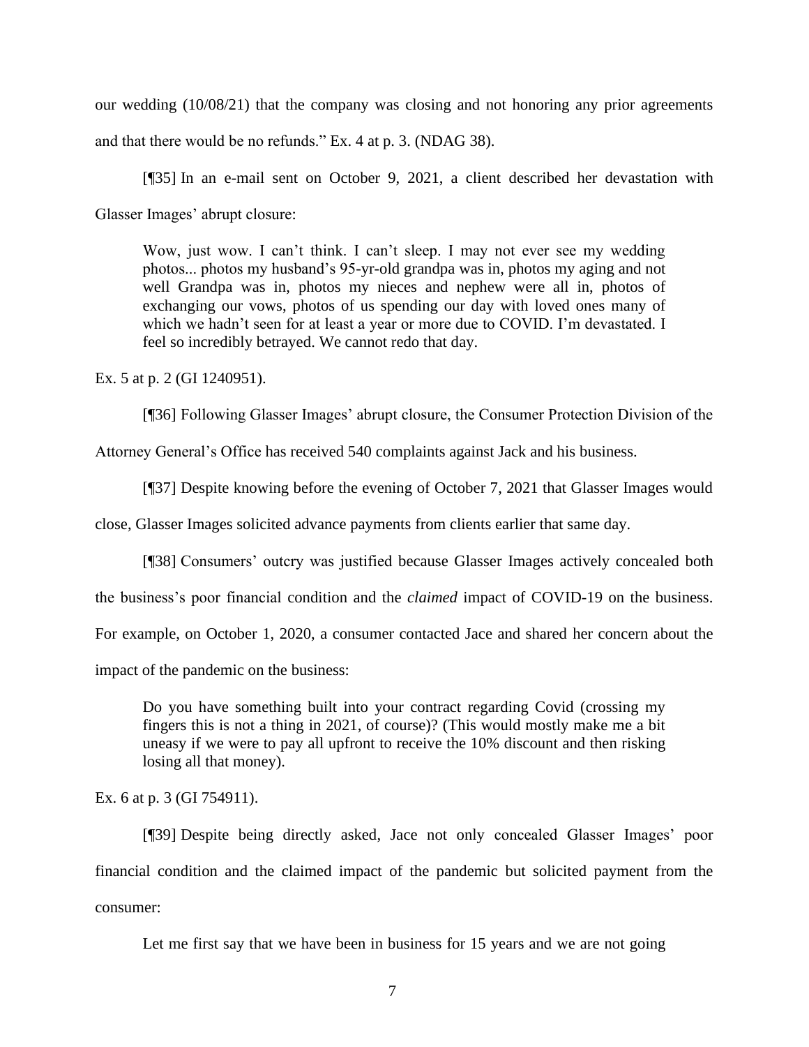our wedding (10/08/21) that the company was closing and not honoring any prior agreements and that there would be no refunds." Ex. 4 at p. 3. (NDAG 38).

[¶35] In an e-mail sent on October 9, 2021, a client described her devastation with Glasser Images' abrupt closure:

> Wow, just wow. I can't think. I can't sleep. I may not ever see my wedding photos... photos my husband's 95-yr-old grandpa was in, photos my aging and not well Grandpa was in, photos my nieces and nephew were all in, photos of exchanging our vows, photos of us spending our day with loved ones many of which we hadn't seen for at least a year or more due to COVID. I'm devastated. I feel so incredibly betrayed. We cannot redo that day.

Ex. 5 at p. 2 (GI 1240951).

[¶36] Following Glasser Images' abrupt closure, the Consumer Protection Division of the Attorney General's Office has received 540 complaints against Jack and his business.

[¶37] Despite knowing before the evening of October 7, 2021 that Glasser Images would close, Glasser Images solicited advance payments from clients earlier that same day.

[¶38] Consumers' outcry was justified because Glasser Images actively concealed both the business's poor financial condition and the *claimed* impact of COVID-19 on the business. For example, on October 1, 2020, a consumer contacted Jace and shared her concern about the impact of the pandemic on the business:

> Do you have something built into your contract regarding Covid (crossing my fingers this is not a thing in 2021, of course)? (This would mostly make me a bit uneasy if we were to pay all upfront to receive the 10% discount and then risking losing all that money).

Ex. 6 at p. 3 (GI 754911).

[¶39] Despite being directly asked, Jace not only concealed Glasser Images' poor financial condition and the claimed impact of the pandemic but solicited payment from the consumer:

> Let me first say that we have been in business for 15 years and we are not going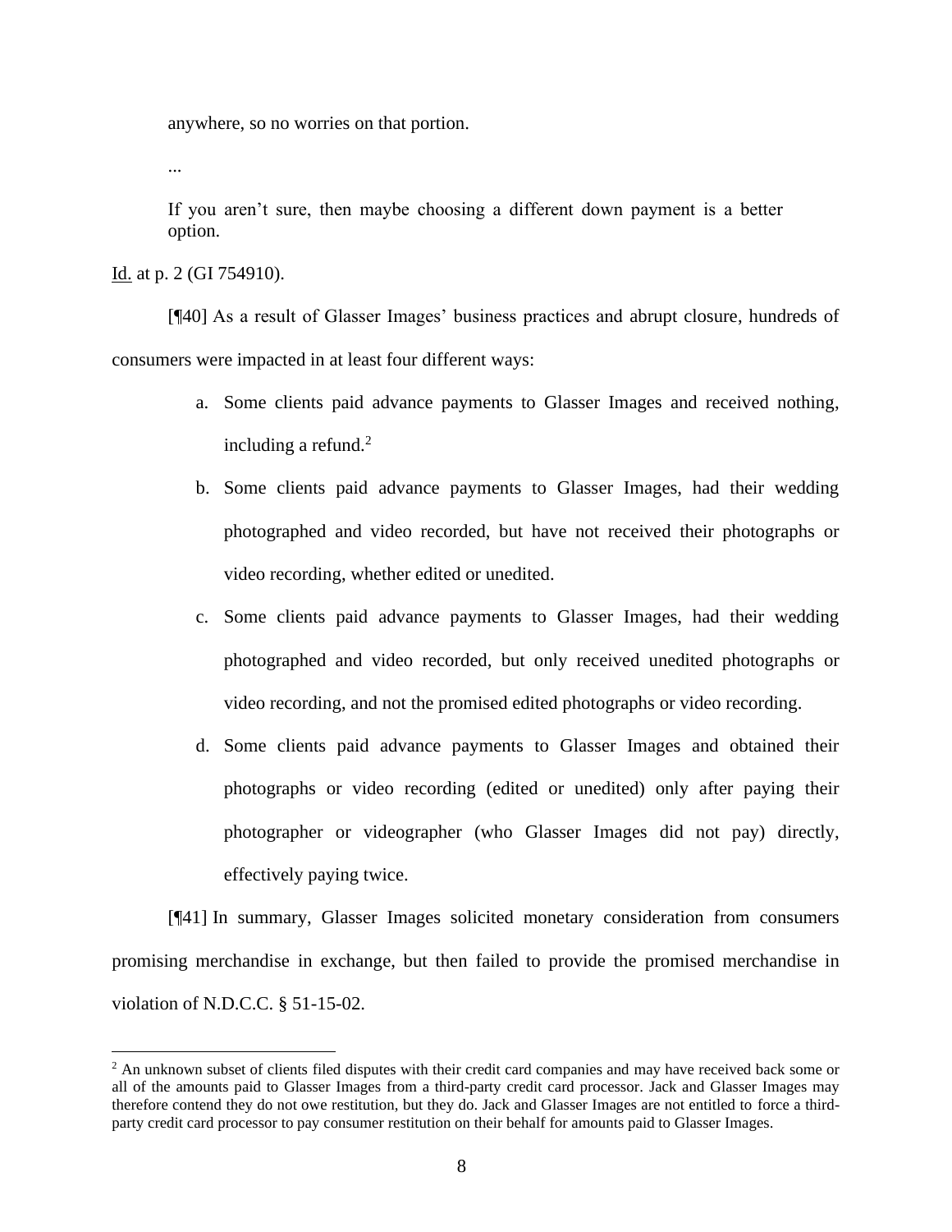> anywhere, so no worries on that portion.
>
> ...
>
> If you aren't sure, then maybe choosing a different down payment is a better option.

Id. at p. 2 (GI 754910).

[¶40] As a result of Glasser Images' business practices and abrupt closure, hundreds of consumers were impacted in at least four different ways:

a. Some clients paid advance payments to Glasser Images and received nothing, including a refund.[2]

b. Some clients paid advance payments to Glasser Images, had their wedding photographed and video recorded, but have not received their photographs or video recording, whether edited or unedited.

c. Some clients paid advance payments to Glasser Images, had their wedding photographed and video recorded, but only received unedited photographs or video recording, and not the promised edited photographs or video recording.

d. Some clients paid advance payments to Glasser Images and obtained their photographs or video recording (edited or unedited) only after paying their photographer or videographer (who Glasser Images did not pay) directly, effectively paying twice.

[¶41] In summary, Glasser Images solicited monetary consideration from consumers promising merchandise in exchange, but then failed to provide the promised merchandise in violation of N.D.C.C. § 51-15-02.

---

[2] An unknown subset of clients filed disputes with their credit card companies and may have received back some or all of the amounts paid to Glasser Images from a third-party credit card processor. Jack and Glasser Images may therefore contend they do not owe restitution, but they do. Jack and Glasser Images are not entitled to force a third-party credit card processor to pay consumer restitution on their behalf for amounts paid to Glasser Images.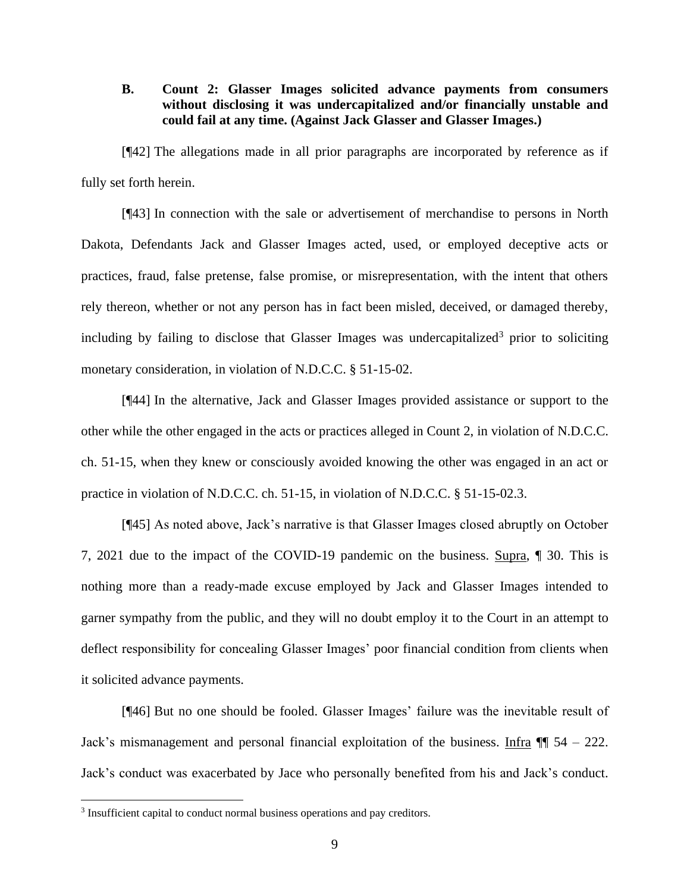### B. Count 2: Glasser Images solicited advance payments from consumers without disclosing it was undercapitalized and/or financially unstable and could fail at any time. (Against Jack Glasser and Glasser Images.)

[¶42] The allegations made in all prior paragraphs are incorporated by reference as if fully set forth herein.

[¶43] In connection with the sale or advertisement of merchandise to persons in North Dakota, Defendants Jack and Glasser Images acted, used, or employed deceptive acts or practices, fraud, false pretense, false promise, or misrepresentation, with the intent that others rely thereon, whether or not any person has in fact been misled, deceived, or damaged thereby, including by failing to disclose that Glasser Images was undercapitalized[3] prior to soliciting monetary consideration, in violation of N.D.C.C. § 51-15-02.

[¶44] In the alternative, Jack and Glasser Images provided assistance or support to the other while the other engaged in the acts or practices alleged in Count 2, in violation of N.D.C.C. ch. 51-15, when they knew or consciously avoided knowing the other was engaged in an act or practice in violation of N.D.C.C. ch. 51-15, in violation of N.D.C.C. § 51-15-02.3.

[¶45] As noted above, Jack's narrative is that Glasser Images closed abruptly on October 7, 2021 due to the impact of the COVID-19 pandemic on the business. Supra, ¶ 30. This is nothing more than a ready-made excuse employed by Jack and Glasser Images intended to garner sympathy from the public, and they will no doubt employ it to the Court in an attempt to deflect responsibility for concealing Glasser Images' poor financial condition from clients when it solicited advance payments.

[¶46] But no one should be fooled. Glasser Images' failure was the inevitable result of Jack's mismanagement and personal financial exploitation of the business. Infra ¶¶ 54 – 222. Jack's conduct was exacerbated by Jace who personally benefited from his and Jack's conduct.

---

[3] Insufficient capital to conduct normal business operations and pay creditors.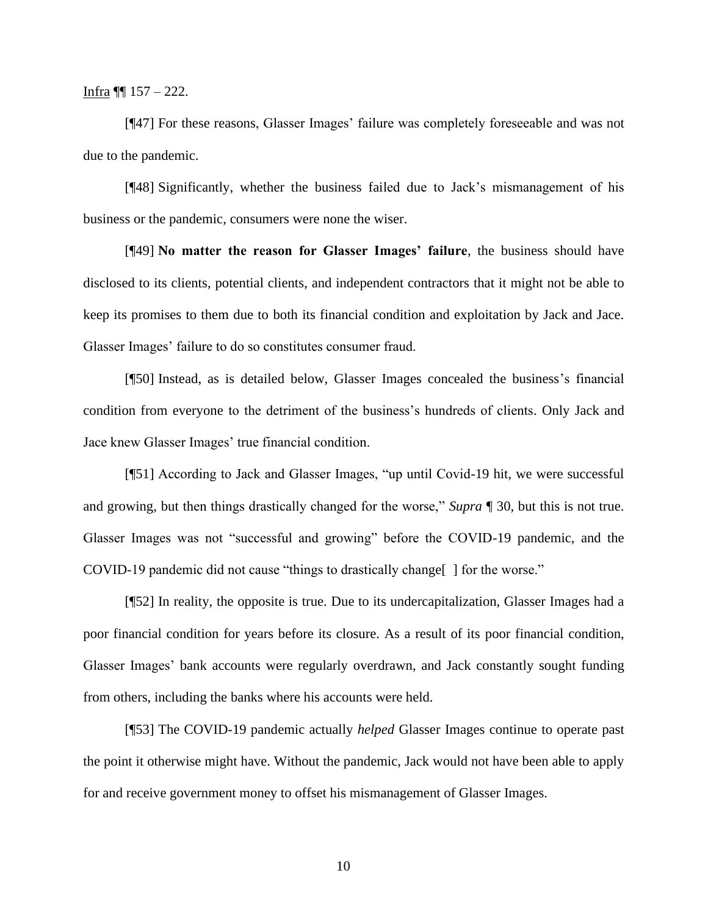Infra ¶¶ 157 – 222.

[¶47] For these reasons, Glasser Images' failure was completely foreseeable and was not due to the pandemic.

[¶48] Significantly, whether the business failed due to Jack's mismanagement of his business or the pandemic, consumers were none the wiser.

[¶49] **No matter the reason for Glasser Images' failure**, the business should have disclosed to its clients, potential clients, and independent contractors that it might not be able to keep its promises to them due to both its financial condition and exploitation by Jack and Jace. Glasser Images' failure to do so constitutes consumer fraud.

[¶50] Instead, as is detailed below, Glasser Images concealed the business's financial condition from everyone to the detriment of the business's hundreds of clients. Only Jack and Jace knew Glasser Images' true financial condition.

[¶51] According to Jack and Glasser Images, "up until Covid-19 hit, we were successful and growing, but then things drastically changed for the worse," *Supra* ¶ 30, but this is not true. Glasser Images was not "successful and growing" before the COVID-19 pandemic, and the COVID-19 pandemic did not cause "things to drastically change[ ] for the worse."

[¶52] In reality, the opposite is true. Due to its undercapitalization, Glasser Images had a poor financial condition for years before its closure. As a result of its poor financial condition, Glasser Images' bank accounts were regularly overdrawn, and Jack constantly sought funding from others, including the banks where his accounts were held.

[¶53] The COVID-19 pandemic actually *helped* Glasser Images continue to operate past the point it otherwise might have. Without the pandemic, Jack would not have been able to apply for and receive government money to offset his mismanagement of Glasser Images.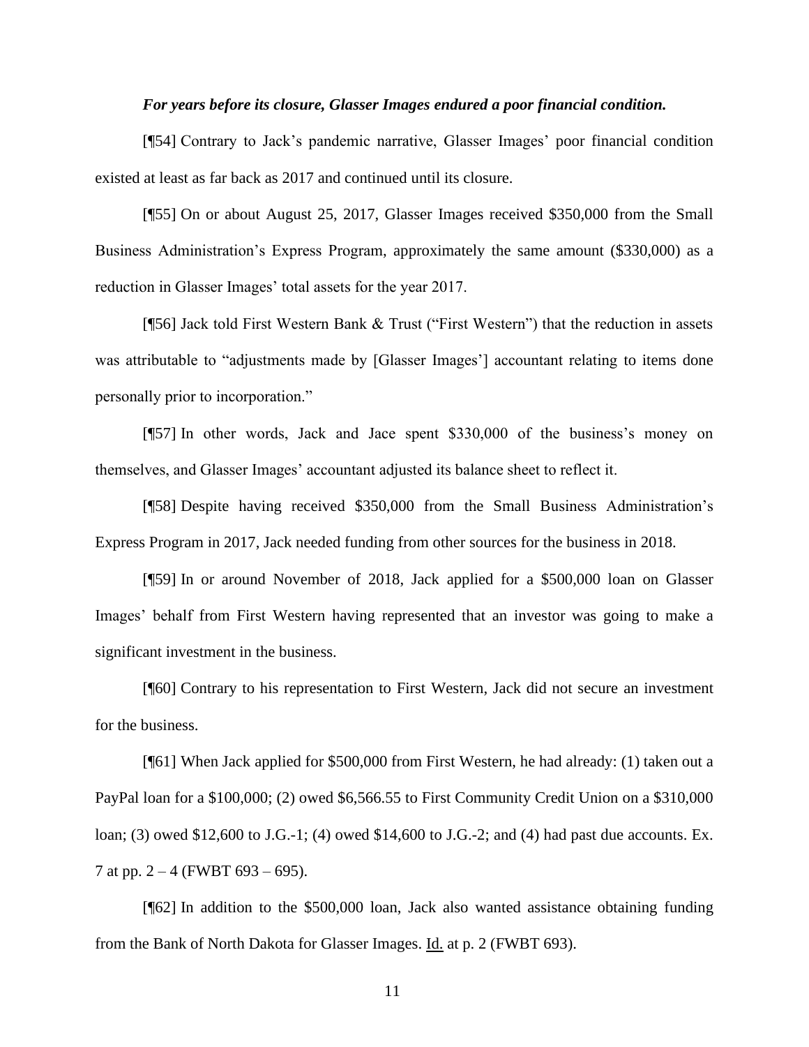***For years before its closure, Glasser Images endured a poor financial condition.***

[¶54] Contrary to Jack's pandemic narrative, Glasser Images' poor financial condition existed at least as far back as 2017 and continued until its closure.

[¶55] On or about August 25, 2017, Glasser Images received $350,000 from the Small Business Administration's Express Program, approximately the same amount ($330,000) as a reduction in Glasser Images' total assets for the year 2017.

[¶56] Jack told First Western Bank & Trust ("First Western") that the reduction in assets was attributable to "adjustments made by [Glasser Images'] accountant relating to items done personally prior to incorporation."

[¶57] In other words, Jack and Jace spent $330,000 of the business's money on themselves, and Glasser Images' accountant adjusted its balance sheet to reflect it.

[¶58] Despite having received $350,000 from the Small Business Administration's Express Program in 2017, Jack needed funding from other sources for the business in 2018.

[¶59] In or around November of 2018, Jack applied for a $500,000 loan on Glasser Images' behalf from First Western having represented that an investor was going to make a significant investment in the business.

[¶60] Contrary to his representation to First Western, Jack did not secure an investment for the business.

[¶61] When Jack applied for $500,000 from First Western, he had already: (1) taken out a PayPal loan for a $100,000; (2) owed $6,566.55 to First Community Credit Union on a $310,000 loan; (3) owed $12,600 to J.G.-1; (4) owed $14,600 to J.G.-2; and (4) had past due accounts. Ex. 7 at pp. 2 – 4 (FWBT 693 – 695).

[¶62] In addition to the $500,000 loan, Jack also wanted assistance obtaining funding from the Bank of North Dakota for Glasser Images. Id. at p. 2 (FWBT 693).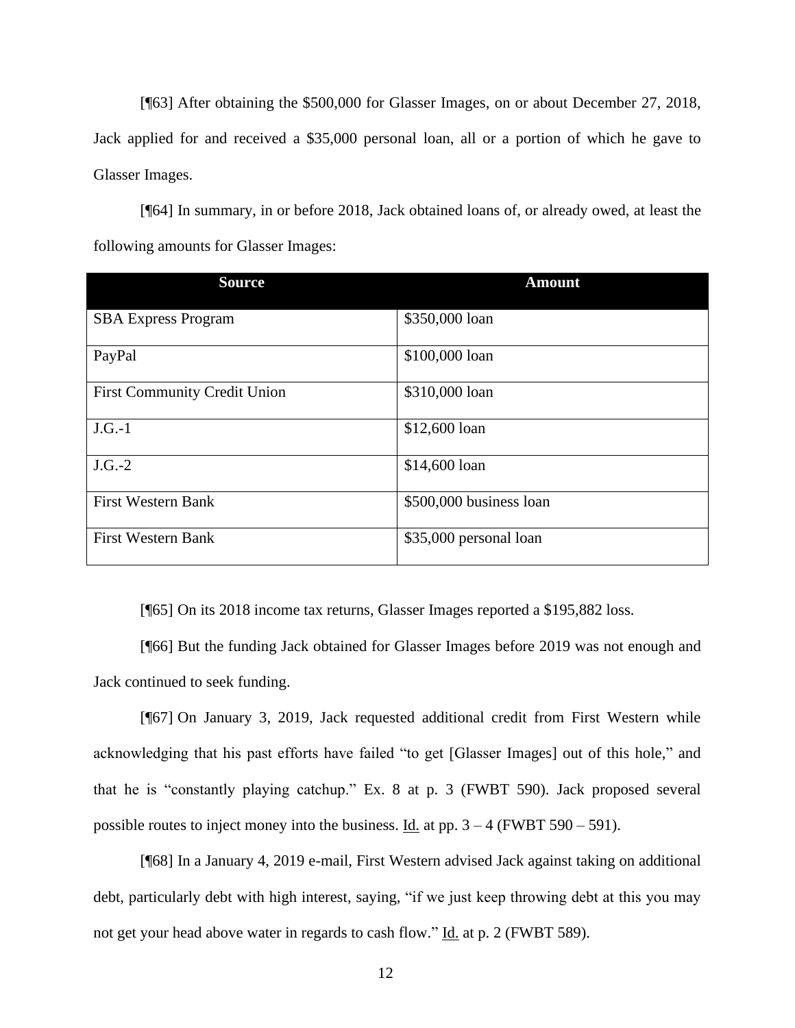[¶63] After obtaining the $500,000 for Glasser Images, on or about December 27, 2018, Jack applied for and received a $35,000 personal loan, all or a portion of which he gave to Glasser Images.

[¶64] In summary, in or before 2018, Jack obtained loans of, or already owed, at least the following amounts for Glasser Images:

| Source | Amount |
|---|---|
| SBA Express Program | $350,000 loan |
| PayPal | $100,000 loan |
| First Community Credit Union | $310,000 loan |
| J.G.-1 | $12,600 loan |
| J.G.-2 | $14,600 loan |
| First Western Bank | $500,000 business loan |
| First Western Bank | $35,000 personal loan |

[¶65] On its 2018 income tax returns, Glasser Images reported a $195,882 loss.

[¶66] But the funding Jack obtained for Glasser Images before 2019 was not enough and Jack continued to seek funding.

[¶67] On January 3, 2019, Jack requested additional credit from First Western while acknowledging that his past efforts have failed "to get [Glasser Images] out of this hole," and that he is "constantly playing catchup." Ex. 8 at p. 3 (FWBT 590). Jack proposed several possible routes to inject money into the business. Id. at pp. 3 – 4 (FWBT 590 – 591).

[¶68] In a January 4, 2019 e-mail, First Western advised Jack against taking on additional debt, particularly debt with high interest, saying, "if we just keep throwing debt at this you may not get your head above water in regards to cash flow." Id. at p. 2 (FWBT 589).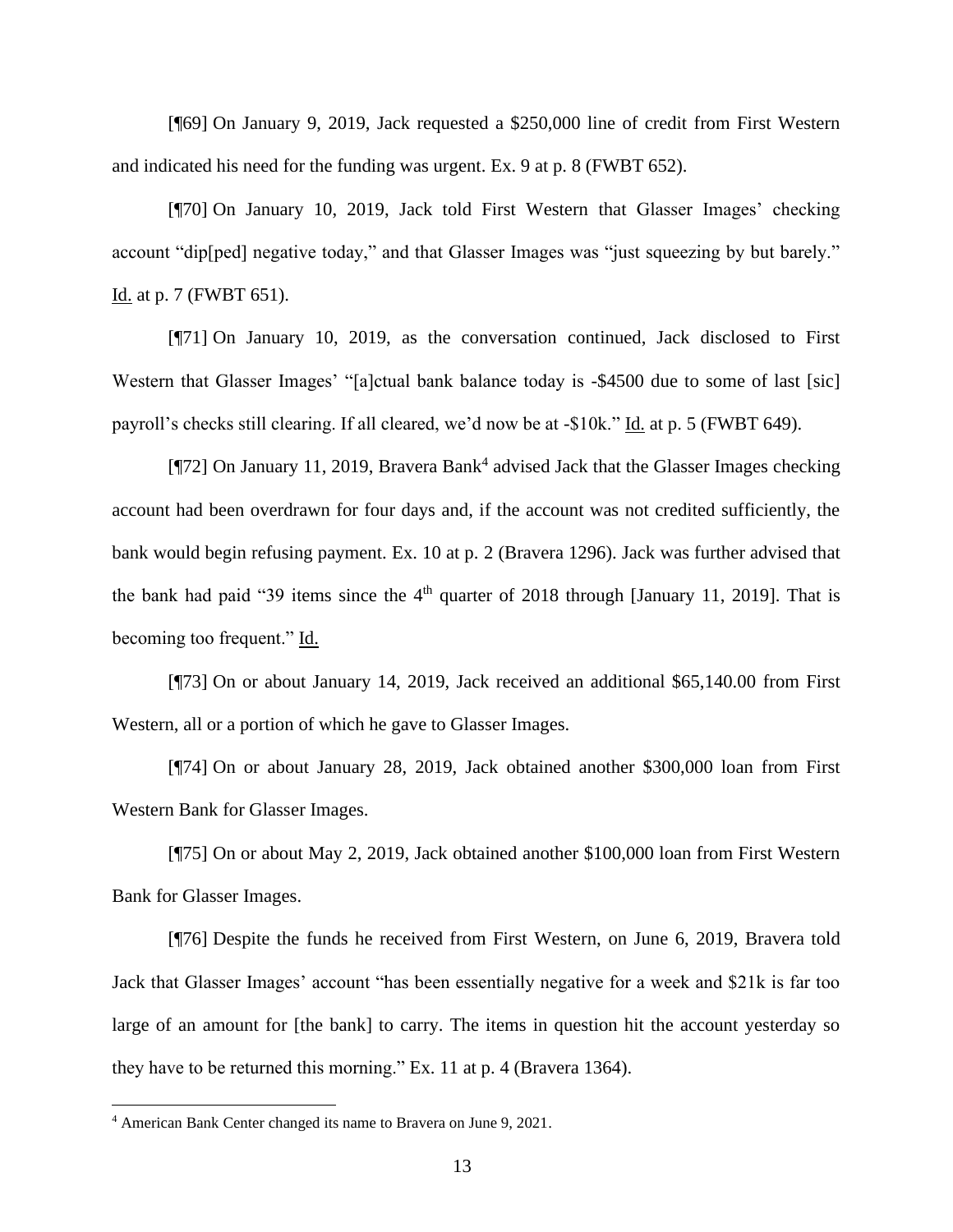[¶69] On January 9, 2019, Jack requested a $250,000 line of credit from First Western and indicated his need for the funding was urgent. Ex. 9 at p. 8 (FWBT 652).

[¶70] On January 10, 2019, Jack told First Western that Glasser Images' checking account "dip[ped] negative today," and that Glasser Images was "just squeezing by but barely." Id. at p. 7 (FWBT 651).

[¶71] On January 10, 2019, as the conversation continued, Jack disclosed to First Western that Glasser Images' "[a]ctual bank balance today is -$4500 due to some of last [sic] payroll's checks still clearing. If all cleared, we'd now be at -$10k." Id. at p. 5 (FWBT 649).

[¶72] On January 11, 2019, Bravera Bank[4] advised Jack that the Glasser Images checking account had been overdrawn for four days and, if the account was not credited sufficiently, the bank would begin refusing payment. Ex. 10 at p. 2 (Bravera 1296). Jack was further advised that the bank had paid "39 items since the 4th quarter of 2018 through [January 11, 2019]. That is becoming too frequent." Id.

[¶73] On or about January 14, 2019, Jack received an additional $65,140.00 from First Western, all or a portion of which he gave to Glasser Images.

[¶74] On or about January 28, 2019, Jack obtained another $300,000 loan from First Western Bank for Glasser Images.

[¶75] On or about May 2, 2019, Jack obtained another $100,000 loan from First Western Bank for Glasser Images.

[¶76] Despite the funds he received from First Western, on June 6, 2019, Bravera told Jack that Glasser Images' account "has been essentially negative for a week and $21k is far too large of an amount for [the bank] to carry. The items in question hit the account yesterday so they have to be returned this morning." Ex. 11 at p. 4 (Bravera 1364).

---

[4] American Bank Center changed its name to Bravera on June 9, 2021.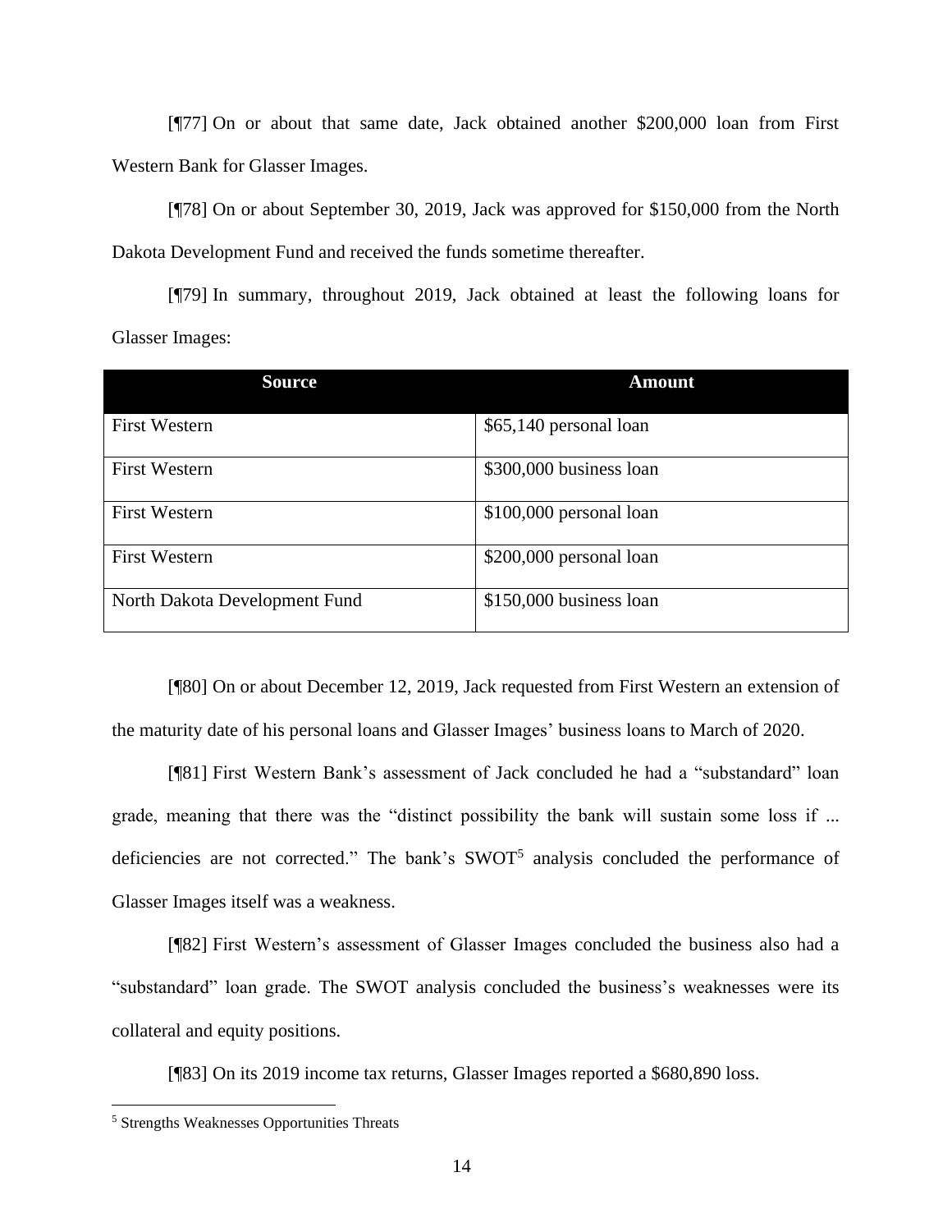[¶77] On or about that same date, Jack obtained another $200,000 loan from First Western Bank for Glasser Images.

[¶78] On or about September 30, 2019, Jack was approved for $150,000 from the North Dakota Development Fund and received the funds sometime thereafter.

[¶79] In summary, throughout 2019, Jack obtained at least the following loans for Glasser Images:

| Source | Amount |
|---|---|
| First Western | $65,140 personal loan |
| First Western | $300,000 business loan |
| First Western | $100,000 personal loan |
| First Western | $200,000 personal loan |
| North Dakota Development Fund | $150,000 business loan |

[¶80] On or about December 12, 2019, Jack requested from First Western an extension of the maturity date of his personal loans and Glasser Images' business loans to March of 2020.

[¶81] First Western Bank's assessment of Jack concluded he had a "substandard" loan grade, meaning that there was the "distinct possibility the bank will sustain some loss if ... deficiencies are not corrected." The bank's SWOT[5] analysis concluded the performance of Glasser Images itself was a weakness.

[¶82] First Western's assessment of Glasser Images concluded the business also had a "substandard" loan grade. The SWOT analysis concluded the business's weaknesses were its collateral and equity positions.

[¶83] On its 2019 income tax returns, Glasser Images reported a $680,890 loss.

[5] Strengths Weaknesses Opportunities Threats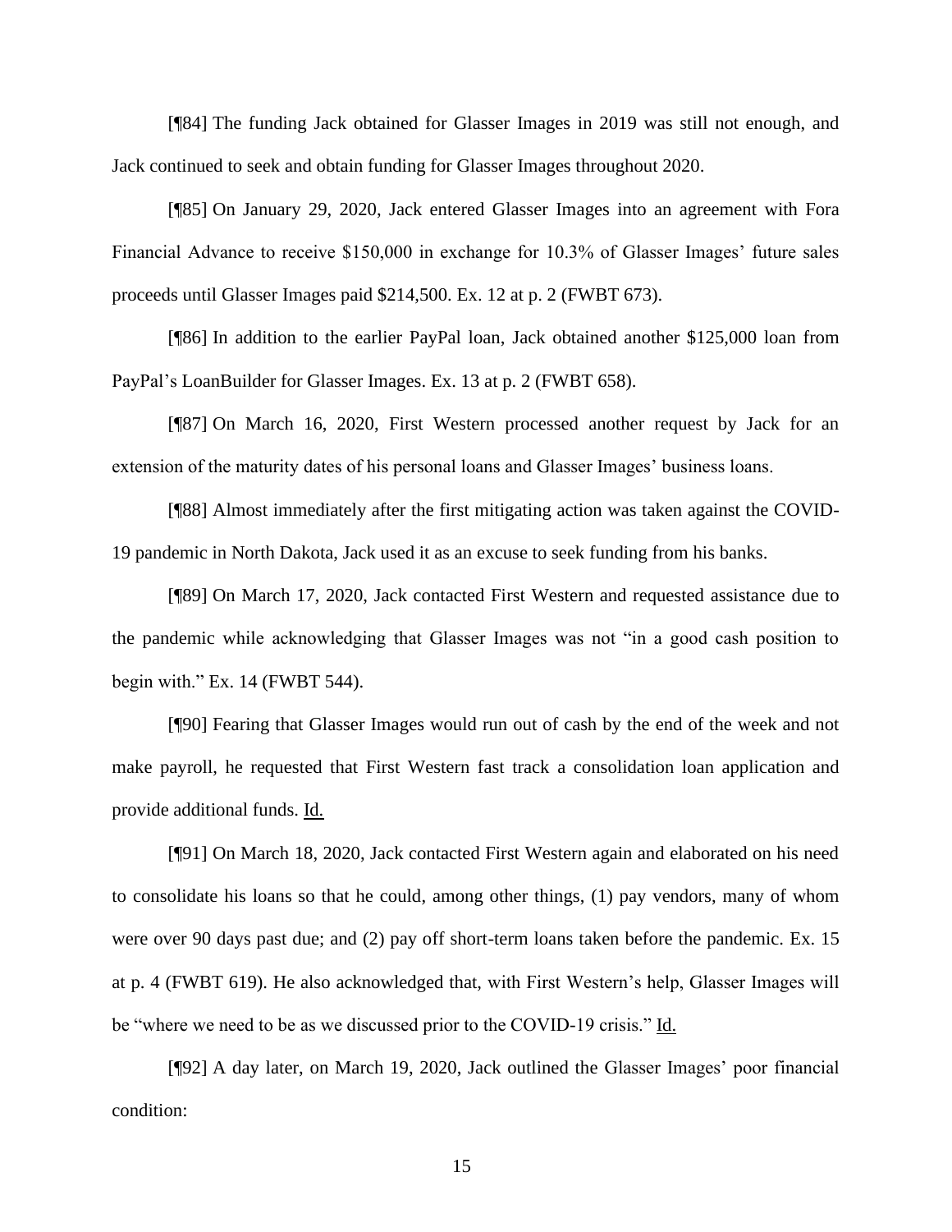[¶84] The funding Jack obtained for Glasser Images in 2019 was still not enough, and Jack continued to seek and obtain funding for Glasser Images throughout 2020.

[¶85] On January 29, 2020, Jack entered Glasser Images into an agreement with Fora Financial Advance to receive $150,000 in exchange for 10.3% of Glasser Images' future sales proceeds until Glasser Images paid $214,500. Ex. 12 at p. 2 (FWBT 673).

[¶86] In addition to the earlier PayPal loan, Jack obtained another $125,000 loan from PayPal's LoanBuilder for Glasser Images. Ex. 13 at p. 2 (FWBT 658).

[¶87] On March 16, 2020, First Western processed another request by Jack for an extension of the maturity dates of his personal loans and Glasser Images' business loans.

[¶88] Almost immediately after the first mitigating action was taken against the COVID-19 pandemic in North Dakota, Jack used it as an excuse to seek funding from his banks.

[¶89] On March 17, 2020, Jack contacted First Western and requested assistance due to the pandemic while acknowledging that Glasser Images was not "in a good cash position to begin with." Ex. 14 (FWBT 544).

[¶90] Fearing that Glasser Images would run out of cash by the end of the week and not make payroll, he requested that First Western fast track a consolidation loan application and provide additional funds. Id.

[¶91] On March 18, 2020, Jack contacted First Western again and elaborated on his need to consolidate his loans so that he could, among other things, (1) pay vendors, many of whom were over 90 days past due; and (2) pay off short-term loans taken before the pandemic. Ex. 15 at p. 4 (FWBT 619). He also acknowledged that, with First Western's help, Glasser Images will be "where we need to be as we discussed prior to the COVID-19 crisis." Id.

[¶92] A day later, on March 19, 2020, Jack outlined the Glasser Images' poor financial condition: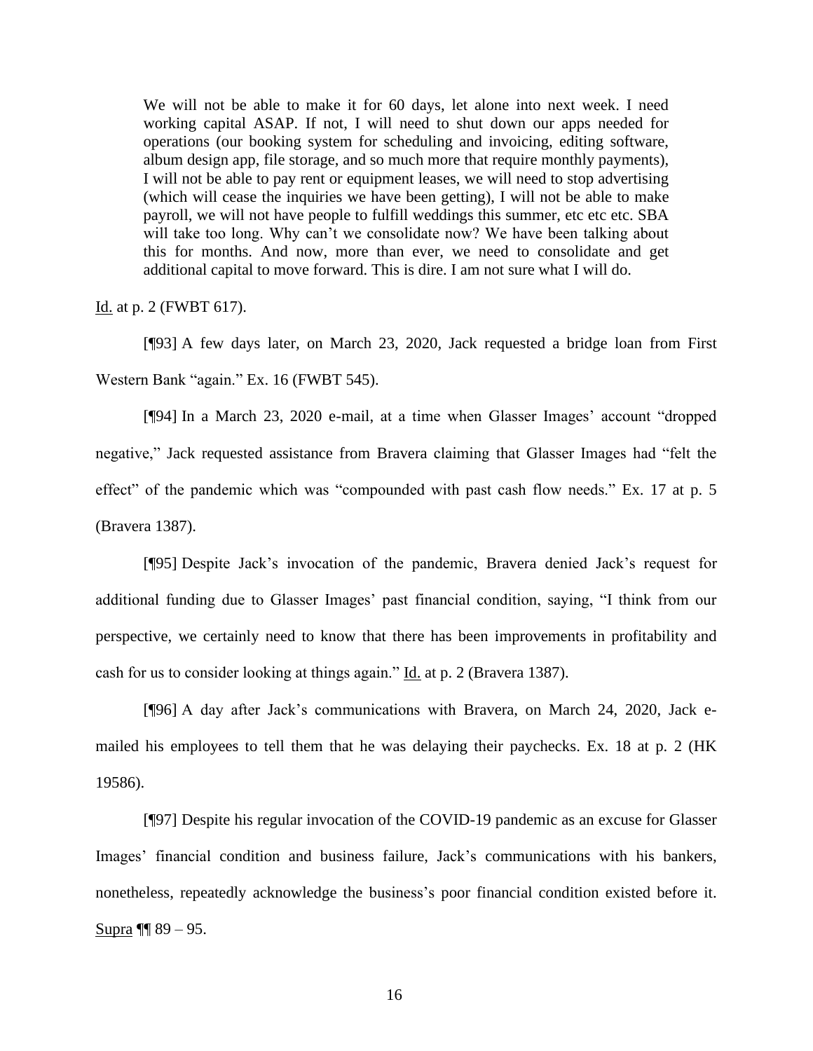> We will not be able to make it for 60 days, let alone into next week. I need working capital ASAP. If not, I will need to shut down our apps needed for operations (our booking system for scheduling and invoicing, editing software, album design app, file storage, and so much more that require monthly payments), I will not be able to pay rent or equipment leases, we will need to stop advertising (which will cease the inquiries we have been getting), I will not be able to make payroll, we will not have people to fulfill weddings this summer, etc etc etc. SBA will take too long. Why can't we consolidate now? We have been talking about this for months. And now, more than ever, we need to consolidate and get additional capital to move forward. This is dire. I am not sure what I will do.

Id. at p. 2 (FWBT 617).

[¶93] A few days later, on March 23, 2020, Jack requested a bridge loan from First Western Bank "again." Ex. 16 (FWBT 545).

[¶94] In a March 23, 2020 e-mail, at a time when Glasser Images' account "dropped negative," Jack requested assistance from Bravera claiming that Glasser Images had "felt the effect" of the pandemic which was "compounded with past cash flow needs." Ex. 17 at p. 5 (Bravera 1387).

[¶95] Despite Jack's invocation of the pandemic, Bravera denied Jack's request for additional funding due to Glasser Images' past financial condition, saying, "I think from our perspective, we certainly need to know that there has been improvements in profitability and cash for us to consider looking at things again." Id. at p. 2 (Bravera 1387).

[¶96] A day after Jack's communications with Bravera, on March 24, 2020, Jack e-mailed his employees to tell them that he was delaying their paychecks. Ex. 18 at p. 2 (HK 19586).

[¶97] Despite his regular invocation of the COVID-19 pandemic as an excuse for Glasser Images' financial condition and business failure, Jack's communications with his bankers, nonetheless, repeatedly acknowledge the business's poor financial condition existed before it. Supra ¶¶ 89 – 95.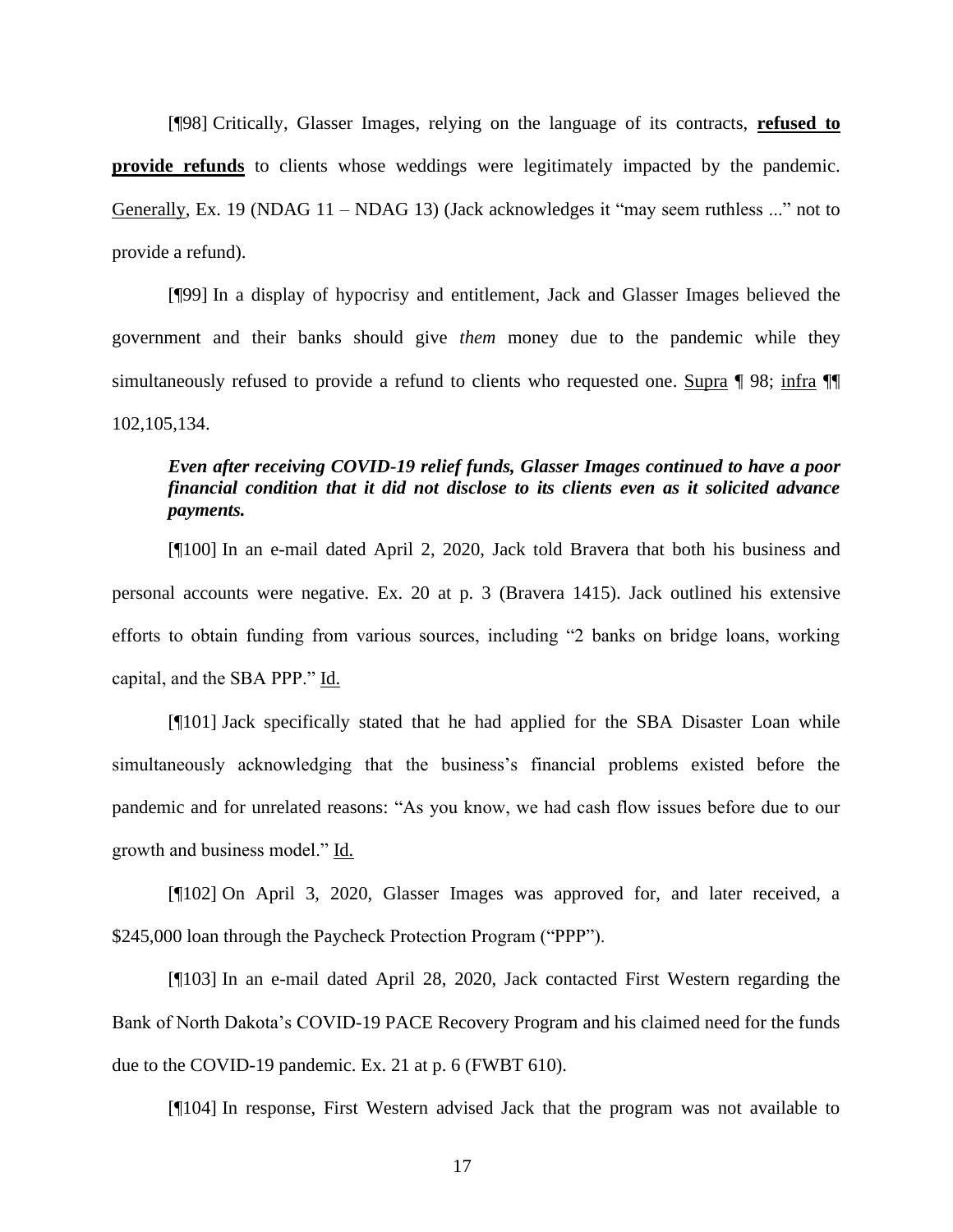[¶98] Critically, Glasser Images, relying on the language of its contracts, **refused to provide refunds** to clients whose weddings were legitimately impacted by the pandemic. Generally, Ex. 19 (NDAG 11 – NDAG 13) (Jack acknowledges it "may seem ruthless ..." not to provide a refund).

[¶99] In a display of hypocrisy and entitlement, Jack and Glasser Images believed the government and their banks should give *them* money due to the pandemic while they simultaneously refused to provide a refund to clients who requested one. Supra ¶ 98; infra ¶¶ 102,105,134.

***Even after receiving COVID-19 relief funds, Glasser Images continued to have a poor financial condition that it did not disclose to its clients even as it solicited advance payments.***

[¶100] In an e-mail dated April 2, 2020, Jack told Bravera that both his business and personal accounts were negative. Ex. 20 at p. 3 (Bravera 1415). Jack outlined his extensive efforts to obtain funding from various sources, including "2 banks on bridge loans, working capital, and the SBA PPP." Id.

[¶101] Jack specifically stated that he had applied for the SBA Disaster Loan while simultaneously acknowledging that the business's financial problems existed before the pandemic and for unrelated reasons: "As you know, we had cash flow issues before due to our growth and business model." Id.

[¶102] On April 3, 2020, Glasser Images was approved for, and later received, a $245,000 loan through the Paycheck Protection Program ("PPP").

[¶103] In an e-mail dated April 28, 2020, Jack contacted First Western regarding the Bank of North Dakota's COVID-19 PACE Recovery Program and his claimed need for the funds due to the COVID-19 pandemic. Ex. 21 at p. 6 (FWBT 610).

[¶104] In response, First Western advised Jack that the program was not available to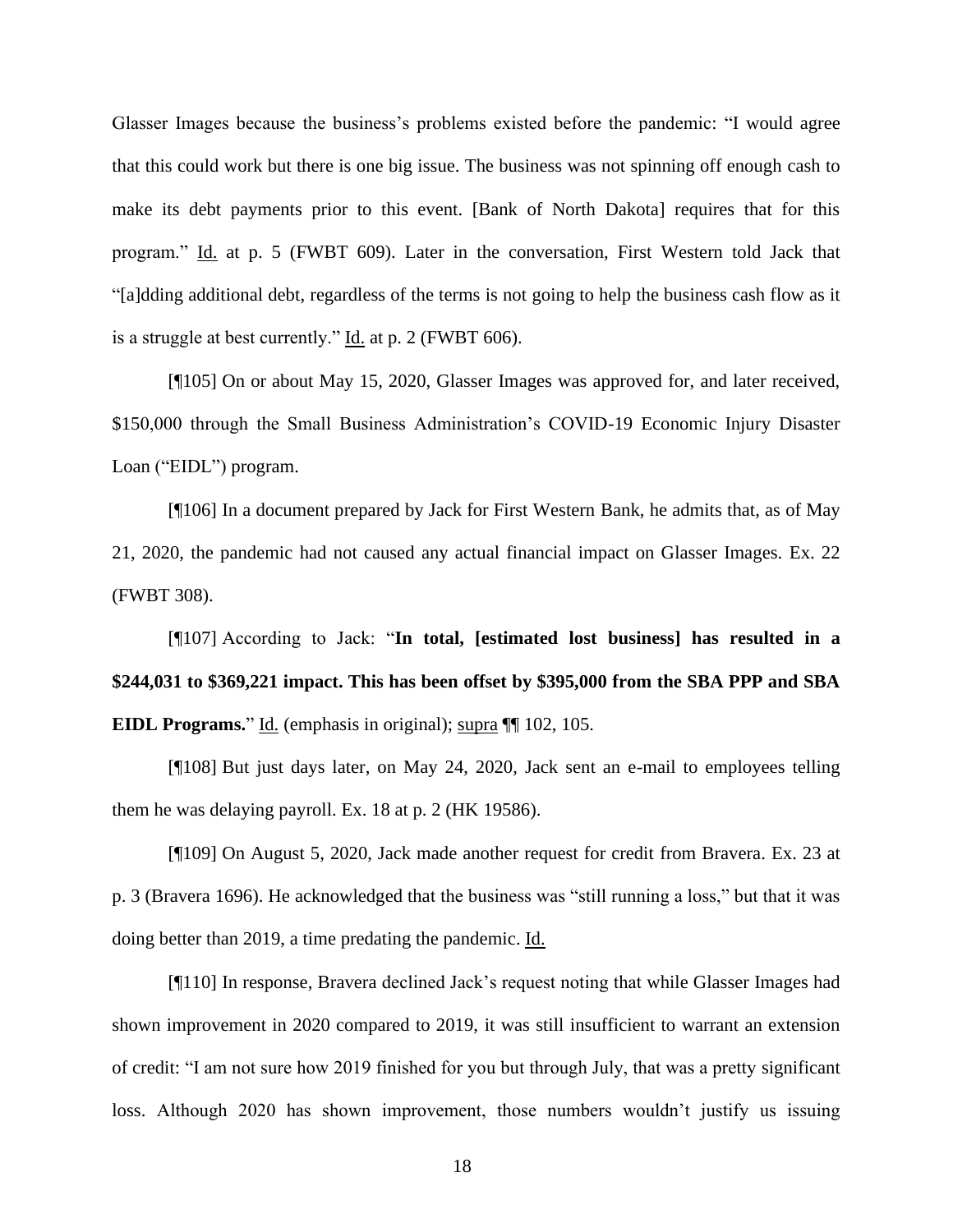Glasser Images because the business's problems existed before the pandemic: "I would agree that this could work but there is one big issue. The business was not spinning off enough cash to make its debt payments prior to this event. [Bank of North Dakota] requires that for this program." Id. at p. 5 (FWBT 609). Later in the conversation, First Western told Jack that "[a]dding additional debt, regardless of the terms is not going to help the business cash flow as it is a struggle at best currently." Id. at p. 2 (FWBT 606).

[¶105] On or about May 15, 2020, Glasser Images was approved for, and later received, $150,000 through the Small Business Administration's COVID-19 Economic Injury Disaster Loan ("EIDL") program.

[¶106] In a document prepared by Jack for First Western Bank, he admits that, as of May 21, 2020, the pandemic had not caused any actual financial impact on Glasser Images. Ex. 22 (FWBT 308).

[¶107] According to Jack: "**In total, [estimated lost business] has resulted in a $244,031 to $369,221 impact. This has been offset by $395,000 from the SBA PPP and SBA EIDL Programs.**" Id. (emphasis in original); supra ¶¶ 102, 105.

[¶108] But just days later, on May 24, 2020, Jack sent an e-mail to employees telling them he was delaying payroll. Ex. 18 at p. 2 (HK 19586).

[¶109] On August 5, 2020, Jack made another request for credit from Bravera. Ex. 23 at p. 3 (Bravera 1696). He acknowledged that the business was "still running a loss," but that it was doing better than 2019, a time predating the pandemic. Id.

[¶110] In response, Bravera declined Jack's request noting that while Glasser Images had shown improvement in 2020 compared to 2019, it was still insufficient to warrant an extension of credit: "I am not sure how 2019 finished for you but through July, that was a pretty significant loss. Although 2020 has shown improvement, those numbers wouldn't justify us issuing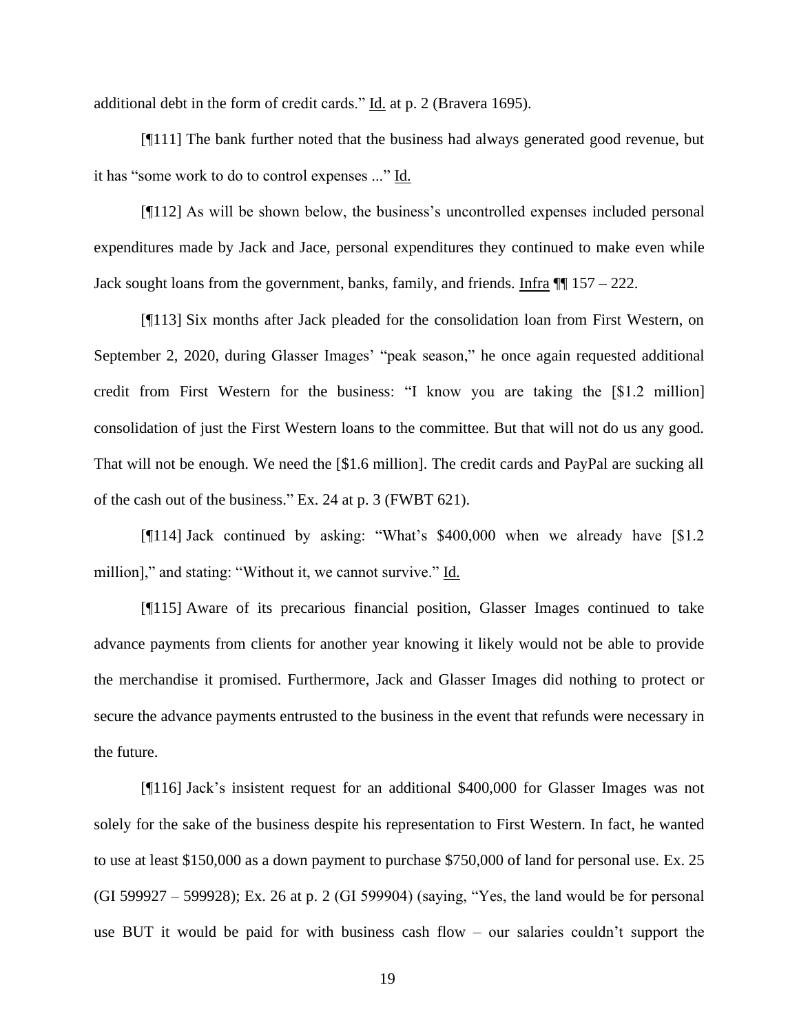additional debt in the form of credit cards." Id. at p. 2 (Bravera 1695).

[¶111] The bank further noted that the business had always generated good revenue, but it has "some work to do to control expenses ..." Id.

[¶112] As will be shown below, the business's uncontrolled expenses included personal expenditures made by Jack and Jace, personal expenditures they continued to make even while Jack sought loans from the government, banks, family, and friends. Infra ¶¶ 157 – 222.

[¶113] Six months after Jack pleaded for the consolidation loan from First Western, on September 2, 2020, during Glasser Images' "peak season," he once again requested additional credit from First Western for the business: "I know you are taking the [$1.2 million] consolidation of just the First Western loans to the committee. But that will not do us any good. That will not be enough. We need the [$1.6 million]. The credit cards and PayPal are sucking all of the cash out of the business." Ex. 24 at p. 3 (FWBT 621).

[¶114] Jack continued by asking: "What's $400,000 when we already have [$1.2 million]," and stating: "Without it, we cannot survive." Id.

[¶115] Aware of its precarious financial position, Glasser Images continued to take advance payments from clients for another year knowing it likely would not be able to provide the merchandise it promised. Furthermore, Jack and Glasser Images did nothing to protect or secure the advance payments entrusted to the business in the event that refunds were necessary in the future.

[¶116] Jack's insistent request for an additional $400,000 for Glasser Images was not solely for the sake of the business despite his representation to First Western. In fact, he wanted to use at least $150,000 as a down payment to purchase $750,000 of land for personal use. Ex. 25 (GI 599927 – 599928); Ex. 26 at p. 2 (GI 599904) (saying, "Yes, the land would be for personal use BUT it would be paid for with business cash flow – our salaries couldn't support the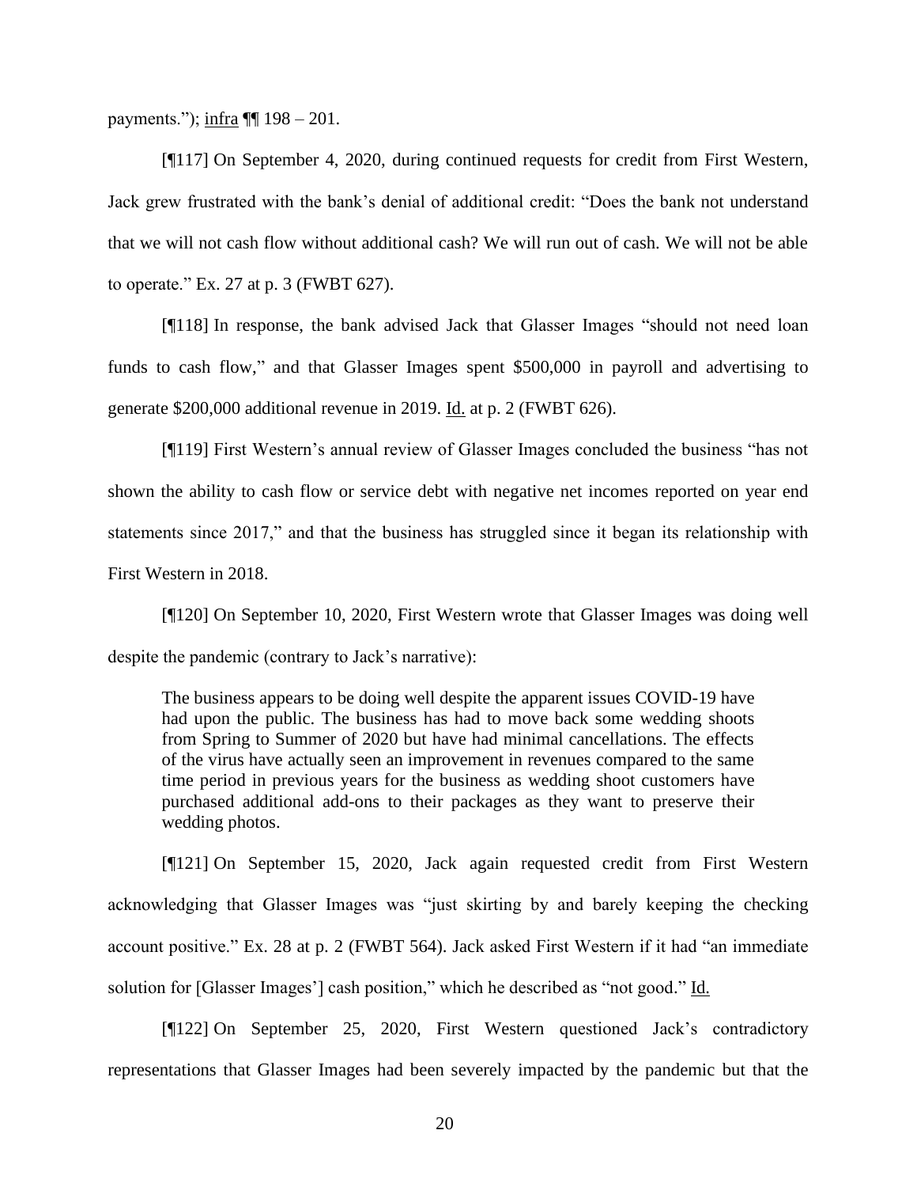payments."); infra ¶¶ 198 – 201.

[¶117] On September 4, 2020, during continued requests for credit from First Western, Jack grew frustrated with the bank's denial of additional credit: "Does the bank not understand that we will not cash flow without additional cash? We will run out of cash. We will not be able to operate." Ex. 27 at p. 3 (FWBT 627).

[¶118] In response, the bank advised Jack that Glasser Images "should not need loan funds to cash flow," and that Glasser Images spent $500,000 in payroll and advertising to generate $200,000 additional revenue in 2019. Id. at p. 2 (FWBT 626).

[¶119] First Western's annual review of Glasser Images concluded the business "has not shown the ability to cash flow or service debt with negative net incomes reported on year end statements since 2017," and that the business has struggled since it began its relationship with First Western in 2018.

[¶120] On September 10, 2020, First Western wrote that Glasser Images was doing well despite the pandemic (contrary to Jack's narrative):

> The business appears to be doing well despite the apparent issues COVID-19 have had upon the public. The business has had to move back some wedding shoots from Spring to Summer of 2020 but have had minimal cancellations. The effects of the virus have actually seen an improvement in revenues compared to the same time period in previous years for the business as wedding shoot customers have purchased additional add-ons to their packages as they want to preserve their wedding photos.

[¶121] On September 15, 2020, Jack again requested credit from First Western acknowledging that Glasser Images was "just skirting by and barely keeping the checking account positive." Ex. 28 at p. 2 (FWBT 564). Jack asked First Western if it had "an immediate solution for [Glasser Images'] cash position," which he described as "not good." Id.

[¶122] On September 25, 2020, First Western questioned Jack's contradictory representations that Glasser Images had been severely impacted by the pandemic but that the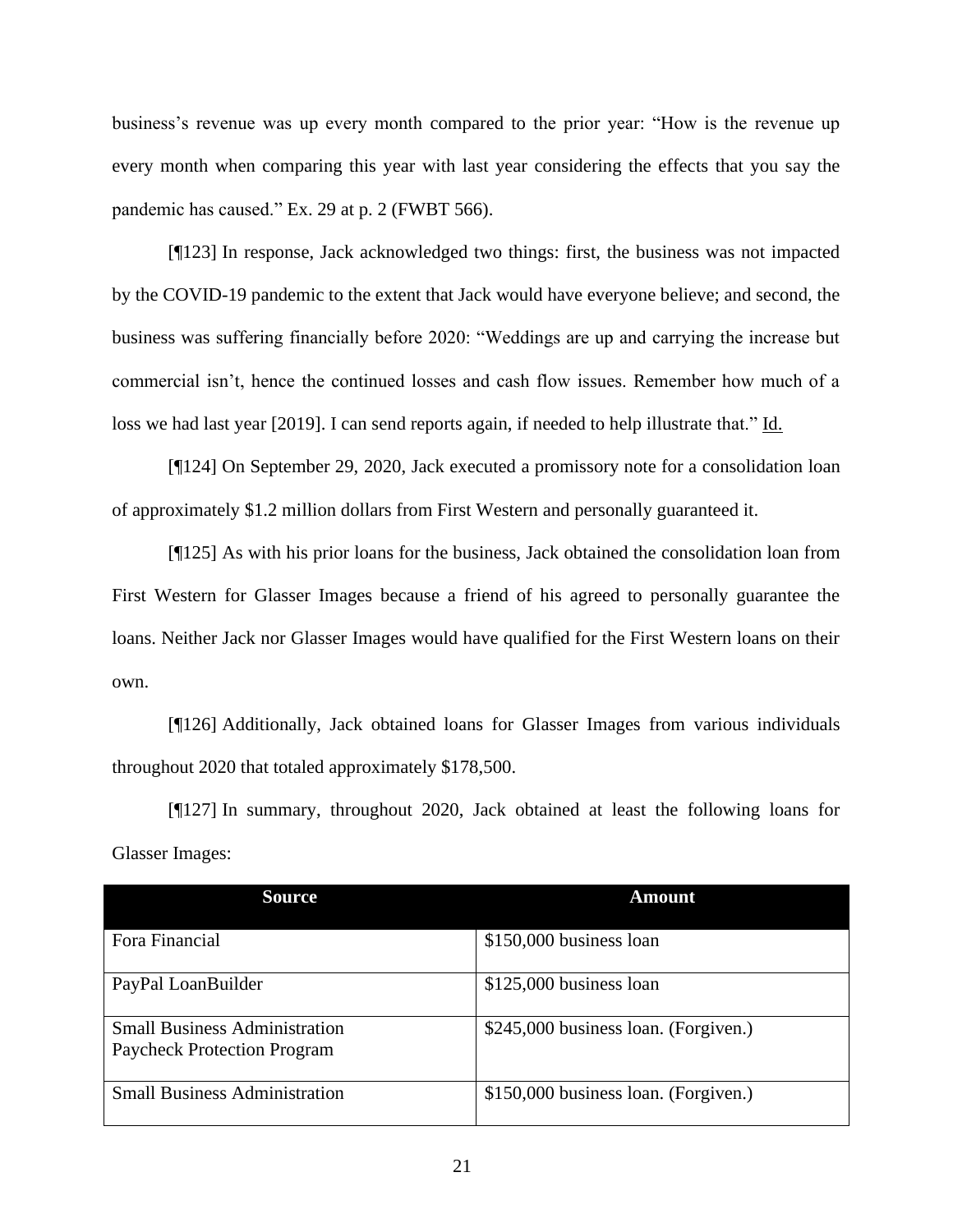business's revenue was up every month compared to the prior year: "How is the revenue up every month when comparing this year with last year considering the effects that you say the pandemic has caused." Ex. 29 at p. 2 (FWBT 566).

[¶123] In response, Jack acknowledged two things: first, the business was not impacted by the COVID-19 pandemic to the extent that Jack would have everyone believe; and second, the business was suffering financially before 2020: "Weddings are up and carrying the increase but commercial isn't, hence the continued losses and cash flow issues. Remember how much of a loss we had last year [2019]. I can send reports again, if needed to help illustrate that." Id.

[¶124] On September 29, 2020, Jack executed a promissory note for a consolidation loan of approximately $1.2 million dollars from First Western and personally guaranteed it.

[¶125] As with his prior loans for the business, Jack obtained the consolidation loan from First Western for Glasser Images because a friend of his agreed to personally guarantee the loans. Neither Jack nor Glasser Images would have qualified for the First Western loans on their own.

[¶126] Additionally, Jack obtained loans for Glasser Images from various individuals throughout 2020 that totaled approximately $178,500.

[¶127] In summary, throughout 2020, Jack obtained at least the following loans for Glasser Images:

| Source | Amount |
|---|---|
| Fora Financial | $150,000 business loan |
| PayPal LoanBuilder | $125,000 business loan |
| Small Business Administration Paycheck Protection Program | $245,000 business loan. (Forgiven.) |
| Small Business Administration | $150,000 business loan. (Forgiven.) |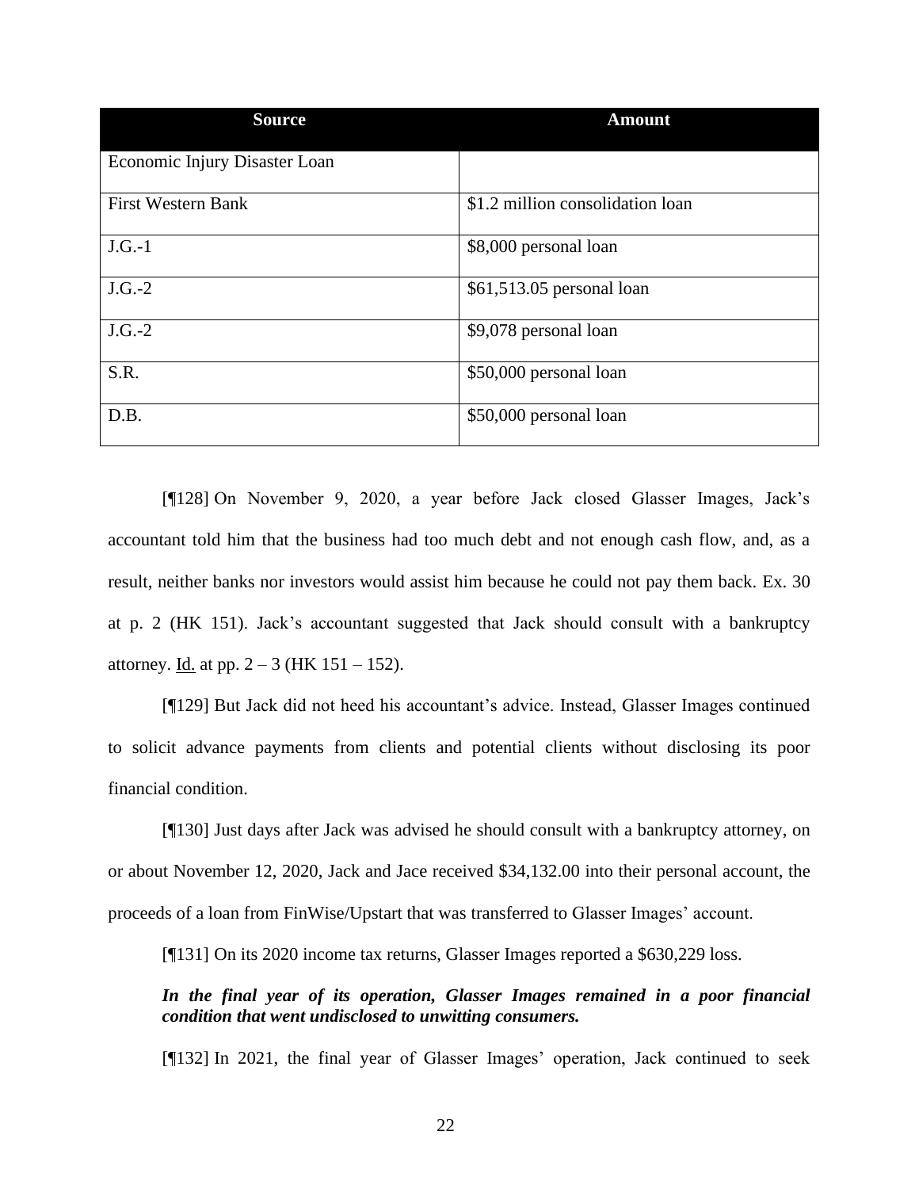| Source | Amount |
|---|---|
| Economic Injury Disaster Loan | |
| First Western Bank | $1.2 million consolidation loan |
| J.G.-1 | $8,000 personal loan |
| J.G.-2 | $61,513.05 personal loan |
| J.G.-2 | $9,078 personal loan |
| S.R. | $50,000 personal loan |
| D.B. | $50,000 personal loan |

[¶128] On November 9, 2020, a year before Jack closed Glasser Images, Jack's accountant told him that the business had too much debt and not enough cash flow, and, as a result, neither banks nor investors would assist him because he could not pay them back. Ex. 30 at p. 2 (HK 151). Jack's accountant suggested that Jack should consult with a bankruptcy attorney. Id. at pp. 2 – 3 (HK 151 – 152).

[¶129] But Jack did not heed his accountant's advice. Instead, Glasser Images continued to solicit advance payments from clients and potential clients without disclosing its poor financial condition.

[¶130] Just days after Jack was advised he should consult with a bankruptcy attorney, on or about November 12, 2020, Jack and Jace received $34,132.00 into their personal account, the proceeds of a loan from FinWise/Upstart that was transferred to Glasser Images' account.

[¶131] On its 2020 income tax returns, Glasser Images reported a $630,229 loss.

***In the final year of its operation, Glasser Images remained in a poor financial condition that went undisclosed to unwitting consumers.***

[¶132] In 2021, the final year of Glasser Images' operation, Jack continued to seek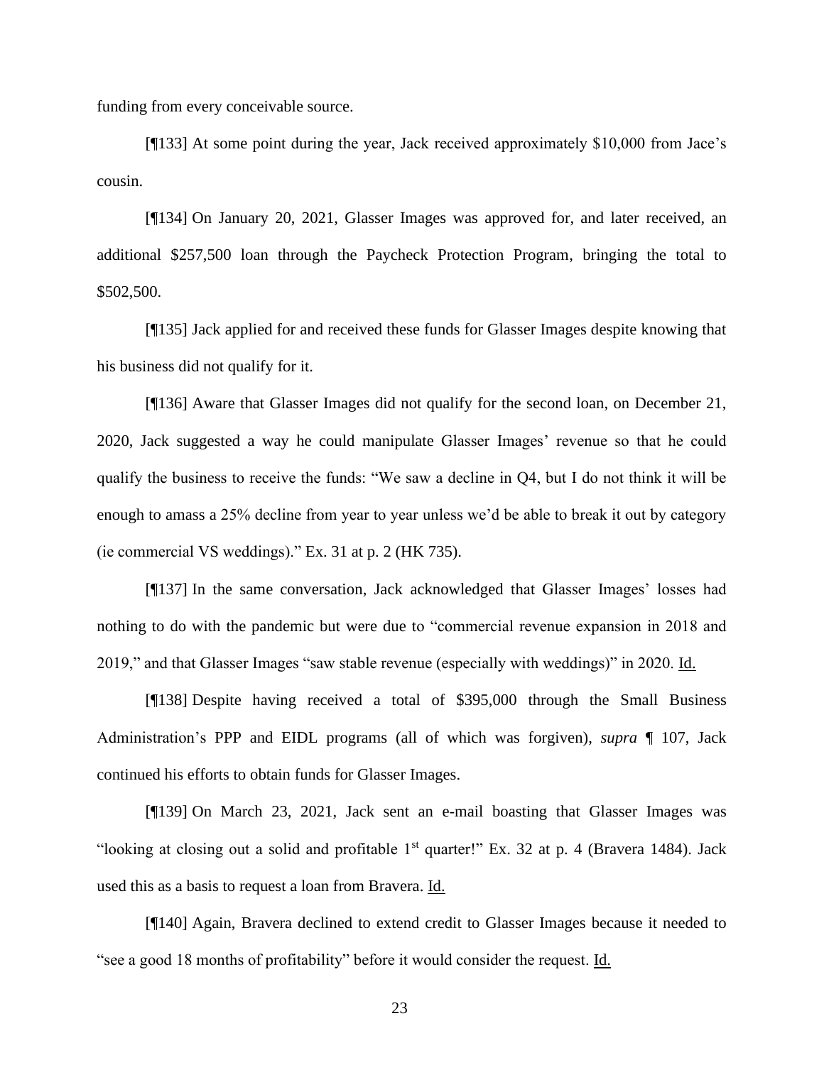funding from every conceivable source.

[¶133] At some point during the year, Jack received approximately $10,000 from Jace's cousin.

[¶134] On January 20, 2021, Glasser Images was approved for, and later received, an additional $257,500 loan through the Paycheck Protection Program, bringing the total to $502,500.

[¶135] Jack applied for and received these funds for Glasser Images despite knowing that his business did not qualify for it.

[¶136] Aware that Glasser Images did not qualify for the second loan, on December 21, 2020, Jack suggested a way he could manipulate Glasser Images' revenue so that he could qualify the business to receive the funds: "We saw a decline in Q4, but I do not think it will be enough to amass a 25% decline from year to year unless we'd be able to break it out by category (ie commercial VS weddings)." Ex. 31 at p. 2 (HK 735).

[¶137] In the same conversation, Jack acknowledged that Glasser Images' losses had nothing to do with the pandemic but were due to "commercial revenue expansion in 2018 and 2019," and that Glasser Images "saw stable revenue (especially with weddings)" in 2020. Id.

[¶138] Despite having received a total of $395,000 through the Small Business Administration's PPP and EIDL programs (all of which was forgiven), *supra* ¶ 107, Jack continued his efforts to obtain funds for Glasser Images.

[¶139] On March 23, 2021, Jack sent an e-mail boasting that Glasser Images was "looking at closing out a solid and profitable 1st quarter!" Ex. 32 at p. 4 (Bravera 1484). Jack used this as a basis to request a loan from Bravera. Id.

[¶140] Again, Bravera declined to extend credit to Glasser Images because it needed to "see a good 18 months of profitability" before it would consider the request. Id.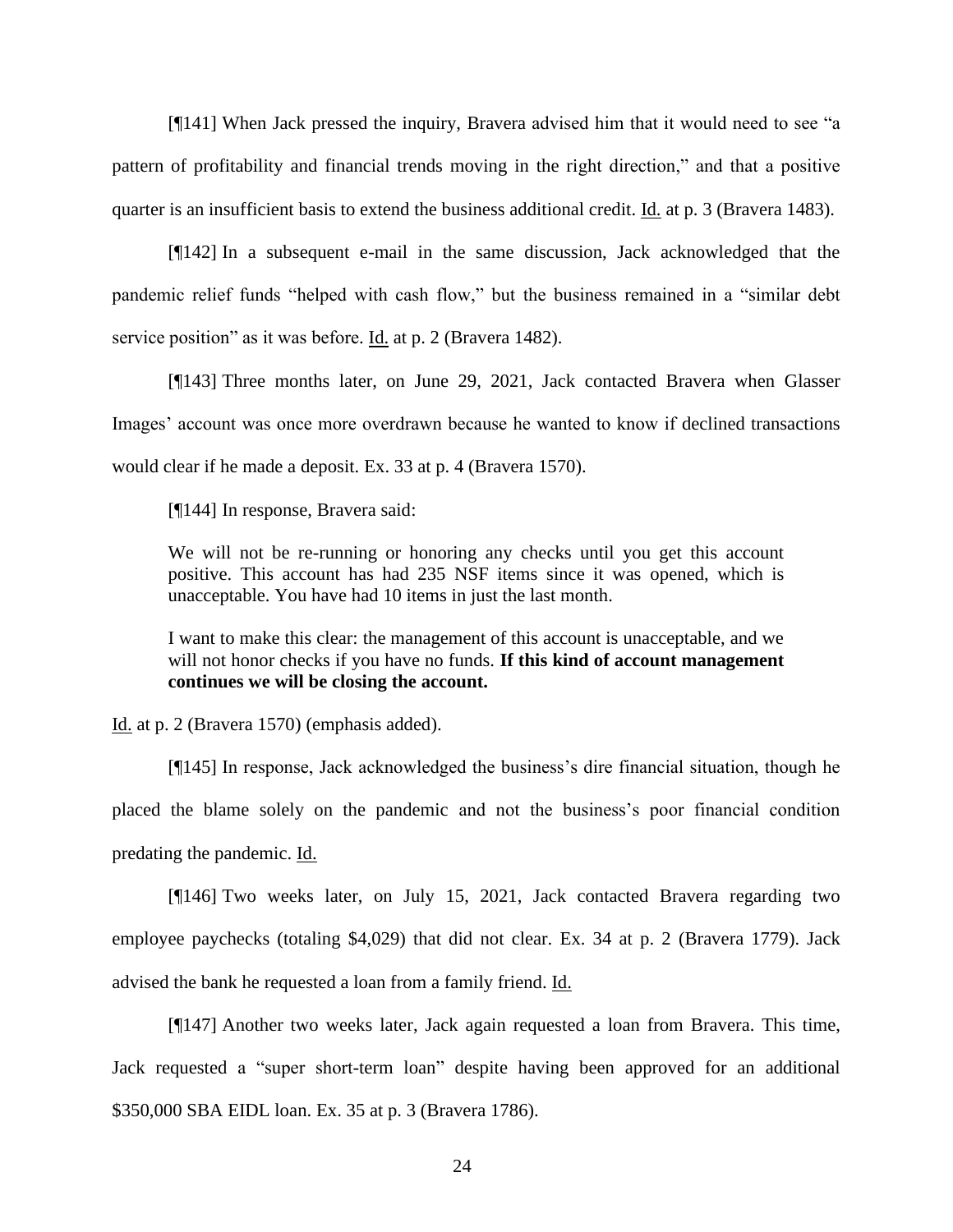[¶141] When Jack pressed the inquiry, Bravera advised him that it would need to see "a pattern of profitability and financial trends moving in the right direction," and that a positive quarter is an insufficient basis to extend the business additional credit. Id. at p. 3 (Bravera 1483).

[¶142] In a subsequent e-mail in the same discussion, Jack acknowledged that the pandemic relief funds "helped with cash flow," but the business remained in a "similar debt service position" as it was before. Id. at p. 2 (Bravera 1482).

[¶143] Three months later, on June 29, 2021, Jack contacted Bravera when Glasser Images' account was once more overdrawn because he wanted to know if declined transactions would clear if he made a deposit. Ex. 33 at p. 4 (Bravera 1570).

[¶144] In response, Bravera said:

> We will not be re-running or honoring any checks until you get this account positive. This account has had 235 NSF items since it was opened, which is unacceptable. You have had 10 items in just the last month.
>
> I want to make this clear: the management of this account is unacceptable, and we will not honor checks if you have no funds. **If this kind of account management continues we will be closing the account.**

Id. at p. 2 (Bravera 1570) (emphasis added).

[¶145] In response, Jack acknowledged the business's dire financial situation, though he placed the blame solely on the pandemic and not the business's poor financial condition predating the pandemic. Id.

[¶146] Two weeks later, on July 15, 2021, Jack contacted Bravera regarding two employee paychecks (totaling $4,029) that did not clear. Ex. 34 at p. 2 (Bravera 1779). Jack advised the bank he requested a loan from a family friend. Id.

[¶147] Another two weeks later, Jack again requested a loan from Bravera. This time, Jack requested a "super short-term loan" despite having been approved for an additional $350,000 SBA EIDL loan. Ex. 35 at p. 3 (Bravera 1786).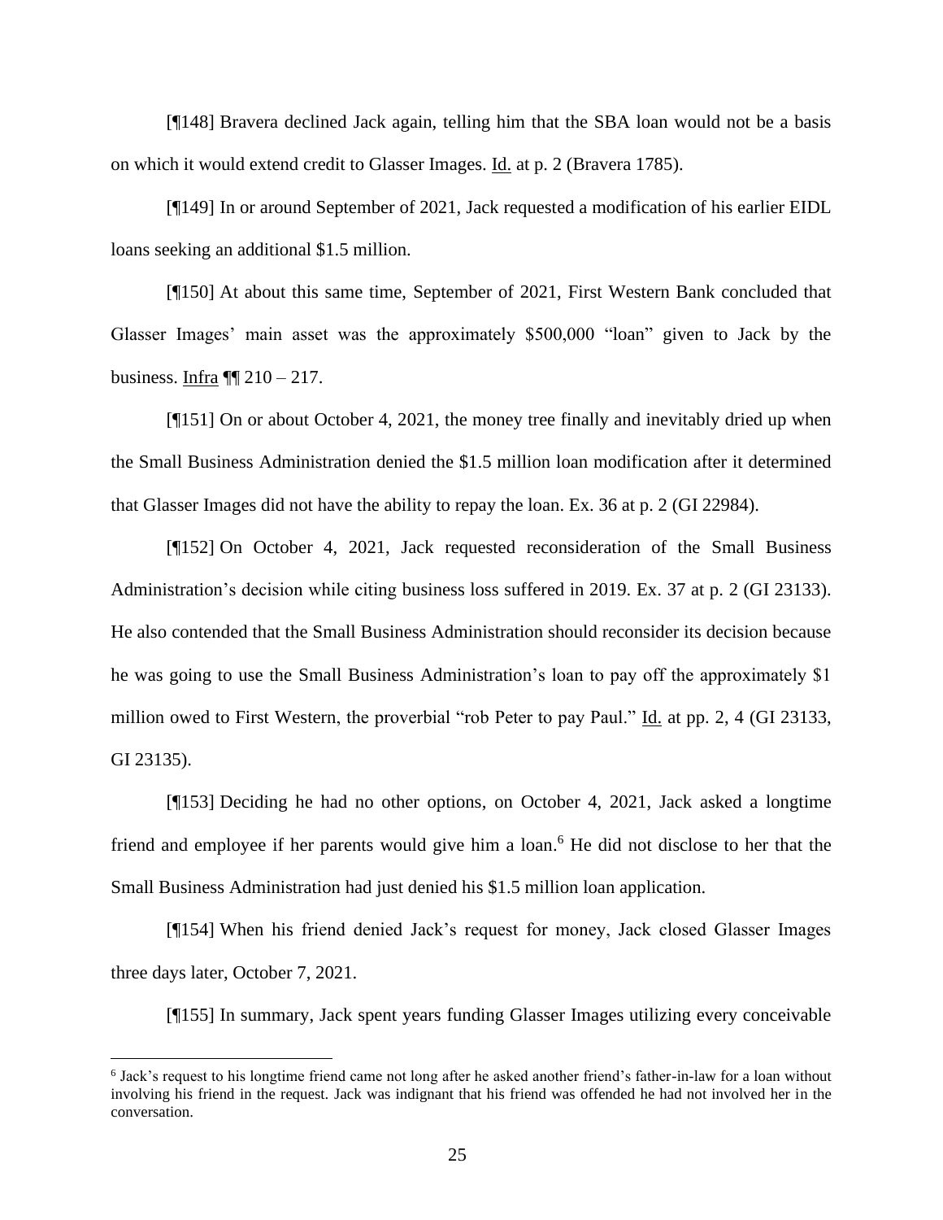[¶148] Bravera declined Jack again, telling him that the SBA loan would not be a basis on which it would extend credit to Glasser Images. Id. at p. 2 (Bravera 1785).

[¶149] In or around September of 2021, Jack requested a modification of his earlier EIDL loans seeking an additional $1.5 million.

[¶150] At about this same time, September of 2021, First Western Bank concluded that Glasser Images' main asset was the approximately $500,000 "loan" given to Jack by the business. Infra ¶¶ 210 – 217.

[¶151] On or about October 4, 2021, the money tree finally and inevitably dried up when the Small Business Administration denied the $1.5 million loan modification after it determined that Glasser Images did not have the ability to repay the loan. Ex. 36 at p. 2 (GI 22984).

[¶152] On October 4, 2021, Jack requested reconsideration of the Small Business Administration's decision while citing business loss suffered in 2019. Ex. 37 at p. 2 (GI 23133). He also contended that the Small Business Administration should reconsider its decision because he was going to use the Small Business Administration's loan to pay off the approximately $1 million owed to First Western, the proverbial "rob Peter to pay Paul." Id. at pp. 2, 4 (GI 23133, GI 23135).

[¶153] Deciding he had no other options, on October 4, 2021, Jack asked a longtime friend and employee if her parents would give him a loan.[6] He did not disclose to her that the Small Business Administration had just denied his $1.5 million loan application.

[¶154] When his friend denied Jack's request for money, Jack closed Glasser Images three days later, October 7, 2021.

[¶155] In summary, Jack spent years funding Glasser Images utilizing every conceivable

[6] Jack's request to his longtime friend came not long after he asked another friend's father-in-law for a loan without involving his friend in the request. Jack was indignant that his friend was offended he had not involved her in the conversation.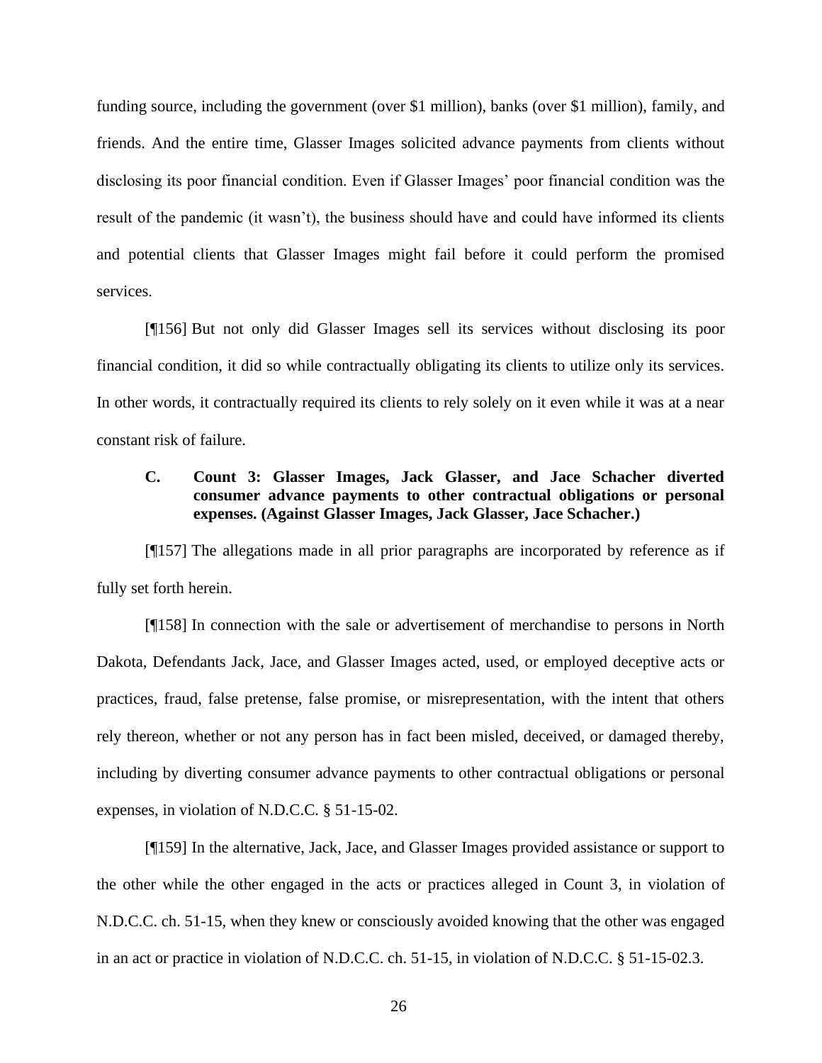funding source, including the government (over $1 million), banks (over $1 million), family, and friends. And the entire time, Glasser Images solicited advance payments from clients without disclosing its poor financial condition. Even if Glasser Images' poor financial condition was the result of the pandemic (it wasn't), the business should have and could have informed its clients and potential clients that Glasser Images might fail before it could perform the promised services.

[¶156] But not only did Glasser Images sell its services without disclosing its poor financial condition, it did so while contractually obligating its clients to utilize only its services. In other words, it contractually required its clients to rely solely on it even while it was at a near constant risk of failure.

### C. Count 3: Glasser Images, Jack Glasser, and Jace Schacher diverted consumer advance payments to other contractual obligations or personal expenses. (Against Glasser Images, Jack Glasser, Jace Schacher.)

[¶157] The allegations made in all prior paragraphs are incorporated by reference as if fully set forth herein.

[¶158] In connection with the sale or advertisement of merchandise to persons in North Dakota, Defendants Jack, Jace, and Glasser Images acted, used, or employed deceptive acts or practices, fraud, false pretense, false promise, or misrepresentation, with the intent that others rely thereon, whether or not any person has in fact been misled, deceived, or damaged thereby, including by diverting consumer advance payments to other contractual obligations or personal expenses, in violation of N.D.C.C. § 51-15-02.

[¶159] In the alternative, Jack, Jace, and Glasser Images provided assistance or support to the other while the other engaged in the acts or practices alleged in Count 3, in violation of N.D.C.C. ch. 51-15, when they knew or consciously avoided knowing that the other was engaged in an act or practice in violation of N.D.C.C. ch. 51-15, in violation of N.D.C.C. § 51-15-02.3.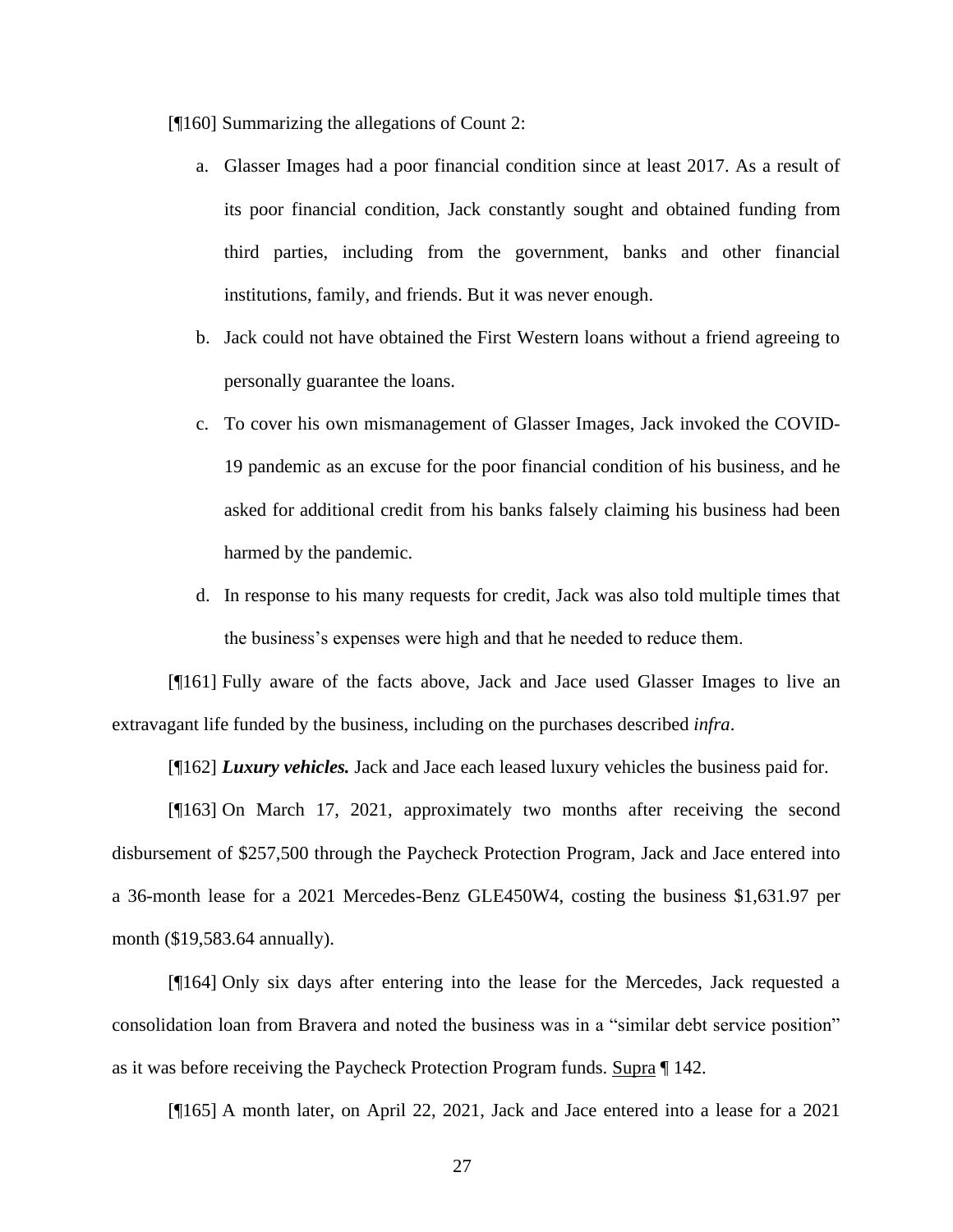[¶160] Summarizing the allegations of Count 2:

a. Glasser Images had a poor financial condition since at least 2017. As a result of its poor financial condition, Jack constantly sought and obtained funding from third parties, including from the government, banks and other financial institutions, family, and friends. But it was never enough.

b. Jack could not have obtained the First Western loans without a friend agreeing to personally guarantee the loans.

c. To cover his own mismanagement of Glasser Images, Jack invoked the COVID-19 pandemic as an excuse for the poor financial condition of his business, and he asked for additional credit from his banks falsely claiming his business had been harmed by the pandemic.

d. In response to his many requests for credit, Jack was also told multiple times that the business's expenses were high and that he needed to reduce them.

[¶161] Fully aware of the facts above, Jack and Jace used Glasser Images to live an extravagant life funded by the business, including on the purchases described *infra*.

[¶162] ***Luxury vehicles.*** Jack and Jace each leased luxury vehicles the business paid for.

[¶163] On March 17, 2021, approximately two months after receiving the second disbursement of $257,500 through the Paycheck Protection Program, Jack and Jace entered into a 36-month lease for a 2021 Mercedes-Benz GLE450W4, costing the business $1,631.97 per month ($19,583.64 annually).

[¶164] Only six days after entering into the lease for the Mercedes, Jack requested a consolidation loan from Bravera and noted the business was in a "similar debt service position" as it was before receiving the Paycheck Protection Program funds. Supra ¶ 142.

[¶165] A month later, on April 22, 2021, Jack and Jace entered into a lease for a 2021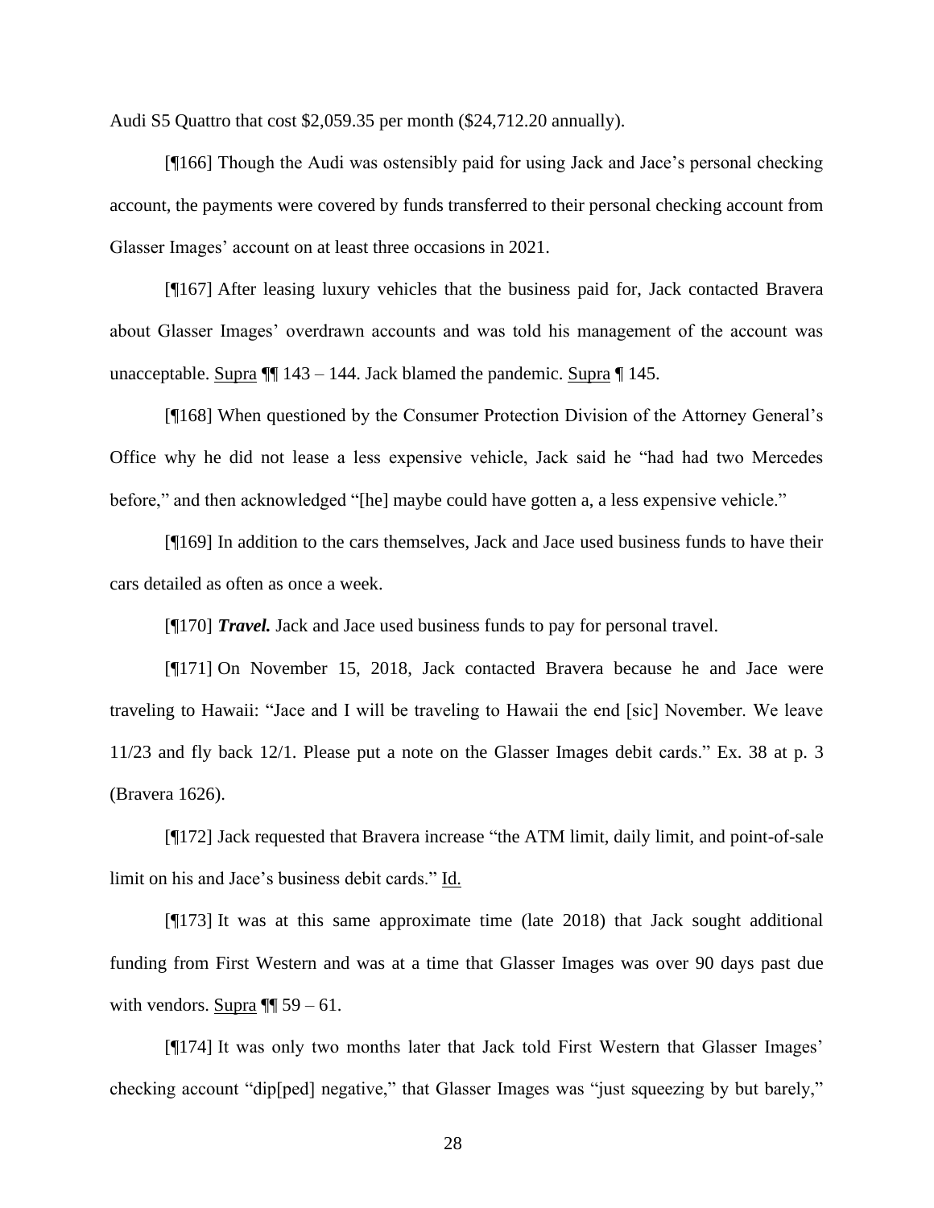Audi S5 Quattro that cost $2,059.35 per month ($24,712.20 annually).

[¶166] Though the Audi was ostensibly paid for using Jack and Jace's personal checking account, the payments were covered by funds transferred to their personal checking account from Glasser Images' account on at least three occasions in 2021.

[¶167] After leasing luxury vehicles that the business paid for, Jack contacted Bravera about Glasser Images' overdrawn accounts and was told his management of the account was unacceptable. Supra ¶¶ 143 – 144. Jack blamed the pandemic. Supra ¶ 145.

[¶168] When questioned by the Consumer Protection Division of the Attorney General's Office why he did not lease a less expensive vehicle, Jack said he "had had two Mercedes before," and then acknowledged "[he] maybe could have gotten a, a less expensive vehicle."

[¶169] In addition to the cars themselves, Jack and Jace used business funds to have their cars detailed as often as once a week.

[¶170] ***Travel.*** Jack and Jace used business funds to pay for personal travel.

[¶171] On November 15, 2018, Jack contacted Bravera because he and Jace were traveling to Hawaii: "Jace and I will be traveling to Hawaii the end [sic] November. We leave 11/23 and fly back 12/1. Please put a note on the Glasser Images debit cards." Ex. 38 at p. 3 (Bravera 1626).

[¶172] Jack requested that Bravera increase "the ATM limit, daily limit, and point-of-sale limit on his and Jace's business debit cards." Id.

[¶173] It was at this same approximate time (late 2018) that Jack sought additional funding from First Western and was at a time that Glasser Images was over 90 days past due with vendors. Supra ¶¶ 59 – 61.

[¶174] It was only two months later that Jack told First Western that Glasser Images' checking account "dip[ped] negative," that Glasser Images was "just squeezing by but barely,"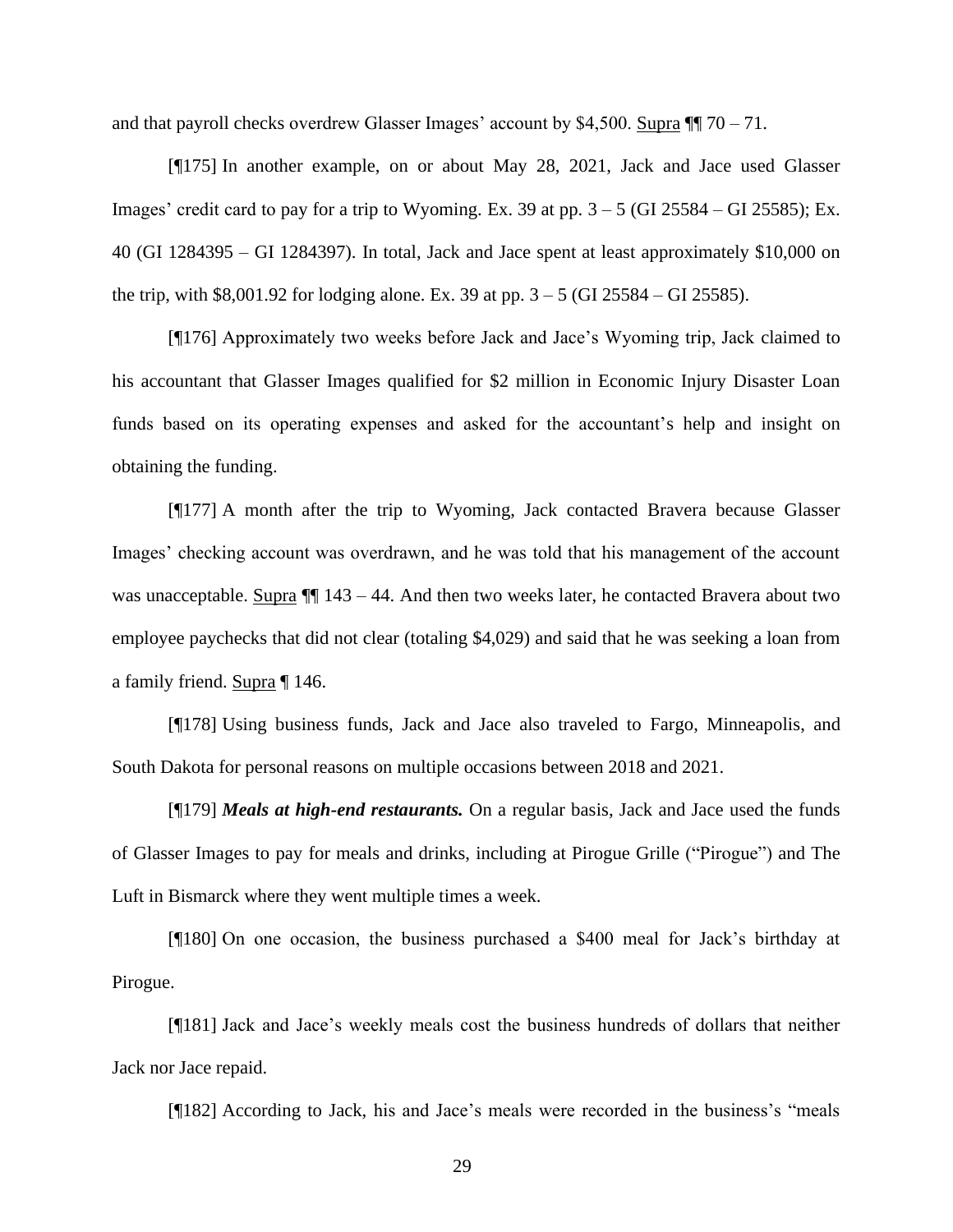and that payroll checks overdrew Glasser Images' account by $4,500. Supra ¶¶ 70 – 71.

[¶175] In another example, on or about May 28, 2021, Jack and Jace used Glasser Images' credit card to pay for a trip to Wyoming. Ex. 39 at pp. 3 – 5 (GI 25584 – GI 25585); Ex. 40 (GI 1284395 – GI 1284397). In total, Jack and Jace spent at least approximately $10,000 on the trip, with $8,001.92 for lodging alone. Ex. 39 at pp. 3 – 5 (GI 25584 – GI 25585).

[¶176] Approximately two weeks before Jack and Jace's Wyoming trip, Jack claimed to his accountant that Glasser Images qualified for $2 million in Economic Injury Disaster Loan funds based on its operating expenses and asked for the accountant's help and insight on obtaining the funding.

[¶177] A month after the trip to Wyoming, Jack contacted Bravera because Glasser Images' checking account was overdrawn, and he was told that his management of the account was unacceptable. Supra ¶¶ 143 – 44. And then two weeks later, he contacted Bravera about two employee paychecks that did not clear (totaling $4,029) and said that he was seeking a loan from a family friend. Supra ¶ 146.

[¶178] Using business funds, Jack and Jace also traveled to Fargo, Minneapolis, and South Dakota for personal reasons on multiple occasions between 2018 and 2021.

[¶179] ***Meals at high-end restaurants.*** On a regular basis, Jack and Jace used the funds of Glasser Images to pay for meals and drinks, including at Pirogue Grille ("Pirogue") and The Luft in Bismarck where they went multiple times a week.

[¶180] On one occasion, the business purchased a $400 meal for Jack's birthday at Pirogue.

[¶181] Jack and Jace's weekly meals cost the business hundreds of dollars that neither Jack nor Jace repaid.

[¶182] According to Jack, his and Jace's meals were recorded in the business's "meals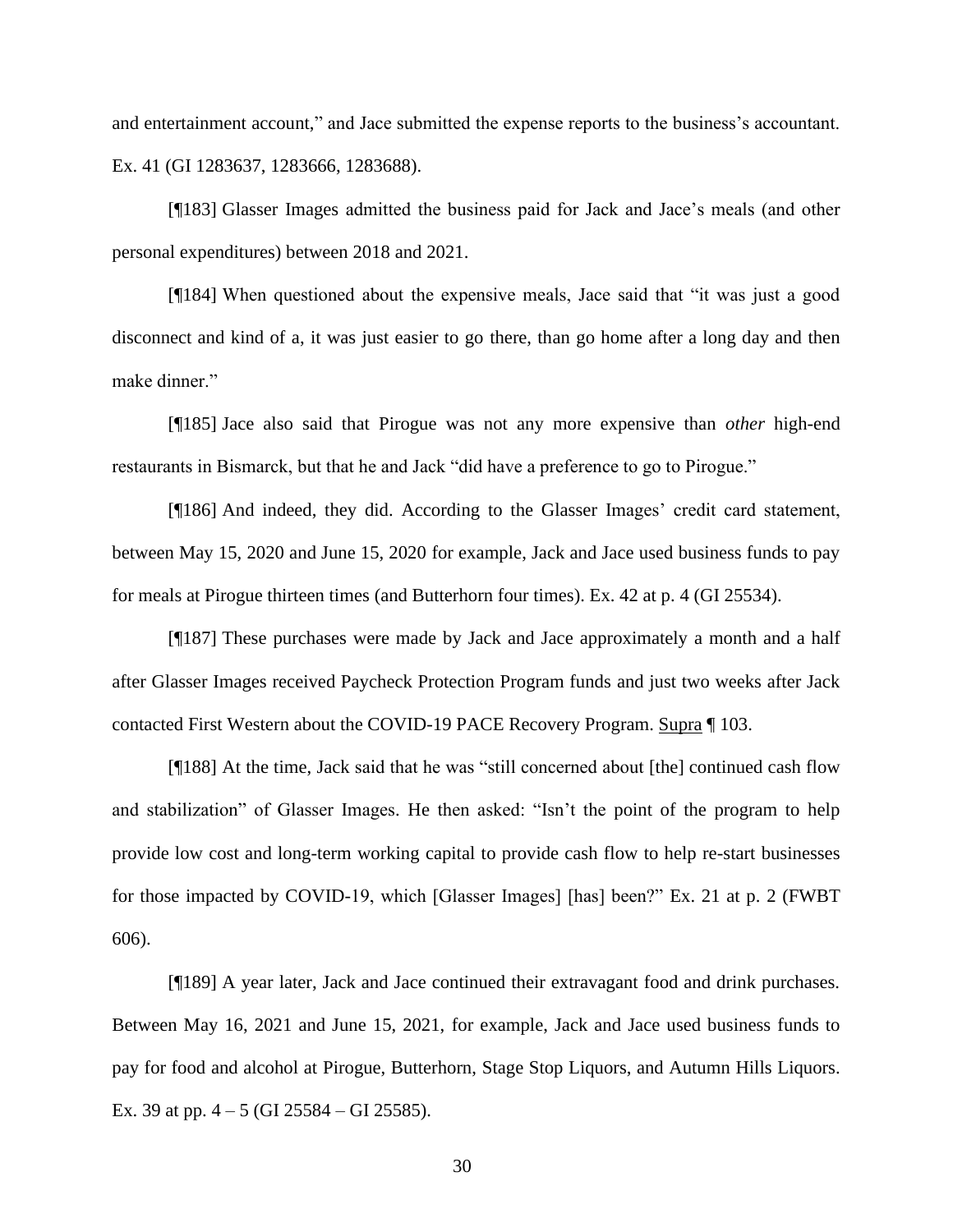and entertainment account," and Jace submitted the expense reports to the business's accountant. Ex. 41 (GI 1283637, 1283666, 1283688).

[¶183] Glasser Images admitted the business paid for Jack and Jace's meals (and other personal expenditures) between 2018 and 2021.

[¶184] When questioned about the expensive meals, Jace said that "it was just a good disconnect and kind of a, it was just easier to go there, than go home after a long day and then make dinner."

[¶185] Jace also said that Pirogue was not any more expensive than *other* high-end restaurants in Bismarck, but that he and Jack "did have a preference to go to Pirogue."

[¶186] And indeed, they did. According to the Glasser Images' credit card statement, between May 15, 2020 and June 15, 2020 for example, Jack and Jace used business funds to pay for meals at Pirogue thirteen times (and Butterhorn four times). Ex. 42 at p. 4 (GI 25534).

[¶187] These purchases were made by Jack and Jace approximately a month and a half after Glasser Images received Paycheck Protection Program funds and just two weeks after Jack contacted First Western about the COVID-19 PACE Recovery Program. Supra ¶ 103.

[¶188] At the time, Jack said that he was "still concerned about [the] continued cash flow and stabilization" of Glasser Images. He then asked: "Isn't the point of the program to help provide low cost and long-term working capital to provide cash flow to help re-start businesses for those impacted by COVID-19, which [Glasser Images] [has] been?" Ex. 21 at p. 2 (FWBT 606).

[¶189] A year later, Jack and Jace continued their extravagant food and drink purchases. Between May 16, 2021 and June 15, 2021, for example, Jack and Jace used business funds to pay for food and alcohol at Pirogue, Butterhorn, Stage Stop Liquors, and Autumn Hills Liquors. Ex. 39 at pp. 4 – 5 (GI 25584 – GI 25585).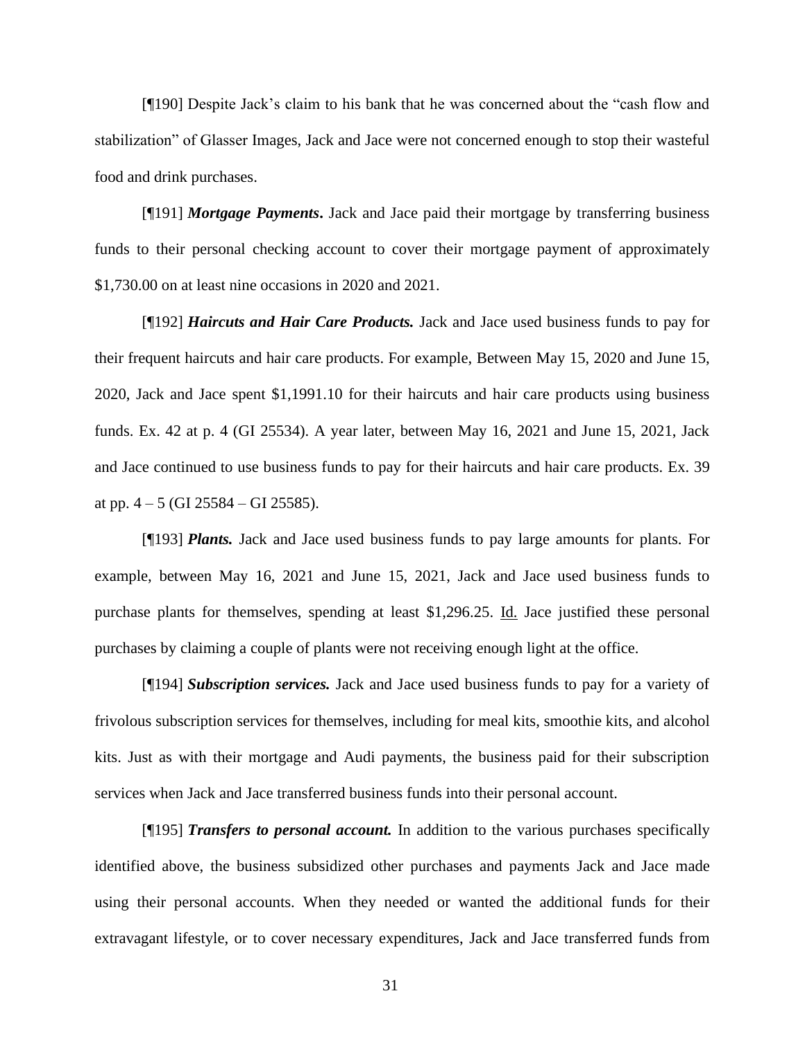[¶190] Despite Jack's claim to his bank that he was concerned about the "cash flow and stabilization" of Glasser Images, Jack and Jace were not concerned enough to stop their wasteful food and drink purchases.

[¶191] ***Mortgage Payments***. Jack and Jace paid their mortgage by transferring business funds to their personal checking account to cover their mortgage payment of approximately $1,730.00 on at least nine occasions in 2020 and 2021.

[¶192] ***Haircuts and Hair Care Products.*** Jack and Jace used business funds to pay for their frequent haircuts and hair care products. For example, Between May 15, 2020 and June 15, 2020, Jack and Jace spent $1,1991.10 for their haircuts and hair care products using business funds. Ex. 42 at p. 4 (GI 25534). A year later, between May 16, 2021 and June 15, 2021, Jack and Jace continued to use business funds to pay for their haircuts and hair care products. Ex. 39 at pp. 4 – 5 (GI 25584 – GI 25585).

[¶193] ***Plants.*** Jack and Jace used business funds to pay large amounts for plants. For example, between May 16, 2021 and June 15, 2021, Jack and Jace used business funds to purchase plants for themselves, spending at least $1,296.25. Id. Jace justified these personal purchases by claiming a couple of plants were not receiving enough light at the office.

[¶194] ***Subscription services.*** Jack and Jace used business funds to pay for a variety of frivolous subscription services for themselves, including for meal kits, smoothie kits, and alcohol kits. Just as with their mortgage and Audi payments, the business paid for their subscription services when Jack and Jace transferred business funds into their personal account.

[¶195] ***Transfers to personal account.*** In addition to the various purchases specifically identified above, the business subsidized other purchases and payments Jack and Jace made using their personal accounts. When they needed or wanted the additional funds for their extravagant lifestyle, or to cover necessary expenditures, Jack and Jace transferred funds from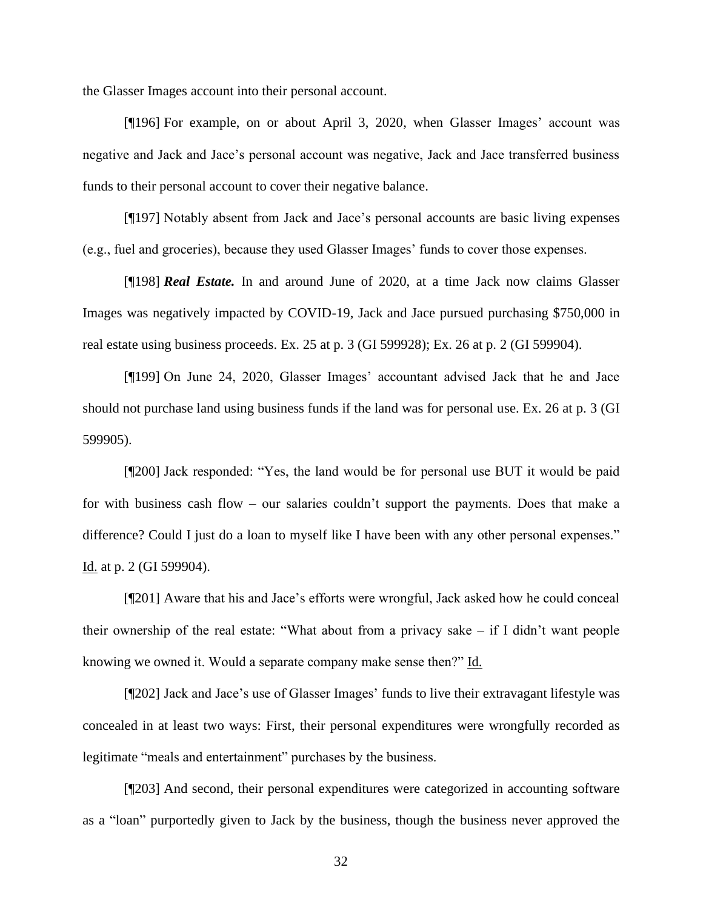the Glasser Images account into their personal account.

[¶196] For example, on or about April 3, 2020, when Glasser Images' account was negative and Jack and Jace's personal account was negative, Jack and Jace transferred business funds to their personal account to cover their negative balance.

[¶197] Notably absent from Jack and Jace's personal accounts are basic living expenses (e.g., fuel and groceries), because they used Glasser Images' funds to cover those expenses.

[¶198] ***Real Estate.*** In and around June of 2020, at a time Jack now claims Glasser Images was negatively impacted by COVID-19, Jack and Jace pursued purchasing $750,000 in real estate using business proceeds. Ex. 25 at p. 3 (GI 599928); Ex. 26 at p. 2 (GI 599904).

[¶199] On June 24, 2020, Glasser Images' accountant advised Jack that he and Jace should not purchase land using business funds if the land was for personal use. Ex. 26 at p. 3 (GI 599905).

[¶200] Jack responded: "Yes, the land would be for personal use BUT it would be paid for with business cash flow – our salaries couldn't support the payments. Does that make a difference? Could I just do a loan to myself like I have been with any other personal expenses." Id. at p. 2 (GI 599904).

[¶201] Aware that his and Jace's efforts were wrongful, Jack asked how he could conceal their ownership of the real estate: "What about from a privacy sake – if I didn't want people knowing we owned it. Would a separate company make sense then?" Id.

[¶202] Jack and Jace's use of Glasser Images' funds to live their extravagant lifestyle was concealed in at least two ways: First, their personal expenditures were wrongfully recorded as legitimate "meals and entertainment" purchases by the business.

[¶203] And second, their personal expenditures were categorized in accounting software as a "loan" purportedly given to Jack by the business, though the business never approved the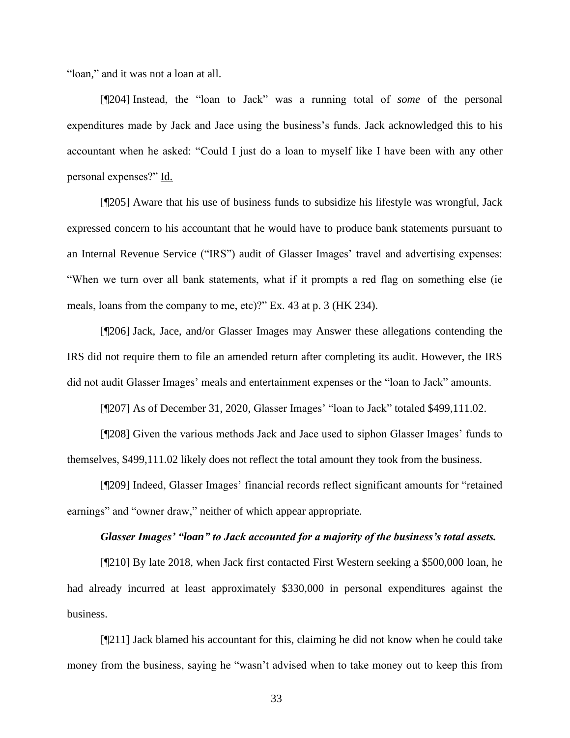"loan," and it was not a loan at all.

[¶204] Instead, the "loan to Jack" was a running total of *some* of the personal expenditures made by Jack and Jace using the business's funds. Jack acknowledged this to his accountant when he asked: "Could I just do a loan to myself like I have been with any other personal expenses?" Id.

[¶205] Aware that his use of business funds to subsidize his lifestyle was wrongful, Jack expressed concern to his accountant that he would have to produce bank statements pursuant to an Internal Revenue Service ("IRS") audit of Glasser Images' travel and advertising expenses: "When we turn over all bank statements, what if it prompts a red flag on something else (ie meals, loans from the company to me, etc)?" Ex. 43 at p. 3 (HK 234).

[¶206] Jack, Jace, and/or Glasser Images may Answer these allegations contending the IRS did not require them to file an amended return after completing its audit. However, the IRS did not audit Glasser Images' meals and entertainment expenses or the "loan to Jack" amounts.

[¶207] As of December 31, 2020, Glasser Images' "loan to Jack" totaled $499,111.02.

[¶208] Given the various methods Jack and Jace used to siphon Glasser Images' funds to themselves, $499,111.02 likely does not reflect the total amount they took from the business.

[¶209] Indeed, Glasser Images' financial records reflect significant amounts for "retained earnings" and "owner draw," neither of which appear appropriate.

***Glasser Images' "loan" to Jack accounted for a majority of the business's total assets.***

[¶210] By late 2018, when Jack first contacted First Western seeking a $500,000 loan, he had already incurred at least approximately $330,000 in personal expenditures against the business.

[¶211] Jack blamed his accountant for this, claiming he did not know when he could take money from the business, saying he "wasn't advised when to take money out to keep this from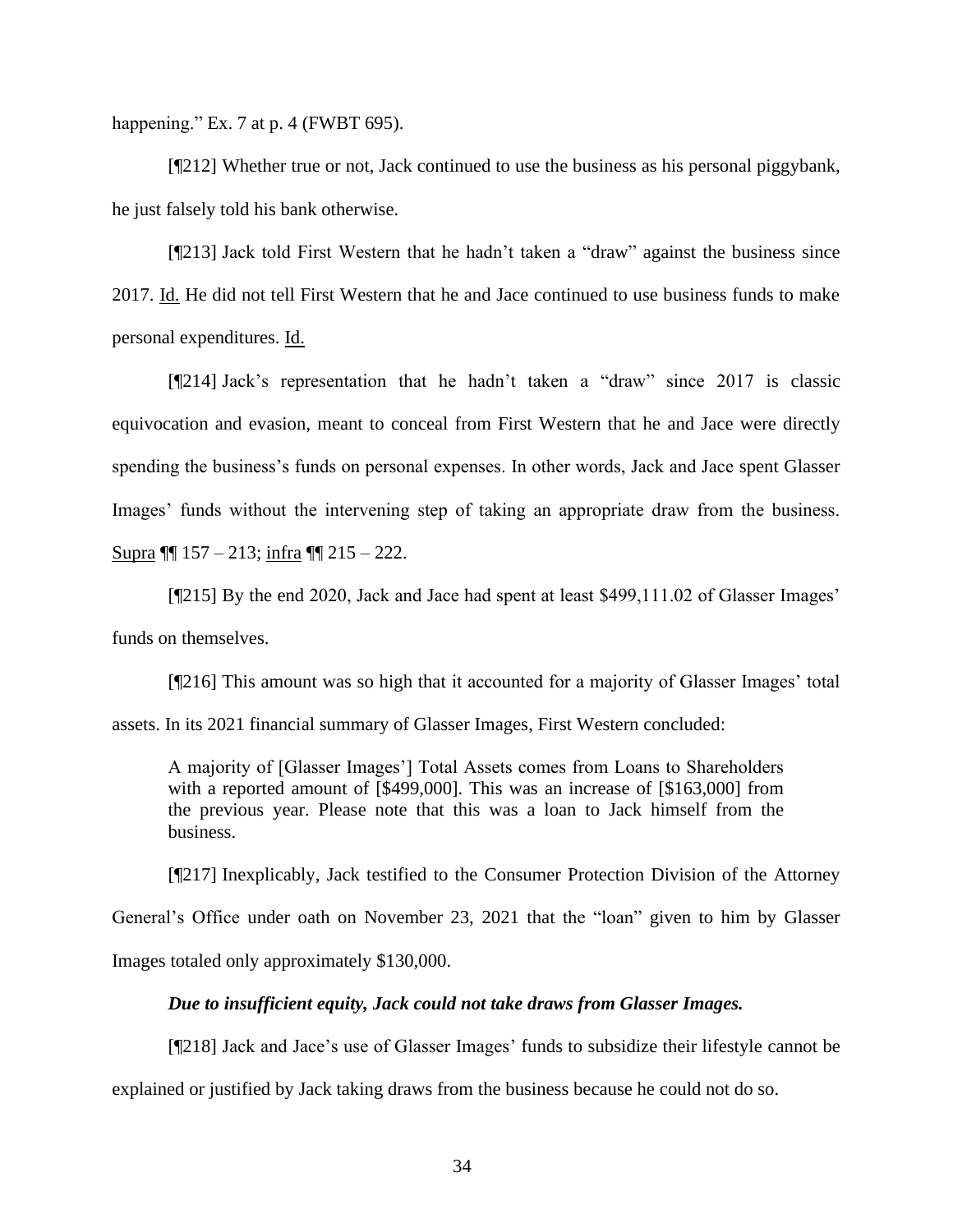happening." Ex. 7 at p. 4 (FWBT 695).

[¶212] Whether true or not, Jack continued to use the business as his personal piggybank, he just falsely told his bank otherwise.

[¶213] Jack told First Western that he hadn't taken a "draw" against the business since 2017. Id. He did not tell First Western that he and Jace continued to use business funds to make personal expenditures. Id.

[¶214] Jack's representation that he hadn't taken a "draw" since 2017 is classic equivocation and evasion, meant to conceal from First Western that he and Jace were directly spending the business's funds on personal expenses. In other words, Jack and Jace spent Glasser Images' funds without the intervening step of taking an appropriate draw from the business. Supra ¶¶ 157 – 213; infra ¶¶ 215 – 222.

[¶215] By the end 2020, Jack and Jace had spent at least $499,111.02 of Glasser Images' funds on themselves.

[¶216] This amount was so high that it accounted for a majority of Glasser Images' total assets. In its 2021 financial summary of Glasser Images, First Western concluded:

> A majority of [Glasser Images'] Total Assets comes from Loans to Shareholders with a reported amount of [$499,000]. This was an increase of [$163,000] from the previous year. Please note that this was a loan to Jack himself from the business.

[¶217] Inexplicably, Jack testified to the Consumer Protection Division of the Attorney General's Office under oath on November 23, 2021 that the "loan" given to him by Glasser Images totaled only approximately $130,000.

***Due to insufficient equity, Jack could not take draws from Glasser Images.***

[¶218] Jack and Jace's use of Glasser Images' funds to subsidize their lifestyle cannot be explained or justified by Jack taking draws from the business because he could not do so.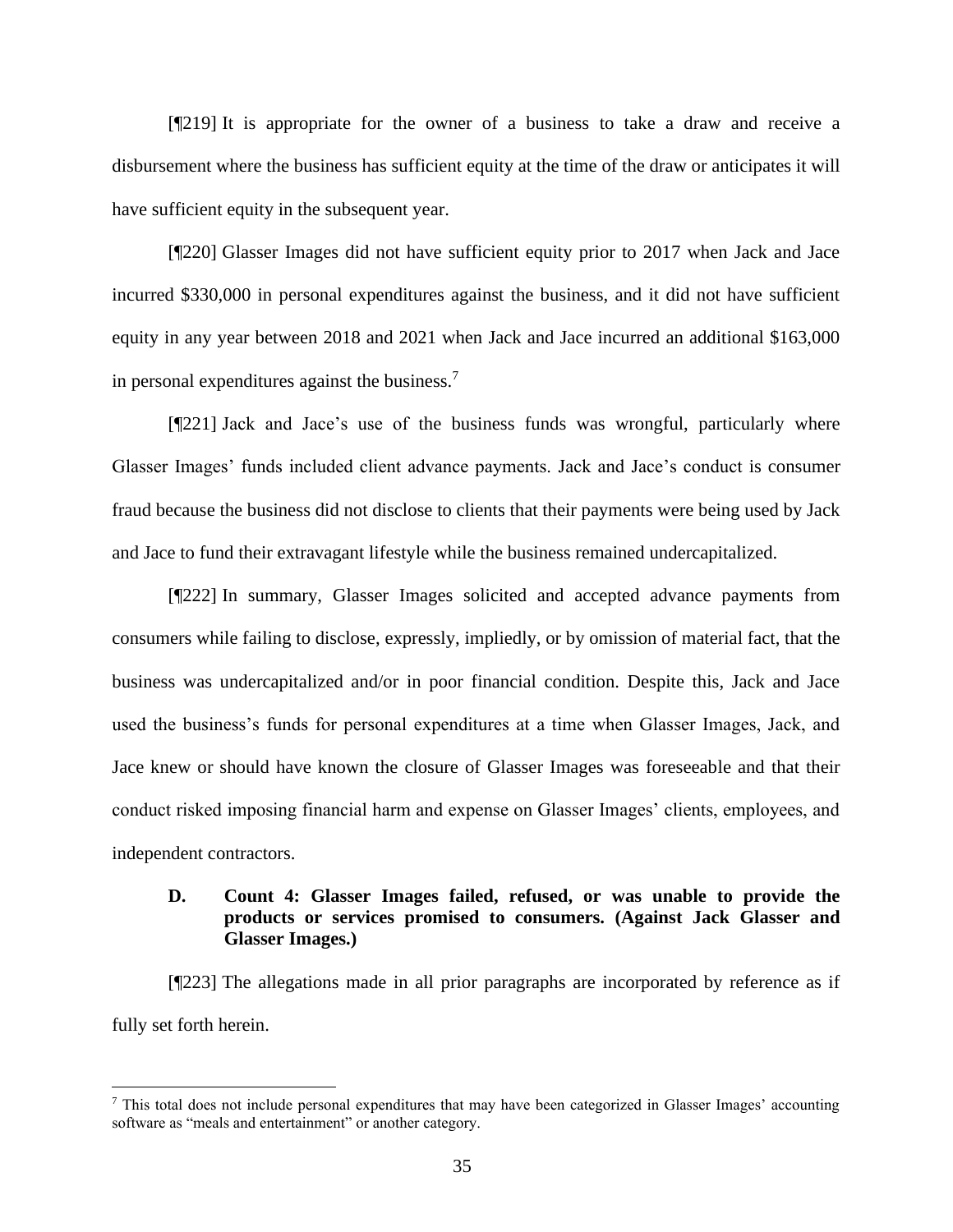[¶219] It is appropriate for the owner of a business to take a draw and receive a disbursement where the business has sufficient equity at the time of the draw or anticipates it will have sufficient equity in the subsequent year.

[¶220] Glasser Images did not have sufficient equity prior to 2017 when Jack and Jace incurred $330,000 in personal expenditures against the business, and it did not have sufficient equity in any year between 2018 and 2021 when Jack and Jace incurred an additional $163,000 in personal expenditures against the business.[7]

[¶221] Jack and Jace's use of the business funds was wrongful, particularly where Glasser Images' funds included client advance payments. Jack and Jace's conduct is consumer fraud because the business did not disclose to clients that their payments were being used by Jack and Jace to fund their extravagant lifestyle while the business remained undercapitalized.

[¶222] In summary, Glasser Images solicited and accepted advance payments from consumers while failing to disclose, expressly, impliedly, or by omission of material fact, that the business was undercapitalized and/or in poor financial condition. Despite this, Jack and Jace used the business's funds for personal expenditures at a time when Glasser Images, Jack, and Jace knew or should have known the closure of Glasser Images was foreseeable and that their conduct risked imposing financial harm and expense on Glasser Images' clients, employees, and independent contractors.

### D. Count 4: Glasser Images failed, refused, or was unable to provide the products or services promised to consumers. (Against Jack Glasser and Glasser Images.)

[¶223] The allegations made in all prior paragraphs are incorporated by reference as if fully set forth herein.

---

[7] This total does not include personal expenditures that may have been categorized in Glasser Images' accounting software as "meals and entertainment" or another category.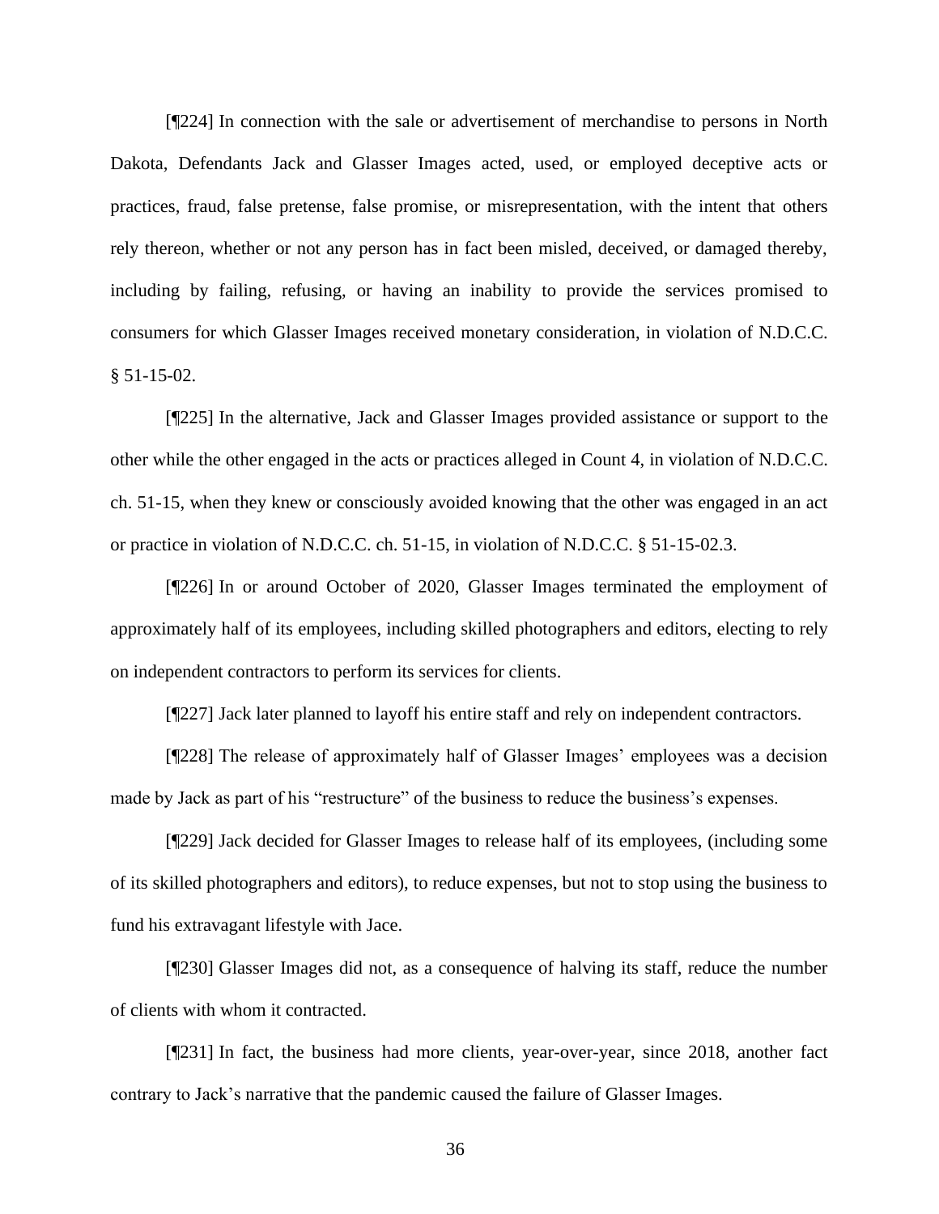[¶224] In connection with the sale or advertisement of merchandise to persons in North Dakota, Defendants Jack and Glasser Images acted, used, or employed deceptive acts or practices, fraud, false pretense, false promise, or misrepresentation, with the intent that others rely thereon, whether or not any person has in fact been misled, deceived, or damaged thereby, including by failing, refusing, or having an inability to provide the services promised to consumers for which Glasser Images received monetary consideration, in violation of N.D.C.C. § 51-15-02.

[¶225] In the alternative, Jack and Glasser Images provided assistance or support to the other while the other engaged in the acts or practices alleged in Count 4, in violation of N.D.C.C. ch. 51-15, when they knew or consciously avoided knowing that the other was engaged in an act or practice in violation of N.D.C.C. ch. 51-15, in violation of N.D.C.C. § 51-15-02.3.

[¶226] In or around October of 2020, Glasser Images terminated the employment of approximately half of its employees, including skilled photographers and editors, electing to rely on independent contractors to perform its services for clients.

[¶227] Jack later planned to layoff his entire staff and rely on independent contractors.

[¶228] The release of approximately half of Glasser Images' employees was a decision made by Jack as part of his "restructure" of the business to reduce the business's expenses.

[¶229] Jack decided for Glasser Images to release half of its employees, (including some of its skilled photographers and editors), to reduce expenses, but not to stop using the business to fund his extravagant lifestyle with Jace.

[¶230] Glasser Images did not, as a consequence of halving its staff, reduce the number of clients with whom it contracted.

[¶231] In fact, the business had more clients, year-over-year, since 2018, another fact contrary to Jack's narrative that the pandemic caused the failure of Glasser Images.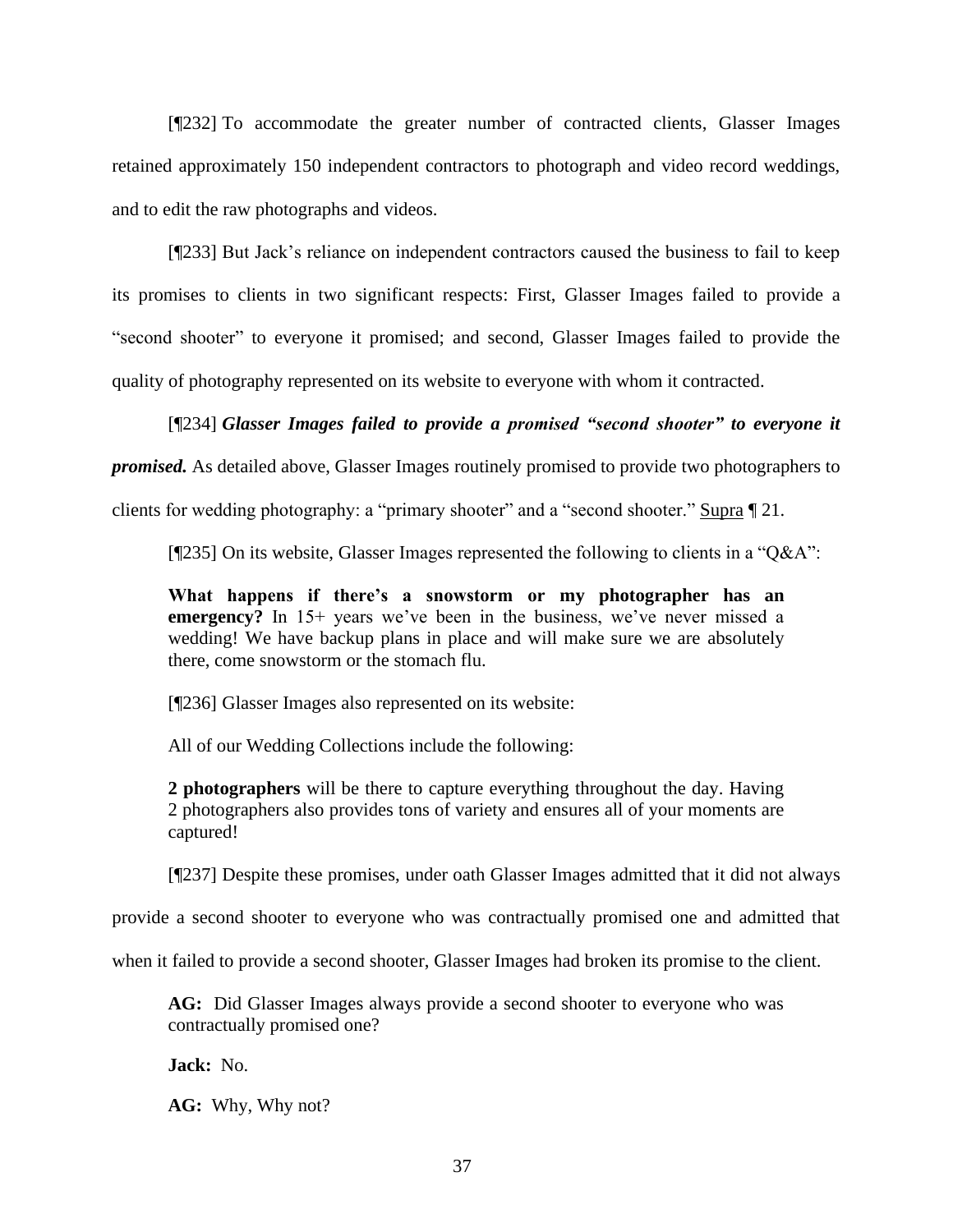[¶232] To accommodate the greater number of contracted clients, Glasser Images retained approximately 150 independent contractors to photograph and video record weddings, and to edit the raw photographs and videos.

[¶233] But Jack's reliance on independent contractors caused the business to fail to keep its promises to clients in two significant respects: First, Glasser Images failed to provide a "second shooter" to everyone it promised; and second, Glasser Images failed to provide the quality of photography represented on its website to everyone with whom it contracted.

[¶234] ***Glasser Images failed to provide a promised "second shooter" to everyone it promised.*** As detailed above, Glasser Images routinely promised to provide two photographers to clients for wedding photography: a "primary shooter" and a "second shooter." <u>Supra</u> ¶ 21.

[¶235] On its website, Glasser Images represented the following to clients in a "Q&A":

> **What happens if there's a snowstorm or my photographer has an emergency?** In 15+ years we've been in the business, we've never missed a wedding! We have backup plans in place and will make sure we are absolutely there, come snowstorm or the stomach flu.

[¶236] Glasser Images also represented on its website:

> All of our Wedding Collections include the following:
>
> **2 photographers** will be there to capture everything throughout the day. Having 2 photographers also provides tons of variety and ensures all of your moments are captured!

[¶237] Despite these promises, under oath Glasser Images admitted that it did not always provide a second shooter to everyone who was contractually promised one and admitted that when it failed to provide a second shooter, Glasser Images had broken its promise to the client.

> **AG:** Did Glasser Images always provide a second shooter to everyone who was contractually promised one?
>
> **Jack:** No.
>
> **AG:** Why, Why not?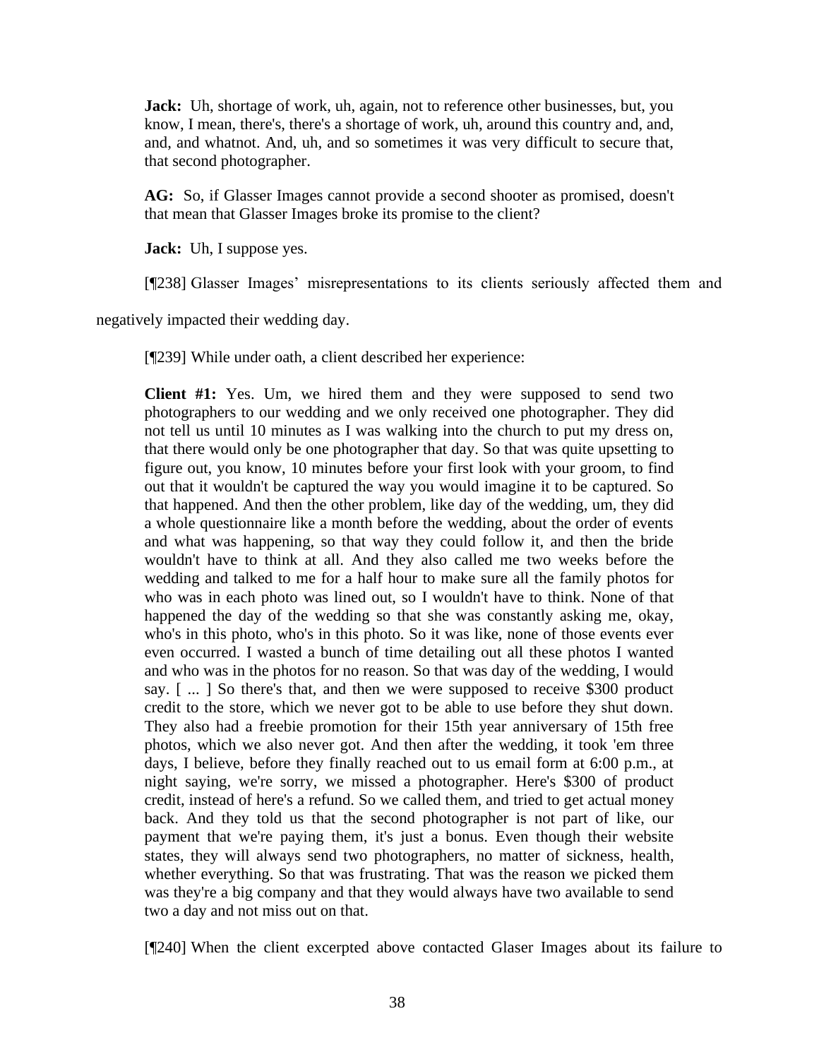**Jack:** Uh, shortage of work, uh, again, not to reference other businesses, but, you know, I mean, there's, there's a shortage of work, uh, around this country and, and, and, and whatnot. And, uh, and so sometimes it was very difficult to secure that, that second photographer.

**AG:** So, if Glasser Images cannot provide a second shooter as promised, doesn't that mean that Glasser Images broke its promise to the client?

**Jack:** Uh, I suppose yes.

[¶238] Glasser Images' misrepresentations to its clients seriously affected them and negatively impacted their wedding day.

[¶239] While under oath, a client described her experience:

**Client #1:** Yes. Um, we hired them and they were supposed to send two photographers to our wedding and we only received one photographer. They did not tell us until 10 minutes as I was walking into the church to put my dress on, that there would only be one photographer that day. So that was quite upsetting to figure out, you know, 10 minutes before your first look with your groom, to find out that it wouldn't be captured the way you would imagine it to be captured. So that happened. And then the other problem, like day of the wedding, um, they did a whole questionnaire like a month before the wedding, about the order of events and what was happening, so that way they could follow it, and then the bride wouldn't have to think at all. And they also called me two weeks before the wedding and talked to me for a half hour to make sure all the family photos for who was in each photo was lined out, so I wouldn't have to think. None of that happened the day of the wedding so that she was constantly asking me, okay, who's in this photo, who's in this photo. So it was like, none of those events ever even occurred. I wasted a bunch of time detailing out all these photos I wanted and who was in the photos for no reason. So that was day of the wedding, I would say. [ ... ] So there's that, and then we were supposed to receive $300 product credit to the store, which we never got to be able to use before they shut down. They also had a freebie promotion for their 15th year anniversary of 15th free photos, which we also never got. And then after the wedding, it took 'em three days, I believe, before they finally reached out to us email form at 6:00 p.m., at night saying, we're sorry, we missed a photographer. Here's $300 of product credit, instead of here's a refund. So we called them, and tried to get actual money back. And they told us that the second photographer is not part of like, our payment that we're paying them, it's just a bonus. Even though their website states, they will always send two photographers, no matter of sickness, health, whether everything. So that was frustrating. That was the reason we picked them was they're a big company and that they would always have two available to send two a day and not miss out on that.

[¶240] When the client excerpted above contacted Glaser Images about its failure to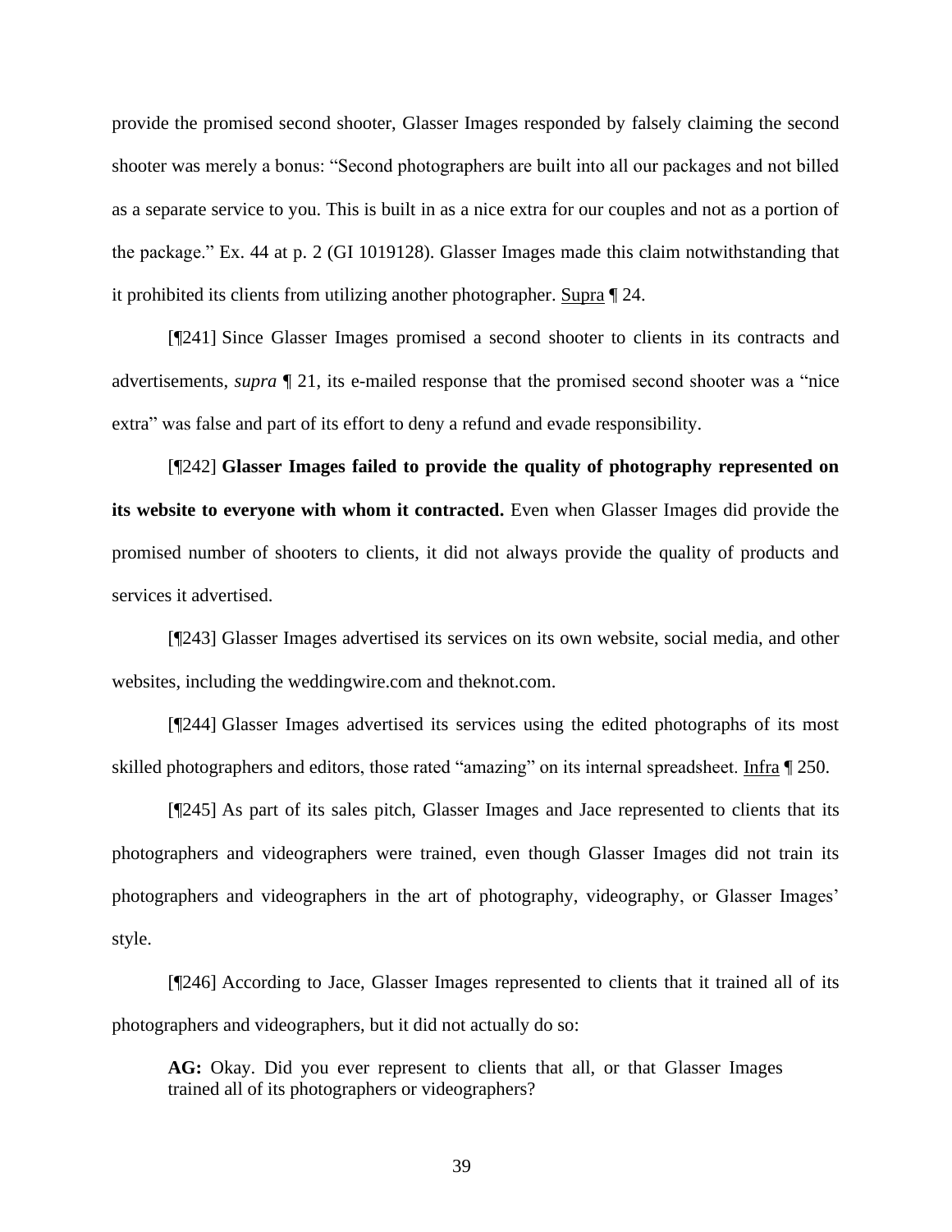provide the promised second shooter, Glasser Images responded by falsely claiming the second shooter was merely a bonus: "Second photographers are built into all our packages and not billed as a separate service to you. This is built in as a nice extra for our couples and not as a portion of the package." Ex. 44 at p. 2 (GI 1019128). Glasser Images made this claim notwithstanding that it prohibited its clients from utilizing another photographer. Supra ¶ 24.

[¶241] Since Glasser Images promised a second shooter to clients in its contracts and advertisements, *supra* ¶ 21, its e-mailed response that the promised second shooter was a "nice extra" was false and part of its effort to deny a refund and evade responsibility.

[¶242] **Glasser Images failed to provide the quality of photography represented on its website to everyone with whom it contracted.** Even when Glasser Images did provide the promised number of shooters to clients, it did not always provide the quality of products and services it advertised.

[¶243] Glasser Images advertised its services on its own website, social media, and other websites, including the weddingwire.com and theknot.com.

[¶244] Glasser Images advertised its services using the edited photographs of its most skilled photographers and editors, those rated "amazing" on its internal spreadsheet. Infra ¶ 250.

[¶245] As part of its sales pitch, Glasser Images and Jace represented to clients that its photographers and videographers were trained, even though Glasser Images did not train its photographers and videographers in the art of photography, videography, or Glasser Images' style.

[¶246] According to Jace, Glasser Images represented to clients that it trained all of its photographers and videographers, but it did not actually do so:

> **AG:** Okay. Did you ever represent to clients that all, or that Glasser Images trained all of its photographers or videographers?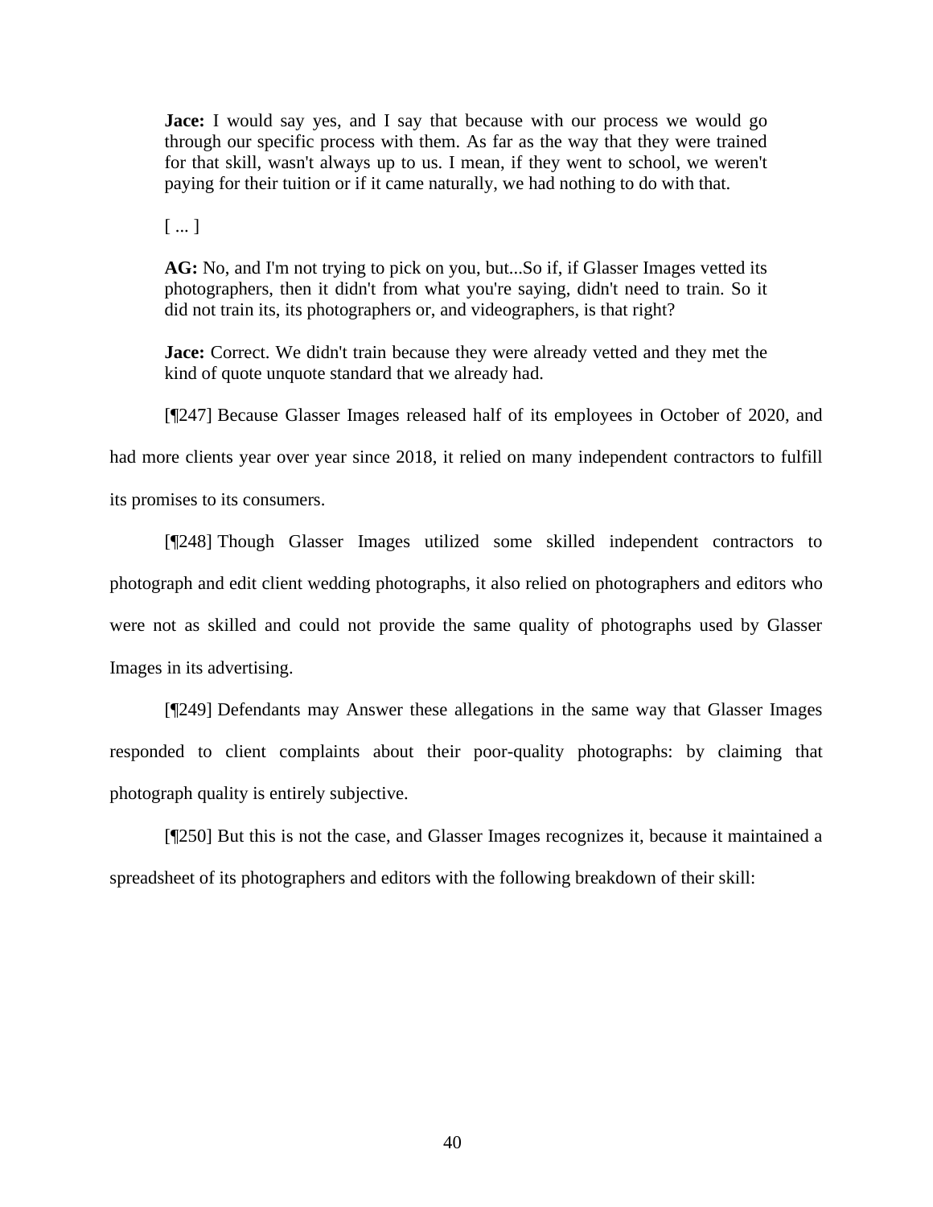> **Jace:** I would say yes, and I say that because with our process we would go through our specific process with them. As far as the way that they were trained for that skill, wasn't always up to us. I mean, if they went to school, we weren't paying for their tuition or if it came naturally, we had nothing to do with that.
>
> [ ... ]
>
> **AG:** No, and I'm not trying to pick on you, but...So if, if Glasser Images vetted its photographers, then it didn't from what you're saying, didn't need to train. So it did not train its, its photographers or, and videographers, is that right?
>
> **Jace:** Correct. We didn't train because they were already vetted and they met the kind of quote unquote standard that we already had.

[¶247] Because Glasser Images released half of its employees in October of 2020, and had more clients year over year since 2018, it relied on many independent contractors to fulfill its promises to its consumers.

[¶248] Though Glasser Images utilized some skilled independent contractors to photograph and edit client wedding photographs, it also relied on photographers and editors who were not as skilled and could not provide the same quality of photographs used by Glasser Images in its advertising.

[¶249] Defendants may Answer these allegations in the same way that Glasser Images responded to client complaints about their poor-quality photographs: by claiming that photograph quality is entirely subjective.

[¶250] But this is not the case, and Glasser Images recognizes it, because it maintained a spreadsheet of its photographers and editors with the following breakdown of their skill: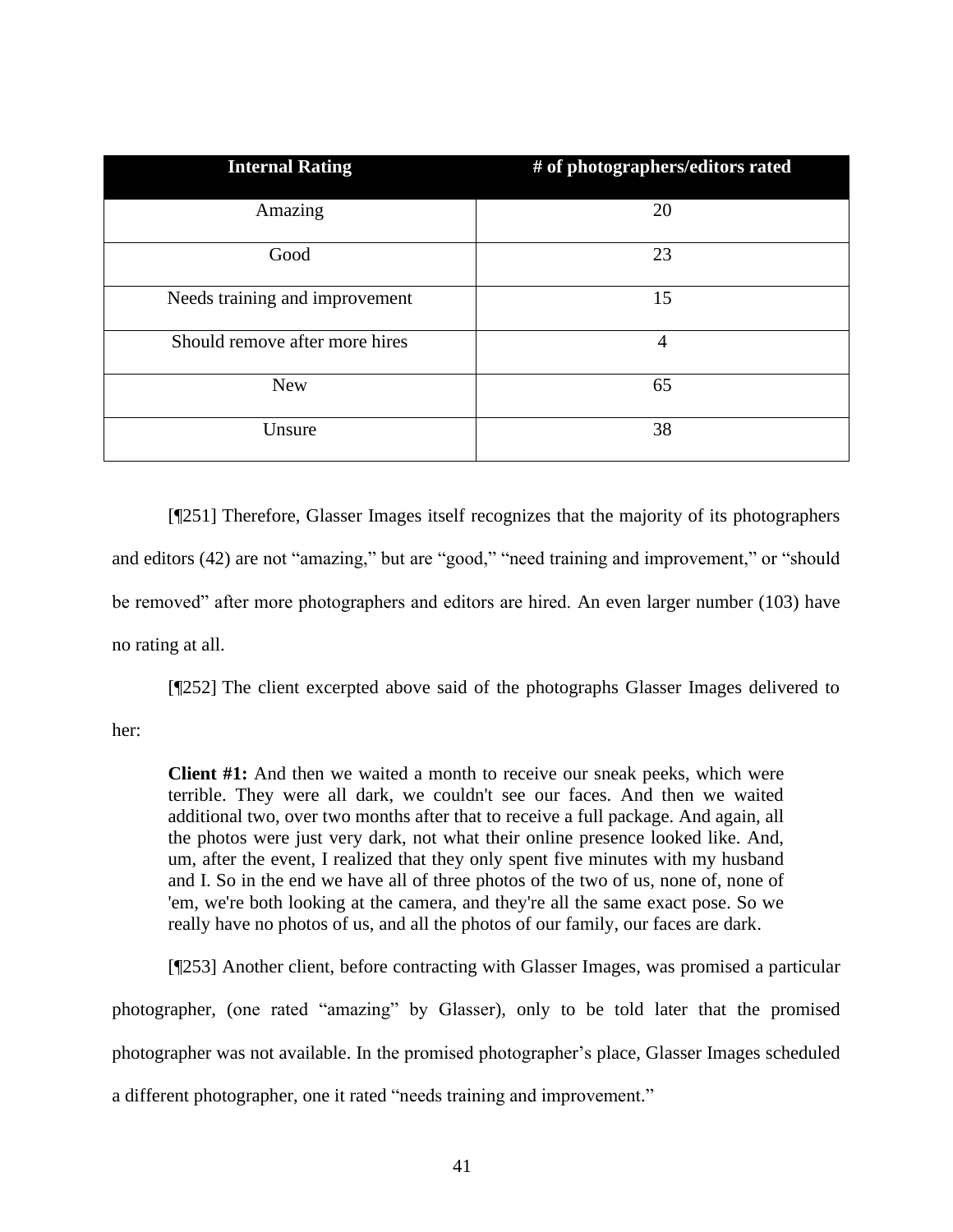| Internal Rating | # of photographers/editors rated |
|---|---|
| Amazing | 20 |
| Good | 23 |
| Needs training and improvement | 15 |
| Should remove after more hires | 4 |
| New | 65 |
| Unsure | 38 |

[¶251] Therefore, Glasser Images itself recognizes that the majority of its photographers and editors (42) are not "amazing," but are "good," "need training and improvement," or "should be removed" after more photographers and editors are hired. An even larger number (103) have no rating at all.

[¶252] The client excerpted above said of the photographs Glasser Images delivered to her:

> **Client #1:** And then we waited a month to receive our sneak peeks, which were terrible. They were all dark, we couldn't see our faces. And then we waited additional two, over two months after that to receive a full package. And again, all the photos were just very dark, not what their online presence looked like. And, um, after the event, I realized that they only spent five minutes with my husband and I. So in the end we have all of three photos of the two of us, none of, none of 'em, we're both looking at the camera, and they're all the same exact pose. So we really have no photos of us, and all the photos of our family, our faces are dark.

[¶253] Another client, before contracting with Glasser Images, was promised a particular photographer, (one rated "amazing" by Glasser), only to be told later that the promised photographer was not available. In the promised photographer's place, Glasser Images scheduled a different photographer, one it rated "needs training and improvement."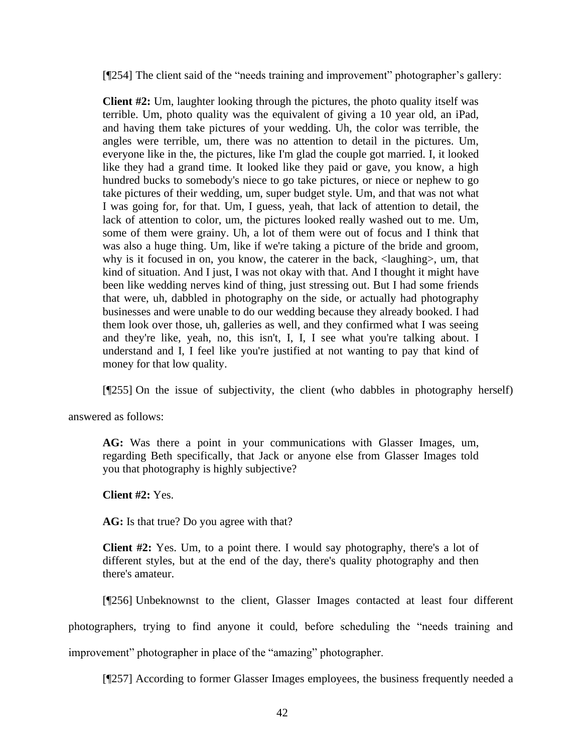[¶254] The client said of the "needs training and improvement" photographer's gallery:

> **Client #2:** Um, laughter looking through the pictures, the photo quality itself was terrible. Um, photo quality was the equivalent of giving a 10 year old, an iPad, and having them take pictures of your wedding. Uh, the color was terrible, the angles were terrible, um, there was no attention to detail in the pictures. Um, everyone like in the, the pictures, like I'm glad the couple got married. I, it looked like they had a grand time. It looked like they paid or gave, you know, a high hundred bucks to somebody's niece to go take pictures, or niece or nephew to go take pictures of their wedding, um, super budget style. Um, and that was not what I was going for, for that. Um, I guess, yeah, that lack of attention to detail, the lack of attention to color, um, the pictures looked really washed out to me. Um, some of them were grainy. Uh, a lot of them were out of focus and I think that was also a huge thing. Um, like if we're taking a picture of the bride and groom, why is it focused in on, you know, the caterer in the back, <laughing>, um, that kind of situation. And I just, I was not okay with that. And I thought it might have been like wedding nerves kind of thing, just stressing out. But I had some friends that were, uh, dabbled in photography on the side, or actually had photography businesses and were unable to do our wedding because they already booked. I had them look over those, uh, galleries as well, and they confirmed what I was seeing and they're like, yeah, no, this isn't, I, I, I see what you're talking about. I understand and I, I feel like you're justified at not wanting to pay that kind of money for that low quality.

[¶255] On the issue of subjectivity, the client (who dabbles in photography herself) answered as follows:

> **AG:** Was there a point in your communications with Glasser Images, um, regarding Beth specifically, that Jack or anyone else from Glasser Images told you that photography is highly subjective?
>
> **Client #2:** Yes.
>
> **AG:** Is that true? Do you agree with that?
>
> **Client #2:** Yes. Um, to a point there. I would say photography, there's a lot of different styles, but at the end of the day, there's quality photography and then there's amateur.

[¶256] Unbeknownst to the client, Glasser Images contacted at least four different photographers, trying to find anyone it could, before scheduling the "needs training and improvement" photographer in place of the "amazing" photographer.

[¶257] According to former Glasser Images employees, the business frequently needed a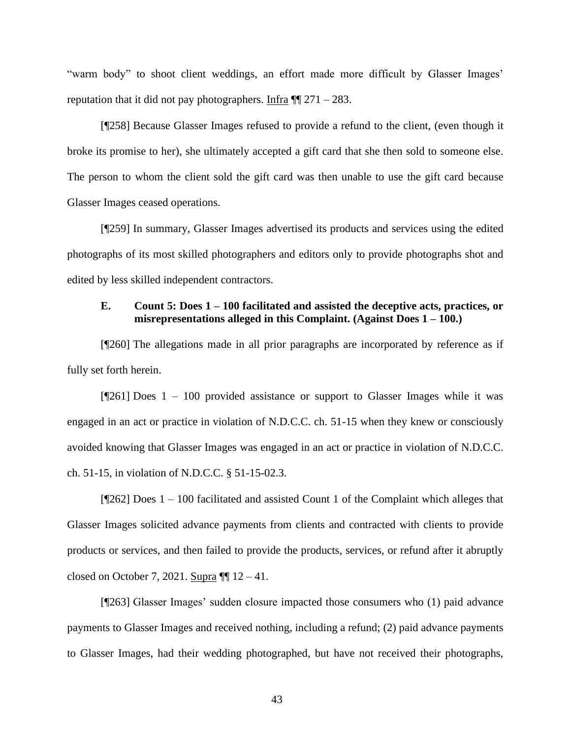"warm body" to shoot client weddings, an effort made more difficult by Glasser Images' reputation that it did not pay photographers. Infra ¶¶ 271 – 283.

[¶258] Because Glasser Images refused to provide a refund to the client, (even though it broke its promise to her), she ultimately accepted a gift card that she then sold to someone else. The person to whom the client sold the gift card was then unable to use the gift card because Glasser Images ceased operations.

[¶259] In summary, Glasser Images advertised its products and services using the edited photographs of its most skilled photographers and editors only to provide photographs shot and edited by less skilled independent contractors.

### E. Count 5: Does 1 – 100 facilitated and assisted the deceptive acts, practices, or misrepresentations alleged in this Complaint. (Against Does 1 – 100.)

[¶260] The allegations made in all prior paragraphs are incorporated by reference as if fully set forth herein.

[¶261] Does 1 – 100 provided assistance or support to Glasser Images while it was engaged in an act or practice in violation of N.D.C.C. ch. 51-15 when they knew or consciously avoided knowing that Glasser Images was engaged in an act or practice in violation of N.D.C.C. ch. 51-15, in violation of N.D.C.C. § 51-15-02.3.

[¶262] Does 1 – 100 facilitated and assisted Count 1 of the Complaint which alleges that Glasser Images solicited advance payments from clients and contracted with clients to provide products or services, and then failed to provide the products, services, or refund after it abruptly closed on October 7, 2021. Supra ¶¶ 12 – 41.

[¶263] Glasser Images' sudden closure impacted those consumers who (1) paid advance payments to Glasser Images and received nothing, including a refund; (2) paid advance payments to Glasser Images, had their wedding photographed, but have not received their photographs,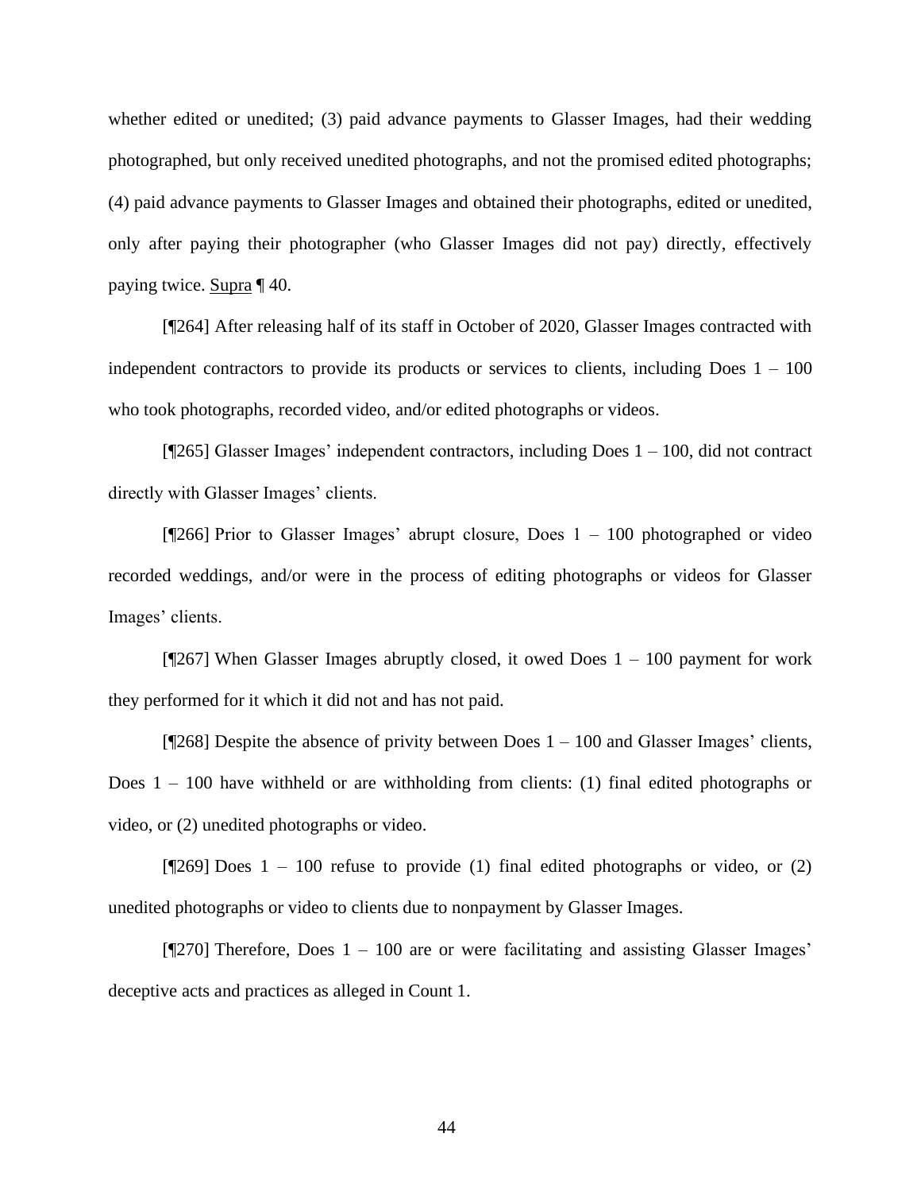whether edited or unedited; (3) paid advance payments to Glasser Images, had their wedding photographed, but only received unedited photographs, and not the promised edited photographs; (4) paid advance payments to Glasser Images and obtained their photographs, edited or unedited, only after paying their photographer (who Glasser Images did not pay) directly, effectively paying twice. Supra ¶ 40.

[¶264] After releasing half of its staff in October of 2020, Glasser Images contracted with independent contractors to provide its products or services to clients, including Does 1 – 100 who took photographs, recorded video, and/or edited photographs or videos.

[¶265] Glasser Images' independent contractors, including Does 1 – 100, did not contract directly with Glasser Images' clients.

[¶266] Prior to Glasser Images' abrupt closure, Does 1 – 100 photographed or video recorded weddings, and/or were in the process of editing photographs or videos for Glasser Images' clients.

[¶267] When Glasser Images abruptly closed, it owed Does 1 – 100 payment for work they performed for it which it did not and has not paid.

[¶268] Despite the absence of privity between Does 1 – 100 and Glasser Images' clients, Does 1 – 100 have withheld or are withholding from clients: (1) final edited photographs or video, or (2) unedited photographs or video.

[¶269] Does 1 – 100 refuse to provide (1) final edited photographs or video, or (2) unedited photographs or video to clients due to nonpayment by Glasser Images.

[¶270] Therefore, Does 1 – 100 are or were facilitating and assisting Glasser Images' deceptive acts and practices as alleged in Count 1.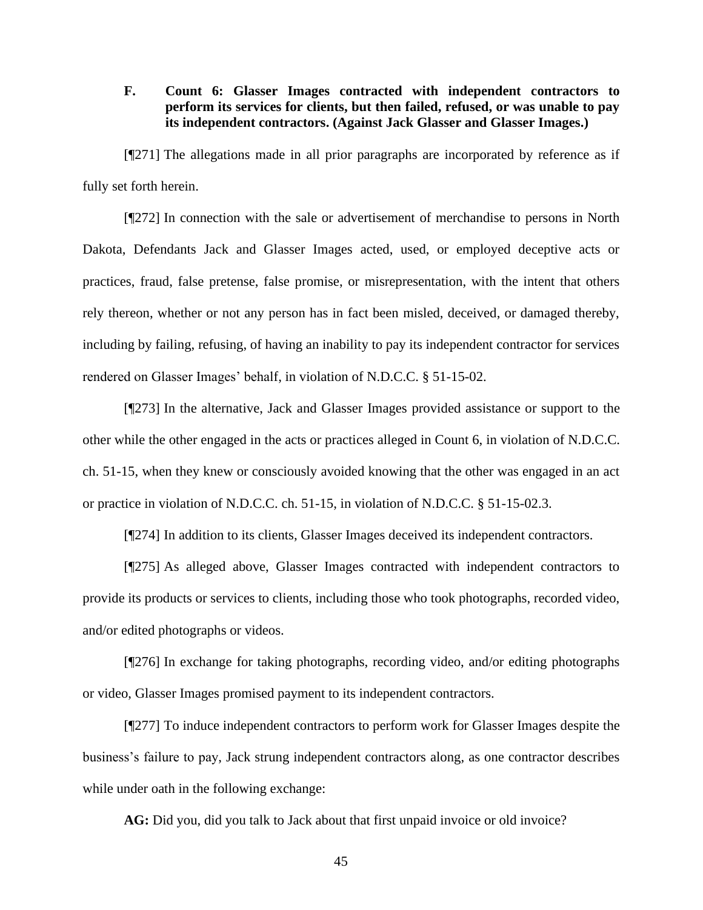### F. Count 6: Glasser Images contracted with independent contractors to perform its services for clients, but then failed, refused, or was unable to pay its independent contractors. (Against Jack Glasser and Glasser Images.)

[¶271] The allegations made in all prior paragraphs are incorporated by reference as if fully set forth herein.

[¶272] In connection with the sale or advertisement of merchandise to persons in North Dakota, Defendants Jack and Glasser Images acted, used, or employed deceptive acts or practices, fraud, false pretense, false promise, or misrepresentation, with the intent that others rely thereon, whether or not any person has in fact been misled, deceived, or damaged thereby, including by failing, refusing, of having an inability to pay its independent contractor for services rendered on Glasser Images' behalf, in violation of N.D.C.C. § 51-15-02.

[¶273] In the alternative, Jack and Glasser Images provided assistance or support to the other while the other engaged in the acts or practices alleged in Count 6, in violation of N.D.C.C. ch. 51-15, when they knew or consciously avoided knowing that the other was engaged in an act or practice in violation of N.D.C.C. ch. 51-15, in violation of N.D.C.C. § 51-15-02.3.

[¶274] In addition to its clients, Glasser Images deceived its independent contractors.

[¶275] As alleged above, Glasser Images contracted with independent contractors to provide its products or services to clients, including those who took photographs, recorded video, and/or edited photographs or videos.

[¶276] In exchange for taking photographs, recording video, and/or editing photographs or video, Glasser Images promised payment to its independent contractors.

[¶277] To induce independent contractors to perform work for Glasser Images despite the business's failure to pay, Jack strung independent contractors along, as one contractor describes while under oath in the following exchange:

**AG:** Did you, did you talk to Jack about that first unpaid invoice or old invoice?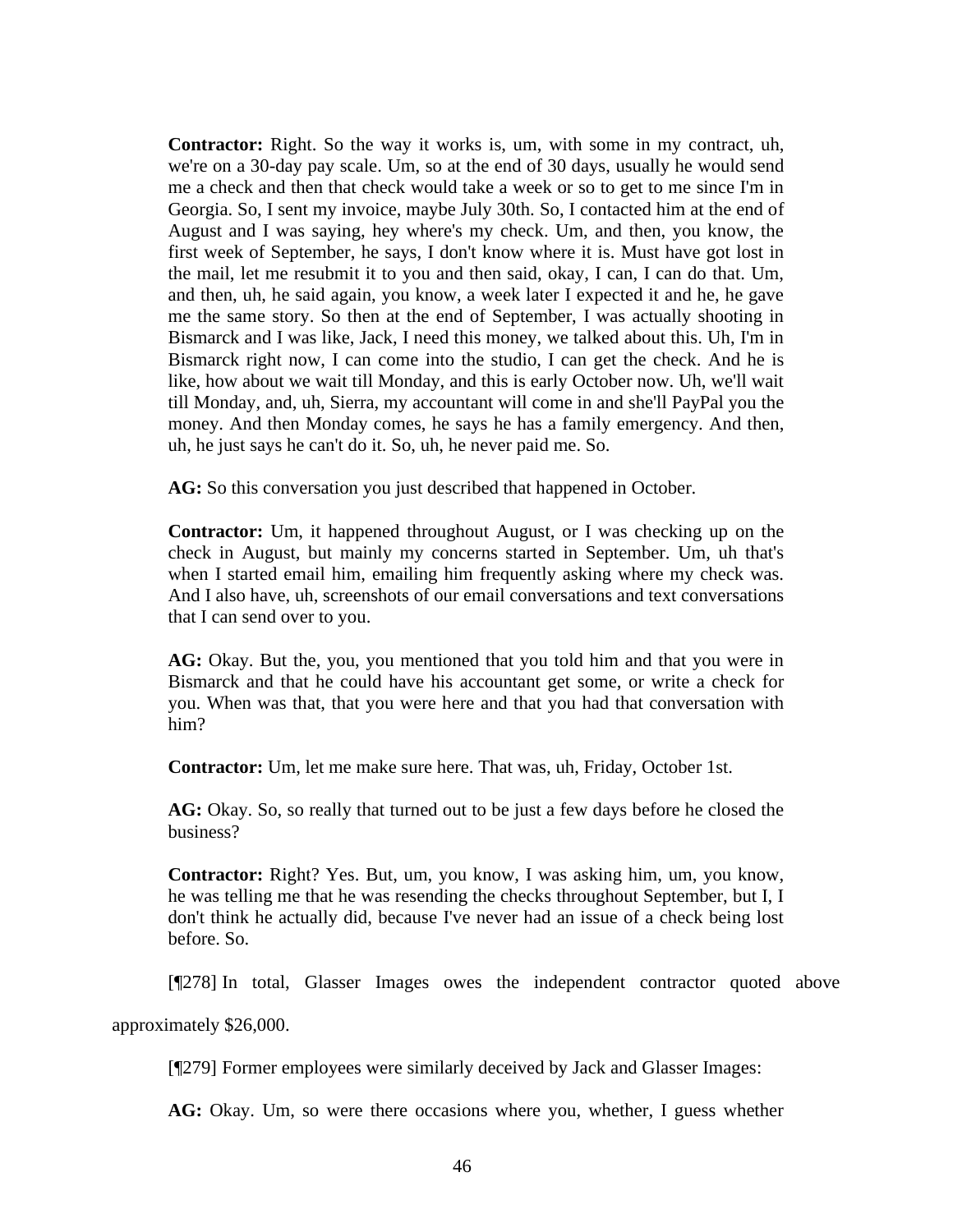> **Contractor:** Right. So the way it works is, um, with some in my contract, uh, we're on a 30-day pay scale. Um, so at the end of 30 days, usually he would send me a check and then that check would take a week or so to get to me since I'm in Georgia. So, I sent my invoice, maybe July 30th. So, I contacted him at the end of August and I was saying, hey where's my check. Um, and then, you know, the first week of September, he says, I don't know where it is. Must have got lost in the mail, let me resubmit it to you and then said, okay, I can, I can do that. Um, and then, uh, he said again, you know, a week later I expected it and he, he gave me the same story. So then at the end of September, I was actually shooting in Bismarck and I was like, Jack, I need this money, we talked about this. Uh, I'm in Bismarck right now, I can come into the studio, I can get the check. And he is like, how about we wait till Monday, and this is early October now. Uh, we'll wait till Monday, and, uh, Sierra, my accountant will come in and she'll PayPal you the money. And then Monday comes, he says he has a family emergency. And then, uh, he just says he can't do it. So, uh, he never paid me. So.
>
> **AG:** So this conversation you just described that happened in October.
>
> **Contractor:** Um, it happened throughout August, or I was checking up on the check in August, but mainly my concerns started in September. Um, uh that's when I started email him, emailing him frequently asking where my check was. And I also have, uh, screenshots of our email conversations and text conversations that I can send over to you.
>
> **AG:** Okay. But the, you, you mentioned that you told him and that you were in Bismarck and that he could have his accountant get some, or write a check for you. When was that, that you were here and that you had that conversation with him?
>
> **Contractor:** Um, let me make sure here. That was, uh, Friday, October 1st.
>
> **AG:** Okay. So, so really that turned out to be just a few days before he closed the business?
>
> **Contractor:** Right? Yes. But, um, you know, I was asking him, um, you know, he was telling me that he was resending the checks throughout September, but I, I don't think he actually did, because I've never had an issue of a check being lost before. So.

[¶278] In total, Glasser Images owes the independent contractor quoted above approximately $26,000.

[¶279] Former employees were similarly deceived by Jack and Glasser Images:

> **AG:** Okay. Um, so were there occasions where you, whether, I guess whether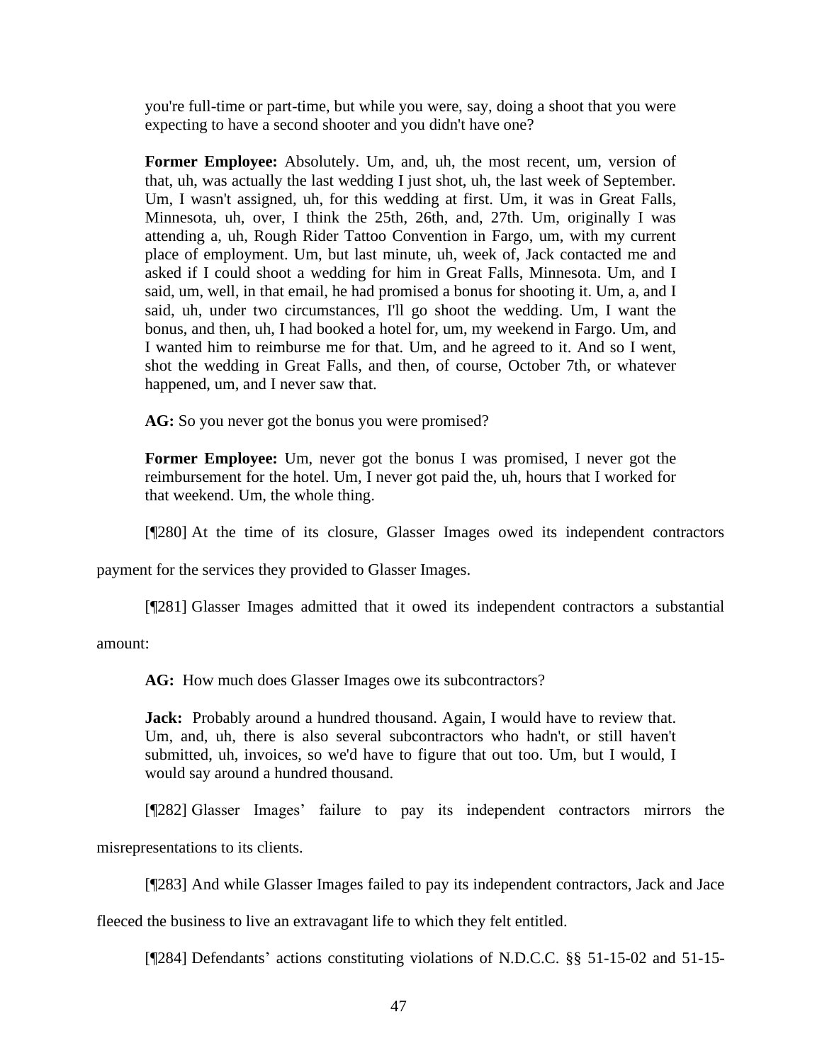you're full-time or part-time, but while you were, say, doing a shoot that you were expecting to have a second shooter and you didn't have one?

**Former Employee:** Absolutely. Um, and, uh, the most recent, um, version of that, uh, was actually the last wedding I just shot, uh, the last week of September. Um, I wasn't assigned, uh, for this wedding at first. Um, it was in Great Falls, Minnesota, uh, over, I think the 25th, 26th, and, 27th. Um, originally I was attending a, uh, Rough Rider Tattoo Convention in Fargo, um, with my current place of employment. Um, but last minute, uh, week of, Jack contacted me and asked if I could shoot a wedding for him in Great Falls, Minnesota. Um, and I said, um, well, in that email, he had promised a bonus for shooting it. Um, a, and I said, uh, under two circumstances, I'll go shoot the wedding. Um, I want the bonus, and then, uh, I had booked a hotel for, um, my weekend in Fargo. Um, and I wanted him to reimburse me for that. Um, and he agreed to it. And so I went, shot the wedding in Great Falls, and then, of course, October 7th, or whatever happened, um, and I never saw that.

**AG:** So you never got the bonus you were promised?

**Former Employee:** Um, never got the bonus I was promised, I never got the reimbursement for the hotel. Um, I never got paid the, uh, hours that I worked for that weekend. Um, the whole thing.

[¶280] At the time of its closure, Glasser Images owed its independent contractors payment for the services they provided to Glasser Images.

[¶281] Glasser Images admitted that it owed its independent contractors a substantial amount:

**AG:** How much does Glasser Images owe its subcontractors?

**Jack:** Probably around a hundred thousand. Again, I would have to review that. Um, and, uh, there is also several subcontractors who hadn't, or still haven't submitted, uh, invoices, so we'd have to figure that out too. Um, but I would, I would say around a hundred thousand.

[¶282] Glasser Images' failure to pay its independent contractors mirrors the misrepresentations to its clients.

[¶283] And while Glasser Images failed to pay its independent contractors, Jack and Jace fleeced the business to live an extravagant life to which they felt entitled.

[¶284] Defendants' actions constituting violations of N.D.C.C. §§ 51-15-02 and 51-15-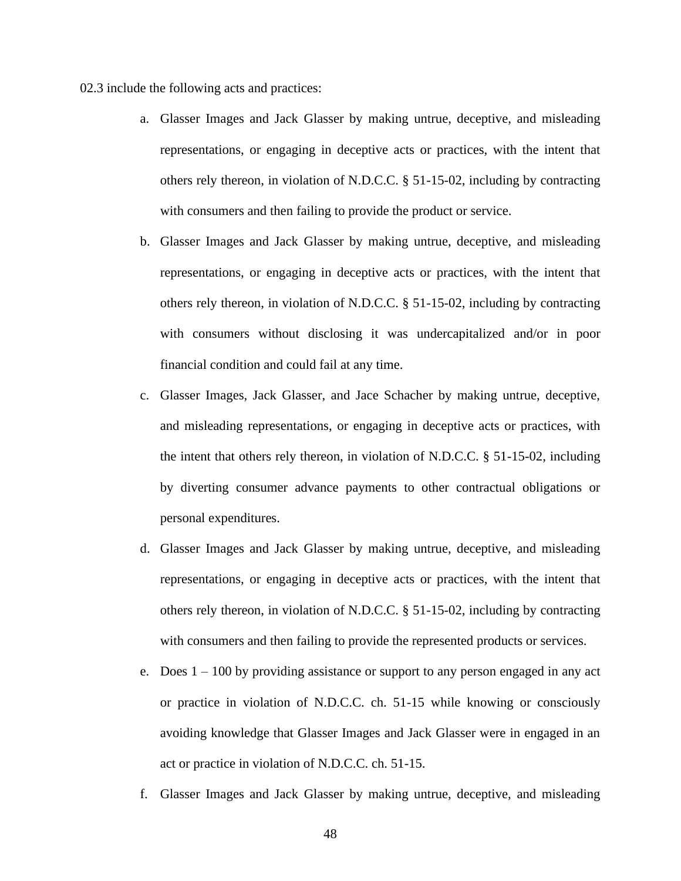02.3 include the following acts and practices:

a. Glasser Images and Jack Glasser by making untrue, deceptive, and misleading representations, or engaging in deceptive acts or practices, with the intent that others rely thereon, in violation of N.D.C.C. § 51-15-02, including by contracting with consumers and then failing to provide the product or service.

b. Glasser Images and Jack Glasser by making untrue, deceptive, and misleading representations, or engaging in deceptive acts or practices, with the intent that others rely thereon, in violation of N.D.C.C. § 51-15-02, including by contracting with consumers without disclosing it was undercapitalized and/or in poor financial condition and could fail at any time.

c. Glasser Images, Jack Glasser, and Jace Schacher by making untrue, deceptive, and misleading representations, or engaging in deceptive acts or practices, with the intent that others rely thereon, in violation of N.D.C.C. § 51-15-02, including by diverting consumer advance payments to other contractual obligations or personal expenditures.

d. Glasser Images and Jack Glasser by making untrue, deceptive, and misleading representations, or engaging in deceptive acts or practices, with the intent that others rely thereon, in violation of N.D.C.C. § 51-15-02, including by contracting with consumers and then failing to provide the represented products or services.

e. Does 1 – 100 by providing assistance or support to any person engaged in any act or practice in violation of N.D.C.C. ch. 51-15 while knowing or consciously avoiding knowledge that Glasser Images and Jack Glasser were in engaged in an act or practice in violation of N.D.C.C. ch. 51-15.

f. Glasser Images and Jack Glasser by making untrue, deceptive, and misleading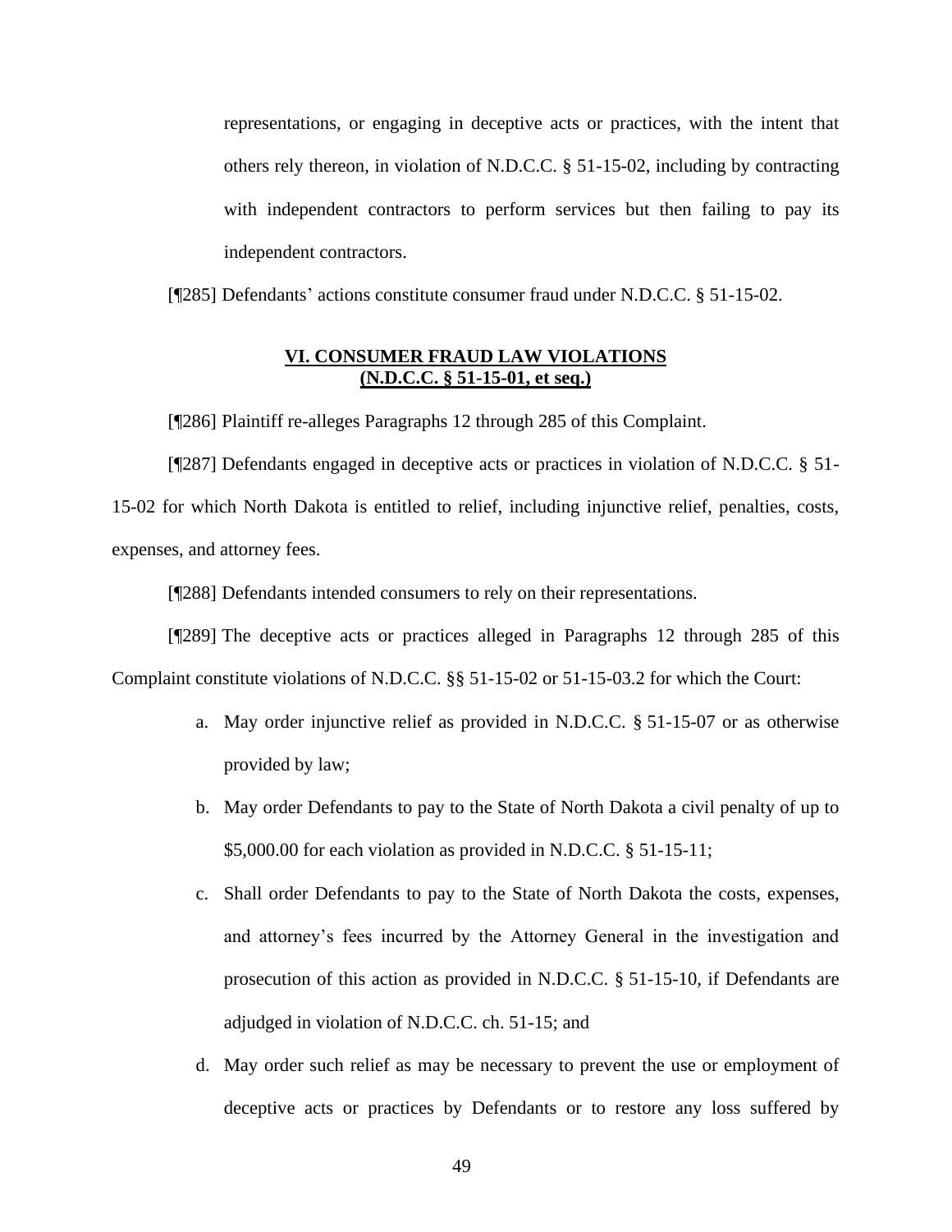representations, or engaging in deceptive acts or practices, with the intent that others rely thereon, in violation of N.D.C.C. § 51-15-02, including by contracting with independent contractors to perform services but then failing to pay its independent contractors.

[¶285] Defendants' actions constitute consumer fraud under N.D.C.C. § 51-15-02.

## VI. CONSUMER FRAUD LAW VIOLATIONS (N.D.C.C. § 51-15-01, et seq.)

[¶286] Plaintiff re-alleges Paragraphs 12 through 285 of this Complaint.

[¶287] Defendants engaged in deceptive acts or practices in violation of N.D.C.C. § 51-15-02 for which North Dakota is entitled to relief, including injunctive relief, penalties, costs, expenses, and attorney fees.

[¶288] Defendants intended consumers to rely on their representations.

[¶289] The deceptive acts or practices alleged in Paragraphs 12 through 285 of this Complaint constitute violations of N.D.C.C. §§ 51-15-02 or 51-15-03.2 for which the Court:

a. May order injunctive relief as provided in N.D.C.C. § 51-15-07 or as otherwise provided by law;

b. May order Defendants to pay to the State of North Dakota a civil penalty of up to $5,000.00 for each violation as provided in N.D.C.C. § 51-15-11;

c. Shall order Defendants to pay to the State of North Dakota the costs, expenses, and attorney's fees incurred by the Attorney General in the investigation and prosecution of this action as provided in N.D.C.C. § 51-15-10, if Defendants are adjudged in violation of N.D.C.C. ch. 51-15; and

d. May order such relief as may be necessary to prevent the use or employment of deceptive acts or practices by Defendants or to restore any loss suffered by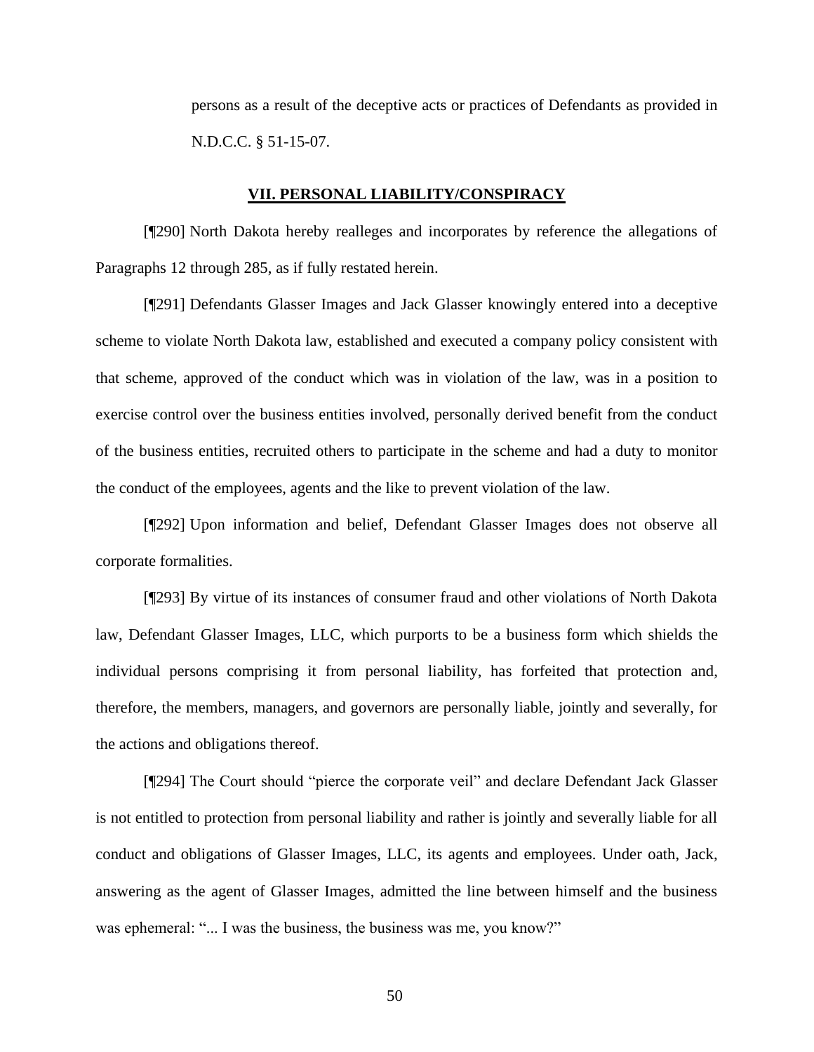persons as a result of the deceptive acts or practices of Defendants as provided in N.D.C.C. § 51-15-07.

## VII. PERSONAL LIABILITY/CONSPIRACY

[¶290] North Dakota hereby realleges and incorporates by reference the allegations of Paragraphs 12 through 285, as if fully restated herein.

[¶291] Defendants Glasser Images and Jack Glasser knowingly entered into a deceptive scheme to violate North Dakota law, established and executed a company policy consistent with that scheme, approved of the conduct which was in violation of the law, was in a position to exercise control over the business entities involved, personally derived benefit from the conduct of the business entities, recruited others to participate in the scheme and had a duty to monitor the conduct of the employees, agents and the like to prevent violation of the law.

[¶292] Upon information and belief, Defendant Glasser Images does not observe all corporate formalities.

[¶293] By virtue of its instances of consumer fraud and other violations of North Dakota law, Defendant Glasser Images, LLC, which purports to be a business form which shields the individual persons comprising it from personal liability, has forfeited that protection and, therefore, the members, managers, and governors are personally liable, jointly and severally, for the actions and obligations thereof.

[¶294] The Court should "pierce the corporate veil" and declare Defendant Jack Glasser is not entitled to protection from personal liability and rather is jointly and severally liable for all conduct and obligations of Glasser Images, LLC, its agents and employees. Under oath, Jack, answering as the agent of Glasser Images, admitted the line between himself and the business was ephemeral: "... I was the business, the business was me, you know?"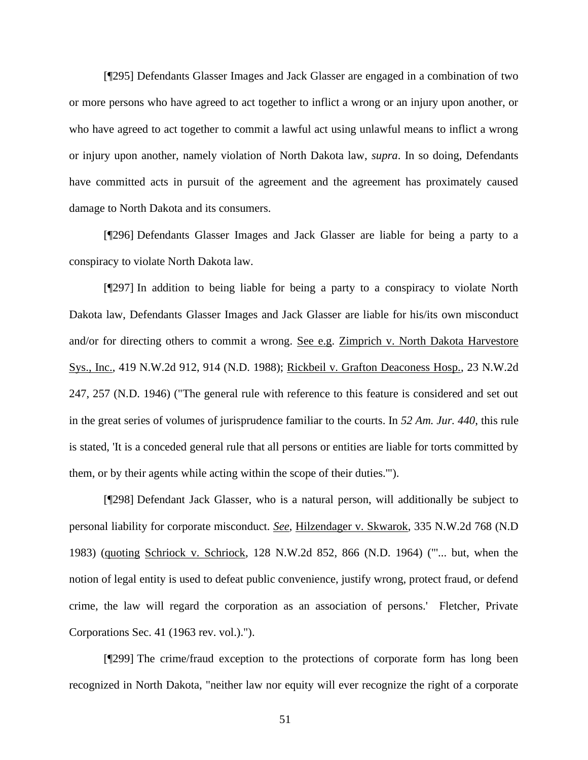[¶295] Defendants Glasser Images and Jack Glasser are engaged in a combination of two or more persons who have agreed to act together to inflict a wrong or an injury upon another, or who have agreed to act together to commit a lawful act using unlawful means to inflict a wrong or injury upon another, namely violation of North Dakota law, *supra*. In so doing, Defendants have committed acts in pursuit of the agreement and the agreement has proximately caused damage to North Dakota and its consumers.

[¶296] Defendants Glasser Images and Jack Glasser are liable for being a party to a conspiracy to violate North Dakota law.

[¶297] In addition to being liable for being a party to a conspiracy to violate North Dakota law, Defendants Glasser Images and Jack Glasser are liable for his/its own misconduct and/or for directing others to commit a wrong. See e.g. Zimprich v. North Dakota Harvestore Sys., Inc., 419 N.W.2d 912, 914 (N.D. 1988); Rickbeil v. Grafton Deaconess Hosp., 23 N.W.2d 247, 257 (N.D. 1946) ("The general rule with reference to this feature is considered and set out in the great series of volumes of jurisprudence familiar to the courts. In *52 Am. Jur. 440*, this rule is stated, 'It is a conceded general rule that all persons or entities are liable for torts committed by them, or by their agents while acting within the scope of their duties.'").

[¶298] Defendant Jack Glasser, who is a natural person, will additionally be subject to personal liability for corporate misconduct. *See*, Hilzendager v. Skwarok, 335 N.W.2d 768 (N.D 1983) (quoting Schriock v. Schriock, 128 N.W.2d 852, 866 (N.D. 1964) ("'... but, when the notion of legal entity is used to defeat public convenience, justify wrong, protect fraud, or defend crime, the law will regard the corporation as an association of persons.' Fletcher, Private Corporations Sec. 41 (1963 rev. vol.).").

[¶299] The crime/fraud exception to the protections of corporate form has long been recognized in North Dakota, "neither law nor equity will ever recognize the right of a corporate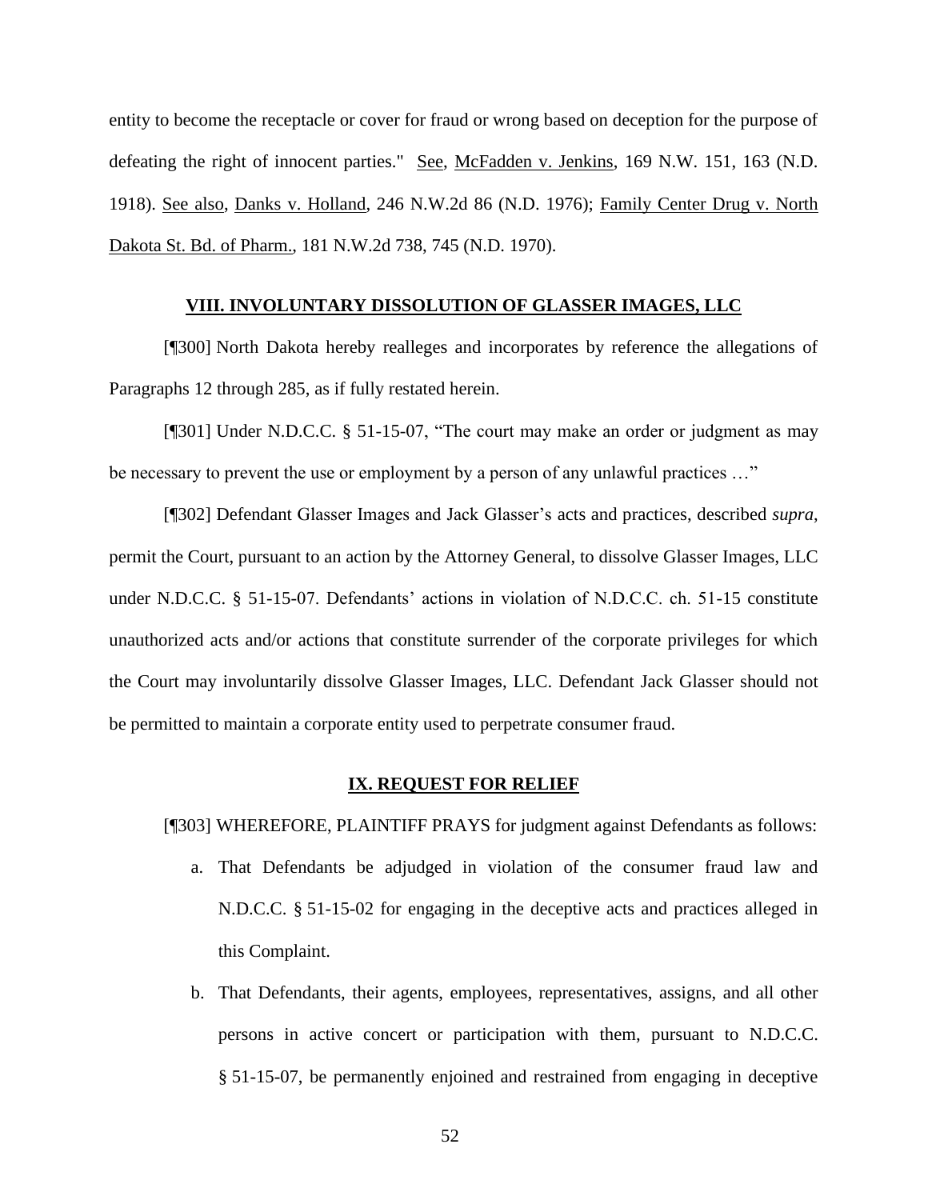entity to become the receptacle or cover for fraud or wrong based on deception for the purpose of defeating the right of innocent parties." See, McFadden v. Jenkins, 169 N.W. 151, 163 (N.D. 1918). See also, Danks v. Holland, 246 N.W.2d 86 (N.D. 1976); Family Center Drug v. North Dakota St. Bd. of Pharm., 181 N.W.2d 738, 745 (N.D. 1970).

## VIII. INVOLUNTARY DISSOLUTION OF GLASSER IMAGES, LLC

[¶300] North Dakota hereby realleges and incorporates by reference the allegations of Paragraphs 12 through 285, as if fully restated herein.

[¶301] Under N.D.C.C. § 51-15-07, "The court may make an order or judgment as may be necessary to prevent the use or employment by a person of any unlawful practices …"

[¶302] Defendant Glasser Images and Jack Glasser's acts and practices, described *supra*, permit the Court, pursuant to an action by the Attorney General, to dissolve Glasser Images, LLC under N.D.C.C. § 51-15-07. Defendants' actions in violation of N.D.C.C. ch. 51-15 constitute unauthorized acts and/or actions that constitute surrender of the corporate privileges for which the Court may involuntarily dissolve Glasser Images, LLC. Defendant Jack Glasser should not be permitted to maintain a corporate entity used to perpetrate consumer fraud.

## IX. REQUEST FOR RELIEF

[¶303] WHEREFORE, PLAINTIFF PRAYS for judgment against Defendants as follows:

a. That Defendants be adjudged in violation of the consumer fraud law and N.D.C.C. § 51-15-02 for engaging in the deceptive acts and practices alleged in this Complaint.

b. That Defendants, their agents, employees, representatives, assigns, and all other persons in active concert or participation with them, pursuant to N.D.C.C. § 51-15-07, be permanently enjoined and restrained from engaging in deceptive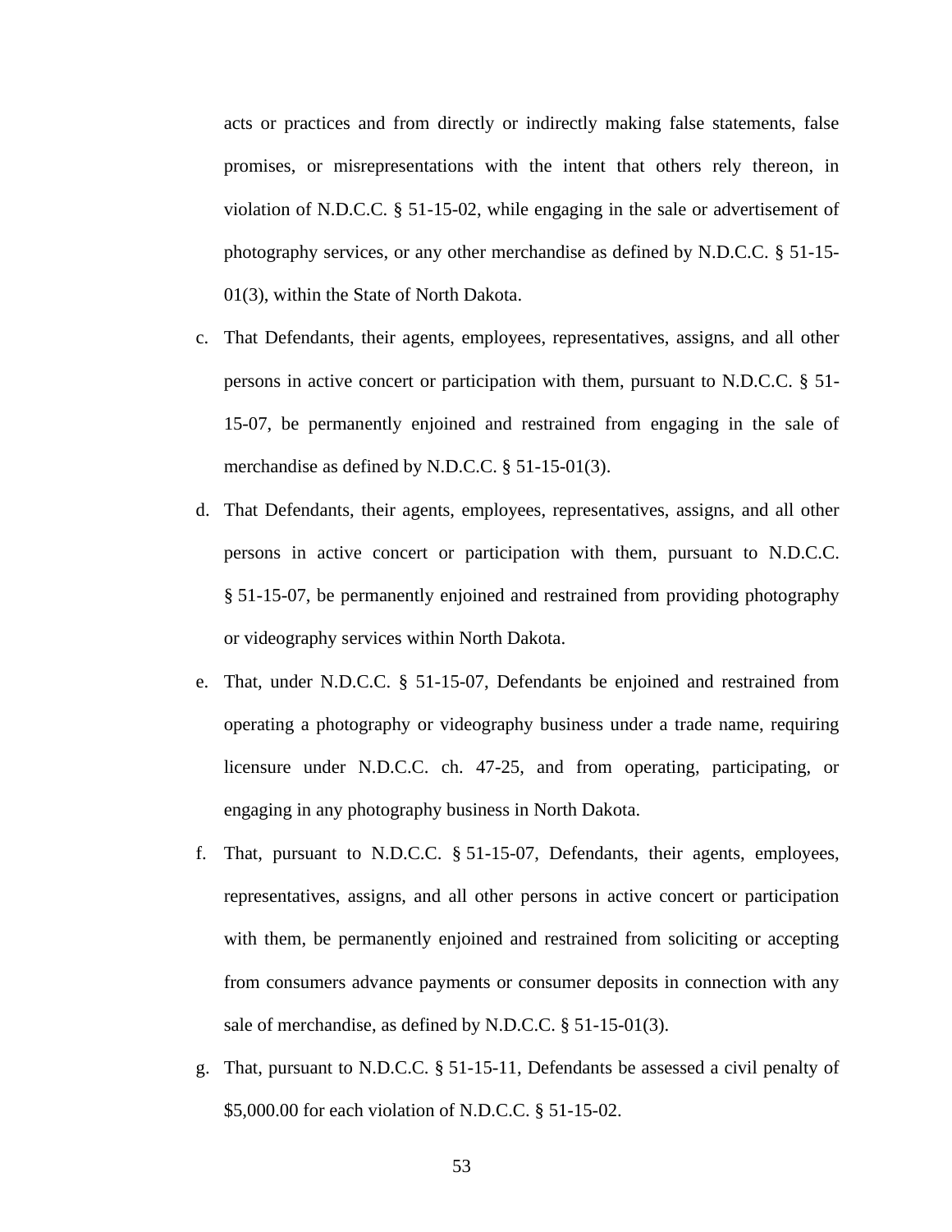acts or practices and from directly or indirectly making false statements, false promises, or misrepresentations with the intent that others rely thereon, in violation of N.D.C.C. § 51-15-02, while engaging in the sale or advertisement of photography services, or any other merchandise as defined by N.D.C.C. § 51-15-01(3), within the State of North Dakota.

c. That Defendants, their agents, employees, representatives, assigns, and all other persons in active concert or participation with them, pursuant to N.D.C.C. § 51-15-07, be permanently enjoined and restrained from engaging in the sale of merchandise as defined by N.D.C.C. § 51-15-01(3).

d. That Defendants, their agents, employees, representatives, assigns, and all other persons in active concert or participation with them, pursuant to N.D.C.C. § 51-15-07, be permanently enjoined and restrained from providing photography or videography services within North Dakota.

e. That, under N.D.C.C. § 51-15-07, Defendants be enjoined and restrained from operating a photography or videography business under a trade name, requiring licensure under N.D.C.C. ch. 47-25, and from operating, participating, or engaging in any photography business in North Dakota.

f. That, pursuant to N.D.C.C. § 51-15-07, Defendants, their agents, employees, representatives, assigns, and all other persons in active concert or participation with them, be permanently enjoined and restrained from soliciting or accepting from consumers advance payments or consumer deposits in connection with any sale of merchandise, as defined by N.D.C.C. § 51-15-01(3).

g. That, pursuant to N.D.C.C. § 51-15-11, Defendants be assessed a civil penalty of $5,000.00 for each violation of N.D.C.C. § 51-15-02.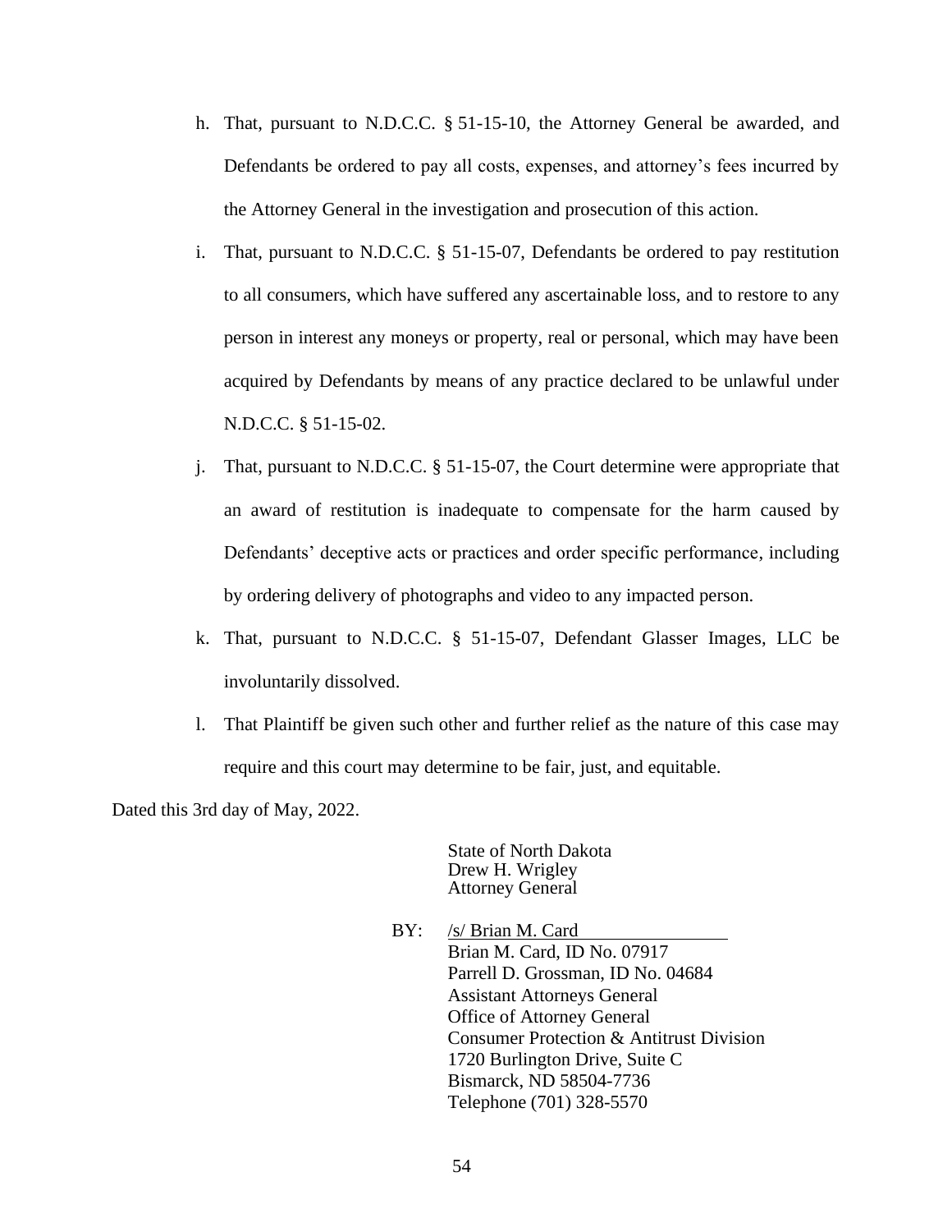h. That, pursuant to N.D.C.C. § 51-15-10, the Attorney General be awarded, and Defendants be ordered to pay all costs, expenses, and attorney's fees incurred by the Attorney General in the investigation and prosecution of this action.

i. That, pursuant to N.D.C.C. § 51-15-07, Defendants be ordered to pay restitution to all consumers, which have suffered any ascertainable loss, and to restore to any person in interest any moneys or property, real or personal, which may have been acquired by Defendants by means of any practice declared to be unlawful under N.D.C.C. § 51-15-02.

j. That, pursuant to N.D.C.C. § 51-15-07, the Court determine were appropriate that an award of restitution is inadequate to compensate for the harm caused by Defendants' deceptive acts or practices and order specific performance, including by ordering delivery of photographs and video to any impacted person.

k. That, pursuant to N.D.C.C. § 51-15-07, Defendant Glasser Images, LLC be involuntarily dissolved.

l. That Plaintiff be given such other and further relief as the nature of this case may require and this court may determine to be fair, just, and equitable.

Dated this 3rd day of May, 2022.

State of North Dakota
Drew H. Wrigley
Attorney General

BY: /s/ Brian M. Card
Brian M. Card, ID No. 07917
Parrell D. Grossman, ID No. 04684
Assistant Attorneys General
Office of Attorney General
Consumer Protection & Antitrust Division
1720 Burlington Drive, Suite C
Bismarck, ND 58504-7736
Telephone (701) 328-5570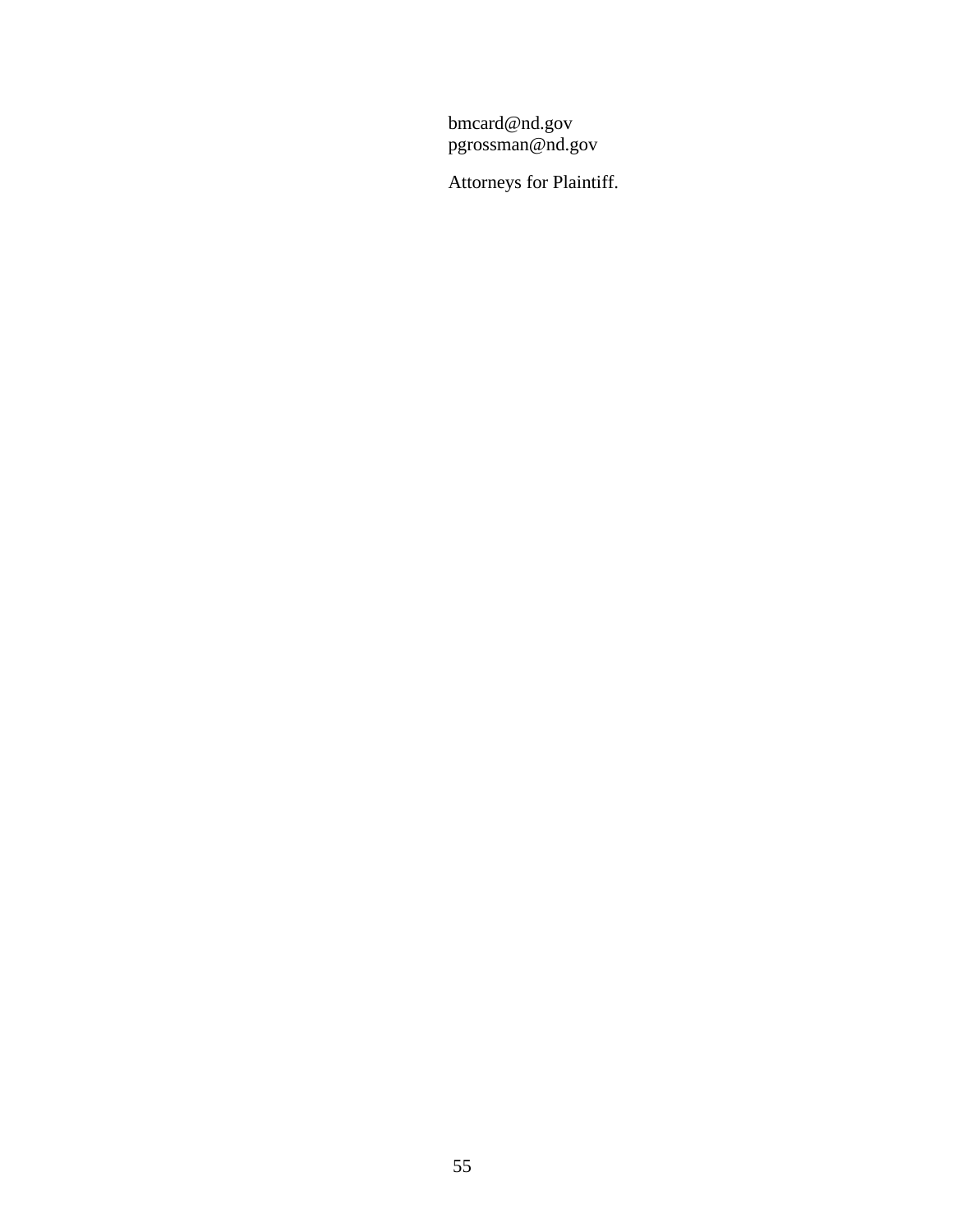bmcard@nd.gov
pgrossman@nd.gov

Attorneys for Plaintiff.